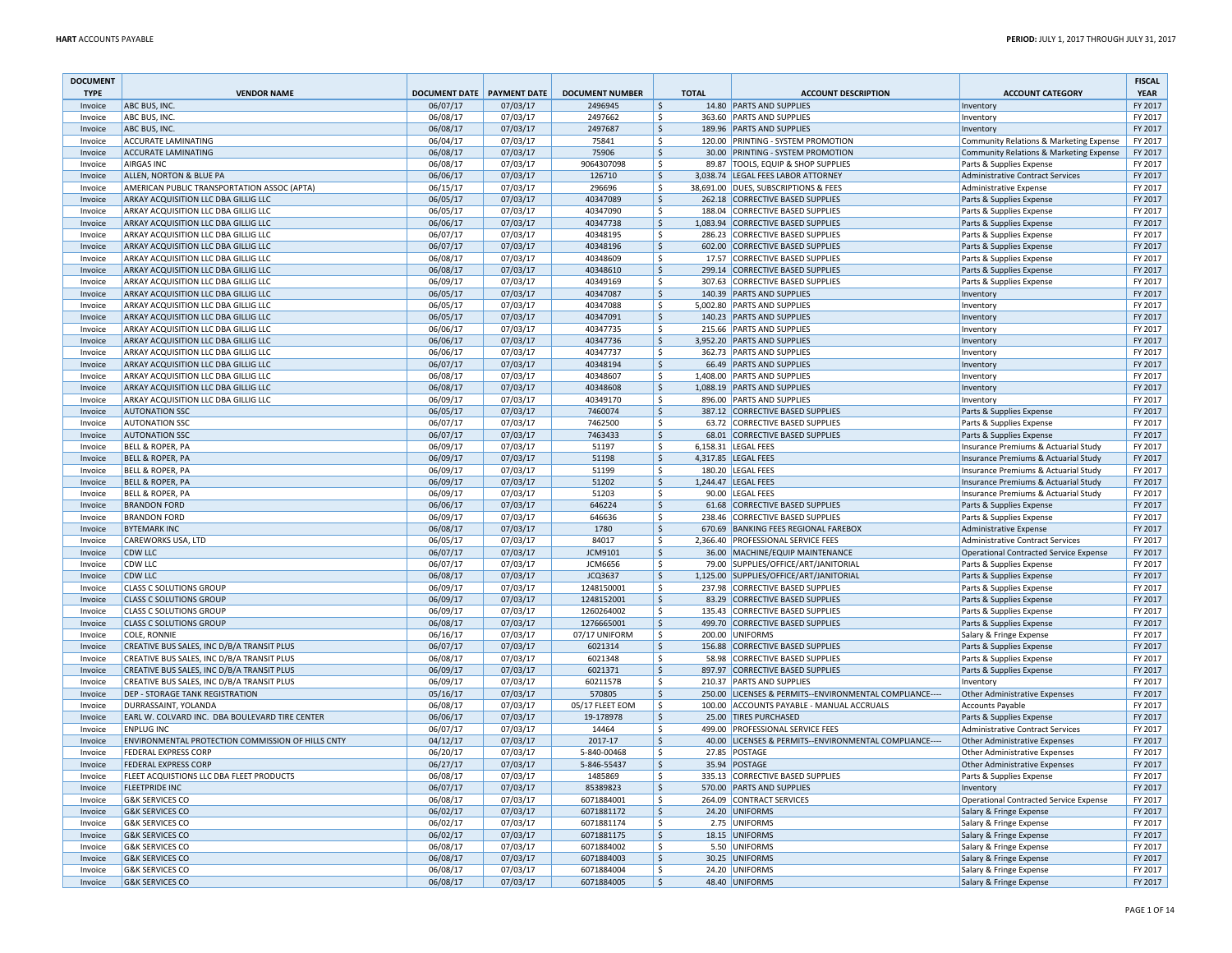| DOCUMENT TYPE | VENDOR NAME | DOCUMENT DATE | PAYMENT DATE | DOCUMENT NUMBER | TOTAL | ACCOUNT DESCRIPTION | ACCOUNT CATEGORY | FISCAL YEAR |
|---|---|---|---|---|---|---|---|---|
| Invoice | ABC BUS, INC. | 06/07/17 | 07/03/17 | 2496945 | $ 14.80 | PARTS AND SUPPLIES | Inventory | FY 2017 |
| Invoice | ABC BUS, INC. | 06/08/17 | 07/03/17 | 2497662 | $ 363.60 | PARTS AND SUPPLIES | Inventory | FY 2017 |
| Invoice | ABC BUS, INC. | 06/08/17 | 07/03/17 | 2497687 | $ 189.96 | PARTS AND SUPPLIES | Inventory | FY 2017 |
| Invoice | ACCURATE LAMINATING | 06/04/17 | 07/03/17 | 75841 | $ 120.00 | PRINTING - SYSTEM PROMOTION | Community Relations & Marketing Expense | FY 2017 |
| Invoice | ACCURATE LAMINATING | 06/08/17 | 07/03/17 | 75906 | $ 30.00 | PRINTING - SYSTEM PROMOTION | Community Relations & Marketing Expense | FY 2017 |
| Invoice | AIRGAS INC | 06/08/17 | 07/03/17 | 9064307098 | $ 89.87 | TOOLS, EQUIP & SHOP SUPPLIES | Parts & Supplies Expense | FY 2017 |
| Invoice | ALLEN, NORTON & BLUE PA | 06/06/17 | 07/03/17 | 126710 | $ 3,038.74 | LEGAL FEES LABOR ATTORNEY | Administrative Contract Services | FY 2017 |
| Invoice | AMERICAN PUBLIC TRANSPORTATION ASSOC (APTA) | 06/15/17 | 07/03/17 | 296696 | $ 38,691.00 | DUES, SUBSCRIPTIONS & FEES | Administrative Expense | FY 2017 |
| Invoice | ARKAY ACQUISITION LLC DBA GILLIG LLC | 06/05/17 | 07/03/17 | 40347089 | $ 262.18 | CORRECTIVE BASED SUPPLIES | Parts & Supplies Expense | FY 2017 |
| Invoice | ARKAY ACQUISITION LLC DBA GILLIG LLC | 06/05/17 | 07/03/17 | 40347090 | $ 188.04 | CORRECTIVE BASED SUPPLIES | Parts & Supplies Expense | FY 2017 |
| Invoice | ARKAY ACQUISITION LLC DBA GILLIG LLC | 06/06/17 | 07/03/17 | 40347738 | $ 1,083.94 | CORRECTIVE BASED SUPPLIES | Parts & Supplies Expense | FY 2017 |
| Invoice | ARKAY ACQUISITION LLC DBA GILLIG LLC | 06/07/17 | 07/03/17 | 40348195 | $ 286.23 | CORRECTIVE BASED SUPPLIES | Parts & Supplies Expense | FY 2017 |
| Invoice | ARKAY ACQUISITION LLC DBA GILLIG LLC | 06/07/17 | 07/03/17 | 40348196 | $ 602.00 | CORRECTIVE BASED SUPPLIES | Parts & Supplies Expense | FY 2017 |
| Invoice | ARKAY ACQUISITION LLC DBA GILLIG LLC | 06/08/17 | 07/03/17 | 40348609 | $ 17.57 | CORRECTIVE BASED SUPPLIES | Parts & Supplies Expense | FY 2017 |
| Invoice | ARKAY ACQUISITION LLC DBA GILLIG LLC | 06/08/17 | 07/03/17 | 40348610 | $ 299.14 | CORRECTIVE BASED SUPPLIES | Parts & Supplies Expense | FY 2017 |
| Invoice | ARKAY ACQUISITION LLC DBA GILLIG LLC | 06/09/17 | 07/03/17 | 40349169 | $ 307.63 | CORRECTIVE BASED SUPPLIES | Parts & Supplies Expense | FY 2017 |
| Invoice | ARKAY ACQUISITION LLC DBA GILLIG LLC | 06/05/17 | 07/03/17 | 40347087 | $ 140.39 | PARTS AND SUPPLIES | Inventory | FY 2017 |
| Invoice | ARKAY ACQUISITION LLC DBA GILLIG LLC | 06/05/17 | 07/03/17 | 40347088 | $ 5,002.80 | PARTS AND SUPPLIES | Inventory | FY 2017 |
| Invoice | ARKAY ACQUISITION LLC DBA GILLIG LLC | 06/05/17 | 07/03/17 | 40347091 | $ 140.23 | PARTS AND SUPPLIES | Inventory | FY 2017 |
| Invoice | ARKAY ACQUISITION LLC DBA GILLIG LLC | 06/06/17 | 07/03/17 | 40347735 | $ 215.66 | PARTS AND SUPPLIES | Inventory | FY 2017 |
| Invoice | ARKAY ACQUISITION LLC DBA GILLIG LLC | 06/06/17 | 07/03/17 | 40347736 | $ 3,952.20 | PARTS AND SUPPLIES | Inventory | FY 2017 |
| Invoice | ARKAY ACQUISITION LLC DBA GILLIG LLC | 06/06/17 | 07/03/17 | 40347737 | $ 362.73 | PARTS AND SUPPLIES | Inventory | FY 2017 |
| Invoice | ARKAY ACQUISITION LLC DBA GILLIG LLC | 06/07/17 | 07/03/17 | 40348194 | $ 66.49 | PARTS AND SUPPLIES | Inventory | FY 2017 |
| Invoice | ARKAY ACQUISITION LLC DBA GILLIG LLC | 06/08/17 | 07/03/17 | 40348607 | $ 1,408.00 | PARTS AND SUPPLIES | Inventory | FY 2017 |
| Invoice | ARKAY ACQUISITION LLC DBA GILLIG LLC | 06/08/17 | 07/03/17 | 40348608 | $ 1,088.19 | PARTS AND SUPPLIES | Inventory | FY 2017 |
| Invoice | ARKAY ACQUISITION LLC DBA GILLIG LLC | 06/09/17 | 07/03/17 | 40349170 | $ 896.00 | PARTS AND SUPPLIES | Inventory | FY 2017 |
| Invoice | AUTONATION SSC | 06/05/17 | 07/03/17 | 7460074 | $ 387.12 | CORRECTIVE BASED SUPPLIES | Parts & Supplies Expense | FY 2017 |
| Invoice | AUTONATION SSC | 06/07/17 | 07/03/17 | 7462500 | $ 63.72 | CORRECTIVE BASED SUPPLIES | Parts & Supplies Expense | FY 2017 |
| Invoice | AUTONATION SSC | 06/07/17 | 07/03/17 | 7463433 | $ 68.01 | CORRECTIVE BASED SUPPLIES | Parts & Supplies Expense | FY 2017 |
| Invoice | BELL & ROPER, PA | 06/09/17 | 07/03/17 | 51197 | $ 6,158.31 | LEGAL FEES | Insurance Premiums & Actuarial Study | FY 2017 |
| Invoice | BELL & ROPER, PA | 06/09/17 | 07/03/17 | 51198 | $ 4,317.85 | LEGAL FEES | Insurance Premiums & Actuarial Study | FY 2017 |
| Invoice | BELL & ROPER, PA | 06/09/17 | 07/03/17 | 51199 | $ 180.20 | LEGAL FEES | Insurance Premiums & Actuarial Study | FY 2017 |
| Invoice | BELL & ROPER, PA | 06/09/17 | 07/03/17 | 51202 | $ 1,244.47 | LEGAL FEES | Insurance Premiums & Actuarial Study | FY 2017 |
| Invoice | BELL & ROPER, PA | 06/09/17 | 07/03/17 | 51203 | $ 90.00 | LEGAL FEES | Insurance Premiums & Actuarial Study | FY 2017 |
| Invoice | BRANDON FORD | 06/06/17 | 07/03/17 | 646224 | $ 61.68 | CORRECTIVE BASED SUPPLIES | Parts & Supplies Expense | FY 2017 |
| Invoice | BRANDON FORD | 06/09/17 | 07/03/17 | 646636 | $ 238.46 | CORRECTIVE BASED SUPPLIES | Parts & Supplies Expense | FY 2017 |
| Invoice | BYTEMARK INC | 06/08/17 | 07/03/17 | 1780 | $ 670.69 | BANKING FEES REGIONAL FAREBOX | Administrative Expense | FY 2017 |
| Invoice | CAREWORKS USA, LTD | 06/05/17 | 07/03/17 | 84017 | $ 2,366.40 | PROFESSIONAL SERVICE FEES | Administrative Contract Services | FY 2017 |
| Invoice | CDW LLC | 06/07/17 | 07/03/17 | JCM9101 | $ 36.00 | MACHINE/EQUIP MAINTENANCE | Operational Contracted Service Expense | FY 2017 |
| Invoice | CDW LLC | 06/07/17 | 07/03/17 | JCM6656 | $ 79.00 | SUPPLIES/OFFICE/ART/JANITORIAL | Parts & Supplies Expense | FY 2017 |
| Invoice | CDW LLC | 06/08/17 | 07/03/17 | JCQ3637 | $ 1,125.00 | SUPPLIES/OFFICE/ART/JANITORIAL | Parts & Supplies Expense | FY 2017 |
| Invoice | CLASS C SOLUTIONS GROUP | 06/09/17 | 07/03/17 | 1248150001 | $ 237.98 | CORRECTIVE BASED SUPPLIES | Parts & Supplies Expense | FY 2017 |
| Invoice | CLASS C SOLUTIONS GROUP | 06/09/17 | 07/03/17 | 1248152001 | $ 83.29 | CORRECTIVE BASED SUPPLIES | Parts & Supplies Expense | FY 2017 |
| Invoice | CLASS C SOLUTIONS GROUP | 06/09/17 | 07/03/17 | 1260264002 | $ 135.43 | CORRECTIVE BASED SUPPLIES | Parts & Supplies Expense | FY 2017 |
| Invoice | CLASS C SOLUTIONS GROUP | 06/08/17 | 07/03/17 | 1276665001 | $ 499.70 | CORRECTIVE BASED SUPPLIES | Parts & Supplies Expense | FY 2017 |
| Invoice | COLE, RONNIE | 06/16/17 | 07/03/17 | 07/17 UNIFORM | $ 200.00 | UNIFORMS | Salary & Fringe Expense | FY 2017 |
| Invoice | CREATIVE BUS SALES, INC D/B/A TRANSIT PLUS | 06/07/17 | 07/03/17 | 6021314 | $ 156.88 | CORRECTIVE BASED SUPPLIES | Parts & Supplies Expense | FY 2017 |
| Invoice | CREATIVE BUS SALES, INC D/B/A TRANSIT PLUS | 06/08/17 | 07/03/17 | 6021348 | $ 58.98 | CORRECTIVE BASED SUPPLIES | Parts & Supplies Expense | FY 2017 |
| Invoice | CREATIVE BUS SALES, INC D/B/A TRANSIT PLUS | 06/09/17 | 07/03/17 | 6021371 | $ 897.97 | CORRECTIVE BASED SUPPLIES | Parts & Supplies Expense | FY 2017 |
| Invoice | CREATIVE BUS SALES, INC D/B/A TRANSIT PLUS | 06/09/17 | 07/03/17 | 6021157B | $ 210.37 | PARTS AND SUPPLIES | Inventory | FY 2017 |
| Invoice | DEP - STORAGE TANK REGISTRATION | 05/16/17 | 07/03/17 | 570805 | $ 250.00 | LICENSES & PERMITS--ENVIRONMENTAL COMPLIANCE---- | Other Administrative Expenses | FY 2017 |
| Invoice | DURRASSAINT, YOLANDA | 06/08/17 | 07/03/17 | 05/17 FLEET EOM | $ 100.00 | ACCOUNTS PAYABLE - MANUAL ACCRUALS | Accounts Payable | FY 2017 |
| Invoice | EARL W. COLVARD INC. DBA BOULEVARD TIRE CENTER | 06/06/17 | 07/03/17 | 19-178978 | $ 25.00 | TIRES PURCHASED | Parts & Supplies Expense | FY 2017 |
| Invoice | ENPLUG INC | 06/07/17 | 07/03/17 | 14464 | $ 499.00 | PROFESSIONAL SERVICE FEES | Administrative Contract Services | FY 2017 |
| Invoice | ENVIRONMENTAL PROTECTION COMMISSION OF HILLS CNTY | 04/12/17 | 07/03/17 | 2017-17 | $ 40.00 | LICENSES & PERMITS--ENVIRONMENTAL COMPLIANCE---- | Other Administrative Expenses | FY 2017 |
| Invoice | FEDERAL EXPRESS CORP | 06/20/17 | 07/03/17 | 5-840-00468 | $ 27.85 | POSTAGE | Other Administrative Expenses | FY 2017 |
| Invoice | FEDERAL EXPRESS CORP | 06/27/17 | 07/03/17 | 5-846-55437 | $ 35.94 | POSTAGE | Other Administrative Expenses | FY 2017 |
| Invoice | FLEET ACQUISTIONS LLC DBA FLEET PRODUCTS | 06/08/17 | 07/03/17 | 1485869 | $ 335.13 | CORRECTIVE BASED SUPPLIES | Parts & Supplies Expense | FY 2017 |
| Invoice | FLEETPRIDE INC | 06/07/17 | 07/03/17 | 85389823 | $ 570.00 | PARTS AND SUPPLIES | Inventory | FY 2017 |
| Invoice | G&K SERVICES CO | 06/08/17 | 07/03/17 | 6071884001 | $ 264.09 | CONTRACT SERVICES | Operational Contracted Service Expense | FY 2017 |
| Invoice | G&K SERVICES CO | 06/02/17 | 07/03/17 | 6071881172 | $ 24.20 | UNIFORMS | Salary & Fringe Expense | FY 2017 |
| Invoice | G&K SERVICES CO | 06/02/17 | 07/03/17 | 6071881174 | $ 2.75 | UNIFORMS | Salary & Fringe Expense | FY 2017 |
| Invoice | G&K SERVICES CO | 06/02/17 | 07/03/17 | 6071881175 | $ 18.15 | UNIFORMS | Salary & Fringe Expense | FY 2017 |
| Invoice | G&K SERVICES CO | 06/08/17 | 07/03/17 | 6071884002 | $ 5.50 | UNIFORMS | Salary & Fringe Expense | FY 2017 |
| Invoice | G&K SERVICES CO | 06/08/17 | 07/03/17 | 6071884003 | $ 30.25 | UNIFORMS | Salary & Fringe Expense | FY 2017 |
| Invoice | G&K SERVICES CO | 06/08/17 | 07/03/17 | 6071884004 | $ 24.20 | UNIFORMS | Salary & Fringe Expense | FY 2017 |
| Invoice | G&K SERVICES CO | 06/08/17 | 07/03/17 | 6071884005 | $ 48.40 | UNIFORMS | Salary & Fringe Expense | FY 2017 |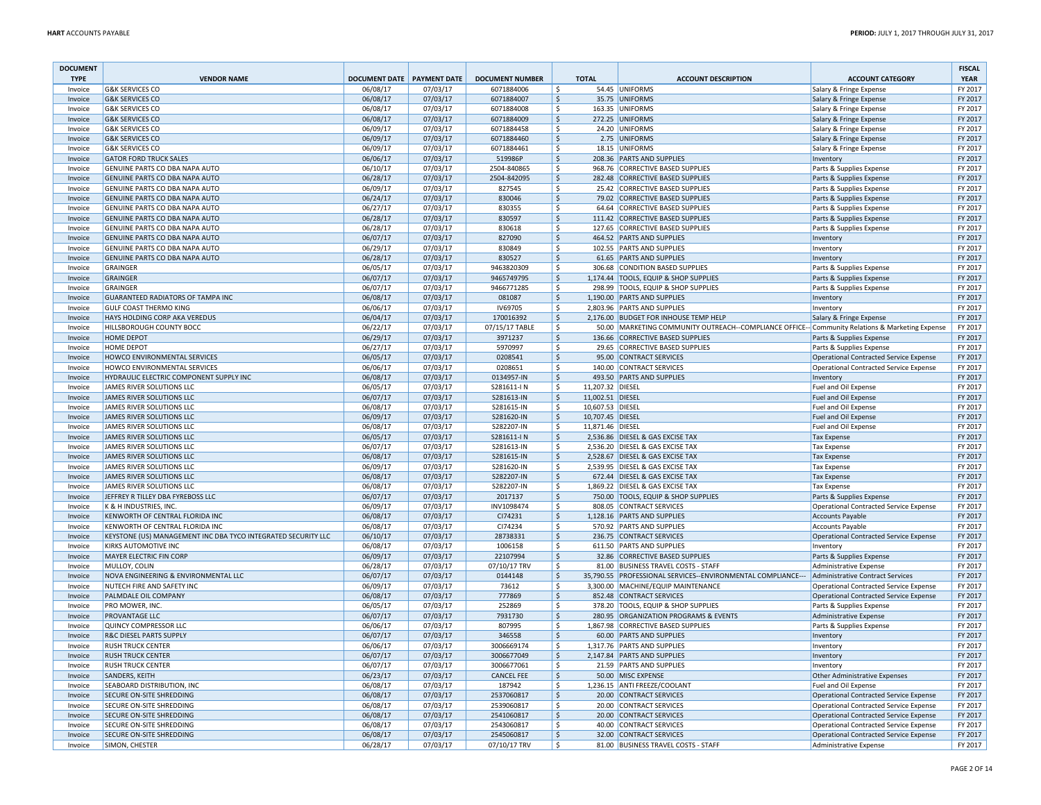| DOCUMENT TYPE | VENDOR NAME | DOCUMENT DATE | PAYMENT DATE | DOCUMENT NUMBER | TOTAL | ACCOUNT DESCRIPTION | ACCOUNT CATEGORY | FISCAL YEAR |
|---|---|---|---|---|---|---|---|---|
| Invoice | G&K SERVICES CO | 06/08/17 | 07/03/17 | 6071884006 | $ 54.45 | UNIFORMS | Salary & Fringe Expense | FY 2017 |
| Invoice | G&K SERVICES CO | 06/08/17 | 07/03/17 | 6071884007 | $ 35.75 | UNIFORMS | Salary & Fringe Expense | FY 2017 |
| Invoice | G&K SERVICES CO | 06/08/17 | 07/03/17 | 6071884008 | $ 163.35 | UNIFORMS | Salary & Fringe Expense | FY 2017 |
| Invoice | G&K SERVICES CO | 06/08/17 | 07/03/17 | 6071884009 | $ 272.25 | UNIFORMS | Salary & Fringe Expense | FY 2017 |
| Invoice | G&K SERVICES CO | 06/09/17 | 07/03/17 | 6071884458 | $ 24.20 | UNIFORMS | Salary & Fringe Expense | FY 2017 |
| Invoice | G&K SERVICES CO | 06/09/17 | 07/03/17 | 6071884460 | $ 2.75 | UNIFORMS | Salary & Fringe Expense | FY 2017 |
| Invoice | G&K SERVICES CO | 06/09/17 | 07/03/17 | 6071884461 | $ 18.15 | UNIFORMS | Salary & Fringe Expense | FY 2017 |
| Invoice | GATOR FORD TRUCK SALES | 06/06/17 | 07/03/17 | 519986P | $ 208.36 | PARTS AND SUPPLIES | Inventory | FY 2017 |
| Invoice | GENUINE PARTS CO DBA NAPA AUTO | 06/10/17 | 07/03/17 | 2504-840865 | $ 968.76 | CORRECTIVE BASED SUPPLIES | Parts & Supplies Expense | FY 2017 |
| Invoice | GENUINE PARTS CO DBA NAPA AUTO | 06/28/17 | 07/03/17 | 2504-842095 | $ 282.48 | CORRECTIVE BASED SUPPLIES | Parts & Supplies Expense | FY 2017 |
| Invoice | GENUINE PARTS CO DBA NAPA AUTO | 06/09/17 | 07/03/17 | 827545 | $ 25.42 | CORRECTIVE BASED SUPPLIES | Parts & Supplies Expense | FY 2017 |
| Invoice | GENUINE PARTS CO DBA NAPA AUTO | 06/24/17 | 07/03/17 | 830046 | $ 79.02 | CORRECTIVE BASED SUPPLIES | Parts & Supplies Expense | FY 2017 |
| Invoice | GENUINE PARTS CO DBA NAPA AUTO | 06/27/17 | 07/03/17 | 830355 | $ 64.64 | CORRECTIVE BASED SUPPLIES | Parts & Supplies Expense | FY 2017 |
| Invoice | GENUINE PARTS CO DBA NAPA AUTO | 06/28/17 | 07/03/17 | 830597 | $ 111.42 | CORRECTIVE BASED SUPPLIES | Parts & Supplies Expense | FY 2017 |
| Invoice | GENUINE PARTS CO DBA NAPA AUTO | 06/28/17 | 07/03/17 | 830618 | $ 127.65 | CORRECTIVE BASED SUPPLIES | Parts & Supplies Expense | FY 2017 |
| Invoice | GENUINE PARTS CO DBA NAPA AUTO | 06/07/17 | 07/03/17 | 827090 | $ 464.52 | PARTS AND SUPPLIES | Inventory | FY 2017 |
| Invoice | GENUINE PARTS CO DBA NAPA AUTO | 06/29/17 | 07/03/17 | 830849 | $ 102.55 | PARTS AND SUPPLIES | Inventory | FY 2017 |
| Invoice | GENUINE PARTS CO DBA NAPA AUTO | 06/28/17 | 07/03/17 | 830527 | $ 61.65 | PARTS AND SUPPLIES | Inventory | FY 2017 |
| Invoice | GRAINGER | 06/05/17 | 07/03/17 | 9463820309 | $ 306.68 | CONDITION BASED SUPPLIES | Parts & Supplies Expense | FY 2017 |
| Invoice | GRAINGER | 06/07/17 | 07/03/17 | 9465749795 | $ 1,174.44 | TOOLS, EQUIP & SHOP SUPPLIES | Parts & Supplies Expense | FY 2017 |
| Invoice | GRAINGER | 06/07/17 | 07/03/17 | 9466771285 | $ 298.99 | TOOLS, EQUIP & SHOP SUPPLIES | Parts & Supplies Expense | FY 2017 |
| Invoice | GUARANTEED RADIATORS OF TAMPA INC | 06/08/17 | 07/03/17 | 081087 | $ 1,190.00 | PARTS AND SUPPLIES | Inventory | FY 2017 |
| Invoice | GULF COAST THERMO KING | 06/06/17 | 07/03/17 | IV69705 | $ 2,803.96 | PARTS AND SUPPLIES | Inventory | FY 2017 |
| Invoice | HAYS HOLDING CORP AKA VEREDUS | 06/04/17 | 07/03/17 | 170016392 | $ 2,176.00 | BUDGET FOR INHOUSE TEMP HELP | Salary & Fringe Expense | FY 2017 |
| Invoice | HILLSBOROUGH COUNTY BOCC | 06/22/17 | 07/03/17 | 07/15/17 TABLE | $ 50.00 | MARKETING COMMUNITY OUTREACH--COMPLIANCE OFFICE-- | Community Relations & Marketing Expense | FY 2017 |
| Invoice | HOME DEPOT | 06/29/17 | 07/03/17 | 3971237 | $ 136.66 | CORRECTIVE BASED SUPPLIES | Parts & Supplies Expense | FY 2017 |
| Invoice | HOME DEPOT | 06/27/17 | 07/03/17 | 5970997 | $ 29.65 | CORRECTIVE BASED SUPPLIES | Parts & Supplies Expense | FY 2017 |
| Invoice | HOWCO ENVIRONMENTAL SERVICES | 06/05/17 | 07/03/17 | 0208541 | $ 95.00 | CONTRACT SERVICES | Operational Contracted Service Expense | FY 2017 |
| Invoice | HOWCO ENVIRONMENTAL SERVICES | 06/06/17 | 07/03/17 | 0208651 | $ 140.00 | CONTRACT SERVICES | Operational Contracted Service Expense | FY 2017 |
| Invoice | HYDRAULIC ELECTRIC COMPONENT SUPPLY INC | 06/08/17 | 07/03/17 | 0134957-IN | $ 493.50 | PARTS AND SUPPLIES | Inventory | FY 2017 |
| Invoice | JAMES RIVER SOLUTIONS LLC | 06/05/17 | 07/03/17 | S281611-I N | $ 11,207.32 | DIESEL | Fuel and Oil Expense | FY 2017 |
| Invoice | JAMES RIVER SOLUTIONS LLC | 06/07/17 | 07/03/17 | S281613-IN | $ 11,002.51 | DIESEL | Fuel and Oil Expense | FY 2017 |
| Invoice | JAMES RIVER SOLUTIONS LLC | 06/08/17 | 07/03/17 | S281615-IN | $ 10,607.53 | DIESEL | Fuel and Oil Expense | FY 2017 |
| Invoice | JAMES RIVER SOLUTIONS LLC | 06/09/17 | 07/03/17 | S281620-IN | $ 10,707.45 | DIESEL | Fuel and Oil Expense | FY 2017 |
| Invoice | JAMES RIVER SOLUTIONS LLC | 06/08/17 | 07/03/17 | S282207-IN | $ 11,871.46 | DIESEL | Fuel and Oil Expense | FY 2017 |
| Invoice | JAMES RIVER SOLUTIONS LLC | 06/05/17 | 07/03/17 | S281611-I N | $ 2,536.86 | DIESEL & GAS EXCISE TAX | Tax Expense | FY 2017 |
| Invoice | JAMES RIVER SOLUTIONS LLC | 06/07/17 | 07/03/17 | S281613-IN | $ 2,536.20 | DIESEL & GAS EXCISE TAX | Tax Expense | FY 2017 |
| Invoice | JAMES RIVER SOLUTIONS LLC | 06/08/17 | 07/03/17 | S281615-IN | $ 2,528.67 | DIESEL & GAS EXCISE TAX | Tax Expense | FY 2017 |
| Invoice | JAMES RIVER SOLUTIONS LLC | 06/09/17 | 07/03/17 | S281620-IN | $ 2,539.95 | DIESEL & GAS EXCISE TAX | Tax Expense | FY 2017 |
| Invoice | JAMES RIVER SOLUTIONS LLC | 06/08/17 | 07/03/17 | S282207-IN | $ 672.44 | DIESEL & GAS EXCISE TAX | Tax Expense | FY 2017 |
| Invoice | JAMES RIVER SOLUTIONS LLC | 06/08/17 | 07/03/17 | S282207-IN | $ 1,869.22 | DIESEL & GAS EXCISE TAX | Tax Expense | FY 2017 |
| Invoice | JEFFREY R TILLEY DBA FYREBOSS LLC | 06/07/17 | 07/03/17 | 2017137 | $ 750.00 | TOOLS, EQUIP & SHOP SUPPLIES | Parts & Supplies Expense | FY 2017 |
| Invoice | K & H INDUSTRIES, INC. | 06/09/17 | 07/03/17 | INV1098474 | $ 808.05 | CONTRACT SERVICES | Operational Contracted Service Expense | FY 2017 |
| Invoice | KENWORTH OF CENTRAL FLORIDA INC | 06/08/17 | 07/03/17 | CI74231 | $ 1,128.16 | PARTS AND SUPPLIES | Accounts Payable | FY 2017 |
| Invoice | KENWORTH OF CENTRAL FLORIDA INC | 06/08/17 | 07/03/17 | CI74234 | $ 570.92 | PARTS AND SUPPLIES | Accounts Payable | FY 2017 |
| Invoice | KEYSTONE (US) MANAGEMENT INC DBA TYCO INTEGRATED SECURITY LLC | 06/10/17 | 07/03/17 | 28738331 | $ 236.75 | CONTRACT SERVICES | Operational Contracted Service Expense | FY 2017 |
| Invoice | KIRKS AUTOMOTIVE INC | 06/08/17 | 07/03/17 | 1006158 | $ 611.50 | PARTS AND SUPPLIES | Inventory | FY 2017 |
| Invoice | MAYER ELECTRIC FIN CORP | 06/09/17 | 07/03/17 | 22107994 | $ 32.86 | CORRECTIVE BASED SUPPLIES | Parts & Supplies Expense | FY 2017 |
| Invoice | MULLOY, COLIN | 06/28/17 | 07/03/17 | 07/10/17 TRV | $ 81.00 | BUSINESS TRAVEL COSTS - STAFF | Administrative Expense | FY 2017 |
| Invoice | NOVA ENGINEERING & ENVIRONMENTAL LLC | 06/07/17 | 07/03/17 | 0144148 | $ 35,790.55 | PROFESSIONAL SERVICES--ENVIRONMENTAL COMPLIANCE--- | Administrative Contract Services | FY 2017 |
| Invoice | NUTECH FIRE AND SAFETY INC | 06/09/17 | 07/03/17 | 73612 | $ 3,300.00 | MACHINE/EQUIP MAINTENANCE | Operational Contracted Service Expense | FY 2017 |
| Invoice | PALMDALE OIL COMPANY | 06/08/17 | 07/03/17 | 777869 | $ 852.48 | CONTRACT SERVICES | Operational Contracted Service Expense | FY 2017 |
| Invoice | PRO MOWER, INC. | 06/05/17 | 07/03/17 | 252869 | $ 378.20 | TOOLS, EQUIP & SHOP SUPPLIES | Parts & Supplies Expense | FY 2017 |
| Invoice | PROVANTAGE LLC | 06/07/17 | 07/03/17 | 7931730 | $ 280.95 | ORGANIZATION PROGRAMS & EVENTS | Administrative Expense | FY 2017 |
| Invoice | QUINCY COMPRESSOR LLC | 06/06/17 | 07/03/17 | 807995 | $ 1,867.98 | CORRECTIVE BASED SUPPLIES | Parts & Supplies Expense | FY 2017 |
| Invoice | R&C DIESEL PARTS SUPPLY | 06/07/17 | 07/03/17 | 346558 | $ 60.00 | PARTS AND SUPPLIES | Inventory | FY 2017 |
| Invoice | RUSH TRUCK CENTER | 06/06/17 | 07/03/17 | 3006669174 | $ 1,317.76 | PARTS AND SUPPLIES | Inventory | FY 2017 |
| Invoice | RUSH TRUCK CENTER | 06/07/17 | 07/03/17 | 3006677049 | $ 2,147.84 | PARTS AND SUPPLIES | Inventory | FY 2017 |
| Invoice | RUSH TRUCK CENTER | 06/07/17 | 07/03/17 | 3006677061 | $ 21.59 | PARTS AND SUPPLIES | Inventory | FY 2017 |
| Invoice | SANDERS, KEITH | 06/23/17 | 07/03/17 | CANCEL FEE | $ 50.00 | MISC EXPENSE | Other Administrative Expenses | FY 2017 |
| Invoice | SEABOARD DISTRIBUTION, INC | 06/08/17 | 07/03/17 | 187942 | $ 1,236.15 | ANTI FREEZE/COOLANT | Fuel and Oil Expense | FY 2017 |
| Invoice | SECURE ON-SITE SHREDDING | 06/08/17 | 07/03/17 | 2537060817 | $ 20.00 | CONTRACT SERVICES | Operational Contracted Service Expense | FY 2017 |
| Invoice | SECURE ON-SITE SHREDDING | 06/08/17 | 07/03/17 | 2539060817 | $ 20.00 | CONTRACT SERVICES | Operational Contracted Service Expense | FY 2017 |
| Invoice | SECURE ON-SITE SHREDDING | 06/08/17 | 07/03/17 | 2541060817 | $ 20.00 | CONTRACT SERVICES | Operational Contracted Service Expense | FY 2017 |
| Invoice | SECURE ON-SITE SHREDDING | 06/08/17 | 07/03/17 | 2543060817 | $ 40.00 | CONTRACT SERVICES | Operational Contracted Service Expense | FY 2017 |
| Invoice | SECURE ON-SITE SHREDDING | 06/08/17 | 07/03/17 | 2545060817 | $ 32.00 | CONTRACT SERVICES | Operational Contracted Service Expense | FY 2017 |
| Invoice | SIMON, CHESTER | 06/28/17 | 07/03/17 | 07/10/17 TRV | $ 81.00 | BUSINESS TRAVEL COSTS - STAFF | Administrative Expense | FY 2017 |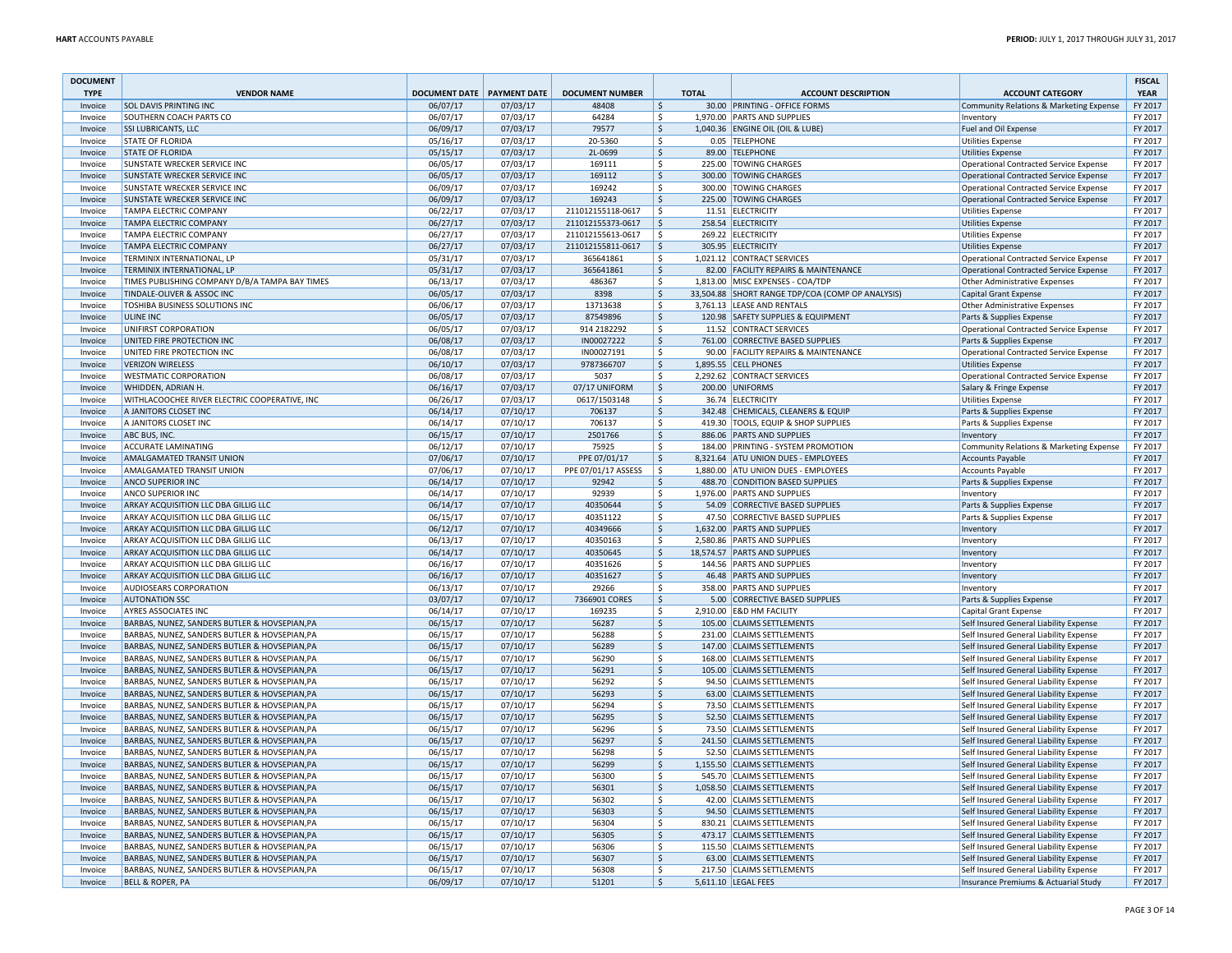| DOCUMENT TYPE | VENDOR NAME | DOCUMENT DATE | PAYMENT DATE | DOCUMENT NUMBER | TOTAL | ACCOUNT DESCRIPTION | ACCOUNT CATEGORY | FISCAL YEAR |
|---|---|---|---|---|---|---|---|---|
| Invoice | SOL DAVIS PRINTING INC | 06/07/17 | 07/03/17 | 48408 | $ 30.00 | PRINTING - OFFICE FORMS | Community Relations & Marketing Expense | FY 2017 |
| Invoice | SOUTHERN COACH PARTS CO | 06/07/17 | 07/03/17 | 64284 | $ 1,970.00 | PARTS AND SUPPLIES | Inventory | FY 2017 |
| Invoice | SSI LUBRICANTS, LLC | 06/09/17 | 07/03/17 | 79577 | $ 1,040.36 | ENGINE OIL (OIL & LUBE) | Fuel and Oil Expense | FY 2017 |
| Invoice | STATE OF FLORIDA | 05/16/17 | 07/03/17 | 20-5360 | $ 0.05 | TELEPHONE | Utilities Expense | FY 2017 |
| Invoice | STATE OF FLORIDA | 05/15/17 | 07/03/17 | 2L-0699 | $ 89.00 | TELEPHONE | Utilities Expense | FY 2017 |
| Invoice | SUNSTATE WRECKER SERVICE INC | 06/05/17 | 07/03/17 | 169111 | $ 225.00 | TOWING CHARGES | Operational Contracted Service Expense | FY 2017 |
| Invoice | SUNSTATE WRECKER SERVICE INC | 06/05/17 | 07/03/17 | 169112 | $ 300.00 | TOWING CHARGES | Operational Contracted Service Expense | FY 2017 |
| Invoice | SUNSTATE WRECKER SERVICE INC | 06/09/17 | 07/03/17 | 169242 | $ 300.00 | TOWING CHARGES | Operational Contracted Service Expense | FY 2017 |
| Invoice | SUNSTATE WRECKER SERVICE INC | 06/09/17 | 07/03/17 | 169243 | $ 225.00 | TOWING CHARGES | Operational Contracted Service Expense | FY 2017 |
| Invoice | TAMPA ELECTRIC COMPANY | 06/22/17 | 07/03/17 | 211012155118-0617 | $ 11.51 | ELECTRICITY | Utilities Expense | FY 2017 |
| Invoice | TAMPA ELECTRIC COMPANY | 06/27/17 | 07/03/17 | 211012155373-0617 | $ 258.54 | ELECTRICITY | Utilities Expense | FY 2017 |
| Invoice | TAMPA ELECTRIC COMPANY | 06/27/17 | 07/03/17 | 211012155613-0617 | $ 269.22 | ELECTRICITY | Utilities Expense | FY 2017 |
| Invoice | TAMPA ELECTRIC COMPANY | 06/27/17 | 07/03/17 | 211012155811-0617 | $ 305.95 | ELECTRICITY | Utilities Expense | FY 2017 |
| Invoice | TERMINIX INTERNATIONAL, LP | 05/31/17 | 07/03/17 | 365641861 | $ 1,021.12 | CONTRACT SERVICES | Operational Contracted Service Expense | FY 2017 |
| Invoice | TERMINIX INTERNATIONAL, LP | 05/31/17 | 07/03/17 | 365641861 | $ 82.00 | FACILITY REPAIRS & MAINTENANCE | Operational Contracted Service Expense | FY 2017 |
| Invoice | TIMES PUBLISHING COMPANY D/B/A TAMPA BAY TIMES | 06/13/17 | 07/03/17 | 486367 | $ 1,813.00 | MISC EXPENSES - COA/TDP | Other Administrative Expenses | FY 2017 |
| Invoice | TINDALE-OLIVER & ASSOC INC | 06/05/17 | 07/03/17 | 8398 | $ 33,504.88 | SHORT RANGE TDP/COA (COMP OP ANALYSIS) | Capital Grant Expense | FY 2017 |
| Invoice | TOSHIBA BUSINESS SOLUTIONS INC | 06/06/17 | 07/03/17 | 13713638 | $ 3,761.13 | LEASE AND RENTALS | Other Administrative Expenses | FY 2017 |
| Invoice | ULINE INC | 06/05/17 | 07/03/17 | 87549896 | $ 120.98 | SAFETY SUPPLIES & EQUIPMENT | Parts & Supplies Expense | FY 2017 |
| Invoice | UNIFIRST CORPORATION | 06/05/17 | 07/03/17 | 914 2182292 | $ 11.52 | CONTRACT SERVICES | Operational Contracted Service Expense | FY 2017 |
| Invoice | UNITED FIRE PROTECTION INC | 06/08/17 | 07/03/17 | IN00027222 | $ 761.00 | CORRECTIVE BASED SUPPLIES | Parts & Supplies Expense | FY 2017 |
| Invoice | UNITED FIRE PROTECTION INC | 06/08/17 | 07/03/17 | IN00027191 | $ 90.00 | FACILITY REPAIRS & MAINTENANCE | Operational Contracted Service Expense | FY 2017 |
| Invoice | VERIZON WIRELESS | 06/10/17 | 07/03/17 | 9787366707 | $ 1,895.55 | CELL PHONES | Utilities Expense | FY 2017 |
| Invoice | WESTMATIC CORPORATION | 06/08/17 | 07/03/17 | 5037 | $ 2,292.62 | CONTRACT SERVICES | Operational Contracted Service Expense | FY 2017 |
| Invoice | WHIDDEN, ADRIAN H. | 06/16/17 | 07/03/17 | 07/17 UNIFORM | $ 200.00 | UNIFORMS | Salary & Fringe Expense | FY 2017 |
| Invoice | WITHLACOOCHEE RIVER ELECTRIC COOPERATIVE, INC | 06/26/17 | 07/03/17 | 0617/1503148 | $ 36.74 | ELECTRICITY | Utilities Expense | FY 2017 |
| Invoice | A JANITORS CLOSET INC | 06/14/17 | 07/10/17 | 706137 | $ 342.48 | CHEMICALS, CLEANERS & EQUIP | Parts & Supplies Expense | FY 2017 |
| Invoice | A JANITORS CLOSET INC | 06/14/17 | 07/10/17 | 706137 | $ 419.30 | TOOLS, EQUIP & SHOP SUPPLIES | Parts & Supplies Expense | FY 2017 |
| Invoice | ABC BUS, INC. | 06/15/17 | 07/10/17 | 2501766 | $ 886.06 | PARTS AND SUPPLIES | Inventory | FY 2017 |
| Invoice | ACCURATE LAMINATING | 06/12/17 | 07/10/17 | 75925 | $ 184.00 | PRINTING - SYSTEM PROMOTION | Community Relations & Marketing Expense | FY 2017 |
| Invoice | AMALGAMATED TRANSIT UNION | 07/06/17 | 07/10/17 | PPE 07/01/17 | $ 8,321.64 | ATU UNION DUES - EMPLOYEES | Accounts Payable | FY 2017 |
| Invoice | AMALGAMATED TRANSIT UNION | 07/06/17 | 07/10/17 | PPE 07/01/17 ASSESS | $ 1,880.00 | ATU UNION DUES - EMPLOYEES | Accounts Payable | FY 2017 |
| Invoice | ANCO SUPERIOR INC | 06/14/17 | 07/10/17 | 92942 | $ 488.70 | CONDITION BASED SUPPLIES | Parts & Supplies Expense | FY 2017 |
| Invoice | ANCO SUPERIOR INC | 06/14/17 | 07/10/17 | 92939 | $ 1,976.00 | PARTS AND SUPPLIES | Inventory | FY 2017 |
| Invoice | ARKAY ACQUISITION LLC DBA GILLIG LLC | 06/14/17 | 07/10/17 | 40350644 | $ 54.09 | CORRECTIVE BASED SUPPLIES | Parts & Supplies Expense | FY 2017 |
| Invoice | ARKAY ACQUISITION LLC DBA GILLIG LLC | 06/15/17 | 07/10/17 | 40351122 | $ 47.50 | CORRECTIVE BASED SUPPLIES | Parts & Supplies Expense | FY 2017 |
| Invoice | ARKAY ACQUISITION LLC DBA GILLIG LLC | 06/12/17 | 07/10/17 | 40349666 | $ 1,632.00 | PARTS AND SUPPLIES | Inventory | FY 2017 |
| Invoice | ARKAY ACQUISITION LLC DBA GILLIG LLC | 06/13/17 | 07/10/17 | 40350163 | $ 2,580.86 | PARTS AND SUPPLIES | Inventory | FY 2017 |
| Invoice | ARKAY ACQUISITION LLC DBA GILLIG LLC | 06/14/17 | 07/10/17 | 40350645 | $ 18,574.57 | PARTS AND SUPPLIES | Inventory | FY 2017 |
| Invoice | ARKAY ACQUISITION LLC DBA GILLIG LLC | 06/16/17 | 07/10/17 | 40351626 | $ 144.56 | PARTS AND SUPPLIES | Inventory | FY 2017 |
| Invoice | ARKAY ACQUISITION LLC DBA GILLIG LLC | 06/16/17 | 07/10/17 | 40351627 | $ 46.48 | PARTS AND SUPPLIES | Inventory | FY 2017 |
| Invoice | AUDIOSEARS CORPORATION | 06/13/17 | 07/10/17 | 29266 | $ 358.00 | PARTS AND SUPPLIES | Inventory | FY 2017 |
| Invoice | AUTONATION SSC | 03/07/17 | 07/10/17 | 7366901 CORES | $ 5.00 | CORRECTIVE BASED SUPPLIES | Parts & Supplies Expense | FY 2017 |
| Invoice | AYRES ASSOCIATES INC | 06/14/17 | 07/10/17 | 169235 | $ 2,910.00 | E&D HM FACILITY | Capital Grant Expense | FY 2017 |
| Invoice | BARBAS, NUNEZ, SANDERS BUTLER & HOVSEPIAN,PA | 06/15/17 | 07/10/17 | 56287 | $ 105.00 | CLAIMS SETTLEMENTS | Self Insured General Liability Expense | FY 2017 |
| Invoice | BARBAS, NUNEZ, SANDERS BUTLER & HOVSEPIAN,PA | 06/15/17 | 07/10/17 | 56288 | $ 231.00 | CLAIMS SETTLEMENTS | Self Insured General Liability Expense | FY 2017 |
| Invoice | BARBAS, NUNEZ, SANDERS BUTLER & HOVSEPIAN,PA | 06/15/17 | 07/10/17 | 56289 | $ 147.00 | CLAIMS SETTLEMENTS | Self Insured General Liability Expense | FY 2017 |
| Invoice | BARBAS, NUNEZ, SANDERS BUTLER & HOVSEPIAN,PA | 06/15/17 | 07/10/17 | 56290 | $ 168.00 | CLAIMS SETTLEMENTS | Self Insured General Liability Expense | FY 2017 |
| Invoice | BARBAS, NUNEZ, SANDERS BUTLER & HOVSEPIAN,PA | 06/15/17 | 07/10/17 | 56291 | $ 105.00 | CLAIMS SETTLEMENTS | Self Insured General Liability Expense | FY 2017 |
| Invoice | BARBAS, NUNEZ, SANDERS BUTLER & HOVSEPIAN,PA | 06/15/17 | 07/10/17 | 56292 | $ 94.50 | CLAIMS SETTLEMENTS | Self Insured General Liability Expense | FY 2017 |
| Invoice | BARBAS, NUNEZ, SANDERS BUTLER & HOVSEPIAN,PA | 06/15/17 | 07/10/17 | 56293 | $ 63.00 | CLAIMS SETTLEMENTS | Self Insured General Liability Expense | FY 2017 |
| Invoice | BARBAS, NUNEZ, SANDERS BUTLER & HOVSEPIAN,PA | 06/15/17 | 07/10/17 | 56294 | $ 73.50 | CLAIMS SETTLEMENTS | Self Insured General Liability Expense | FY 2017 |
| Invoice | BARBAS, NUNEZ, SANDERS BUTLER & HOVSEPIAN,PA | 06/15/17 | 07/10/17 | 56295 | $ 52.50 | CLAIMS SETTLEMENTS | Self Insured General Liability Expense | FY 2017 |
| Invoice | BARBAS, NUNEZ, SANDERS BUTLER & HOVSEPIAN,PA | 06/15/17 | 07/10/17 | 56296 | $ 73.50 | CLAIMS SETTLEMENTS | Self Insured General Liability Expense | FY 2017 |
| Invoice | BARBAS, NUNEZ, SANDERS BUTLER & HOVSEPIAN,PA | 06/15/17 | 07/10/17 | 56297 | $ 241.50 | CLAIMS SETTLEMENTS | Self Insured General Liability Expense | FY 2017 |
| Invoice | BARBAS, NUNEZ, SANDERS BUTLER & HOVSEPIAN,PA | 06/15/17 | 07/10/17 | 56298 | $ 52.50 | CLAIMS SETTLEMENTS | Self Insured General Liability Expense | FY 2017 |
| Invoice | BARBAS, NUNEZ, SANDERS BUTLER & HOVSEPIAN,PA | 06/15/17 | 07/10/17 | 56299 | $ 1,155.50 | CLAIMS SETTLEMENTS | Self Insured General Liability Expense | FY 2017 |
| Invoice | BARBAS, NUNEZ, SANDERS BUTLER & HOVSEPIAN,PA | 06/15/17 | 07/10/17 | 56300 | $ 545.70 | CLAIMS SETTLEMENTS | Self Insured General Liability Expense | FY 2017 |
| Invoice | BARBAS, NUNEZ, SANDERS BUTLER & HOVSEPIAN,PA | 06/15/17 | 07/10/17 | 56301 | $ 1,058.50 | CLAIMS SETTLEMENTS | Self Insured General Liability Expense | FY 2017 |
| Invoice | BARBAS, NUNEZ, SANDERS BUTLER & HOVSEPIAN,PA | 06/15/17 | 07/10/17 | 56302 | $ 42.00 | CLAIMS SETTLEMENTS | Self Insured General Liability Expense | FY 2017 |
| Invoice | BARBAS, NUNEZ, SANDERS BUTLER & HOVSEPIAN,PA | 06/15/17 | 07/10/17 | 56303 | $ 94.50 | CLAIMS SETTLEMENTS | Self Insured General Liability Expense | FY 2017 |
| Invoice | BARBAS, NUNEZ, SANDERS BUTLER & HOVSEPIAN,PA | 06/15/17 | 07/10/17 | 56304 | $ 830.21 | CLAIMS SETTLEMENTS | Self Insured General Liability Expense | FY 2017 |
| Invoice | BARBAS, NUNEZ, SANDERS BUTLER & HOVSEPIAN,PA | 06/15/17 | 07/10/17 | 56305 | $ 473.17 | CLAIMS SETTLEMENTS | Self Insured General Liability Expense | FY 2017 |
| Invoice | BARBAS, NUNEZ, SANDERS BUTLER & HOVSEPIAN,PA | 06/15/17 | 07/10/17 | 56306 | $ 115.50 | CLAIMS SETTLEMENTS | Self Insured General Liability Expense | FY 2017 |
| Invoice | BARBAS, NUNEZ, SANDERS BUTLER & HOVSEPIAN,PA | 06/15/17 | 07/10/17 | 56307 | $ 63.00 | CLAIMS SETTLEMENTS | Self Insured General Liability Expense | FY 2017 |
| Invoice | BARBAS, NUNEZ, SANDERS BUTLER & HOVSEPIAN,PA | 06/15/17 | 07/10/17 | 56308 | $ 217.50 | CLAIMS SETTLEMENTS | Self Insured General Liability Expense | FY 2017 |
| Invoice | BELL & ROPER, PA | 06/09/17 | 07/10/17 | 51201 | $ 5,611.10 | LEGAL FEES | Insurance Premiums & Actuarial Study | FY 2017 |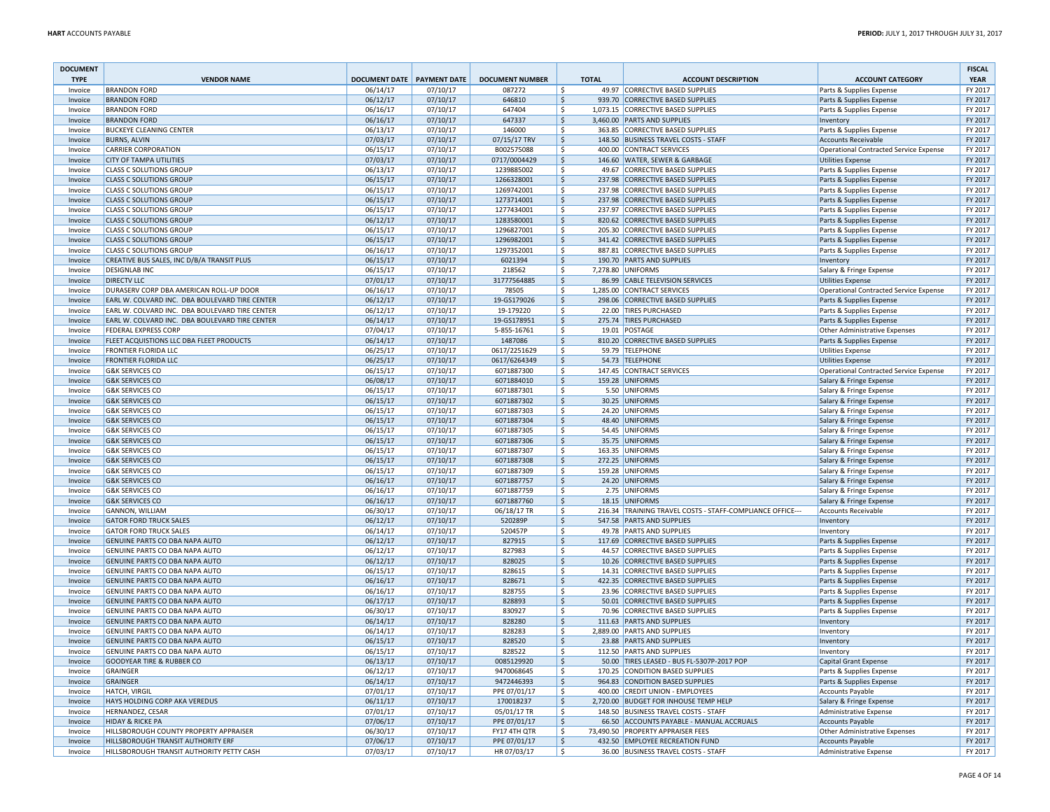| DOCUMENT TYPE | VENDOR NAME | DOCUMENT DATE | PAYMENT DATE | DOCUMENT NUMBER | TOTAL | ACCOUNT DESCRIPTION | ACCOUNT CATEGORY | FISCAL YEAR |
|---|---|---|---|---|---|---|---|---|
| Invoice | BRANDON FORD | 06/14/17 | 07/10/17 | 087272 | $ 49.97 | CORRECTIVE BASED SUPPLIES | Parts & Supplies Expense | FY 2017 |
| Invoice | BRANDON FORD | 06/12/17 | 07/10/17 | 646810 | $ 939.70 | CORRECTIVE BASED SUPPLIES | Parts & Supplies Expense | FY 2017 |
| Invoice | BRANDON FORD | 06/16/17 | 07/10/17 | 647404 | $ 1,073.15 | CORRECTIVE BASED SUPPLIES | Parts & Supplies Expense | FY 2017 |
| Invoice | BRANDON FORD | 06/16/17 | 07/10/17 | 647337 | $ 3,460.00 | PARTS AND SUPPLIES | Inventory | FY 2017 |
| Invoice | BUCKEYE CLEANING CENTER | 06/13/17 | 07/10/17 | 146000 | $ 363.85 | CORRECTIVE BASED SUPPLIES | Parts & Supplies Expense | FY 2017 |
| Invoice | BURNS, ALVIN | 07/03/17 | 07/10/17 | 07/15/17 TRV | $ 148.50 | BUSINESS TRAVEL COSTS - STAFF | Accounts Receivable | FY 2017 |
| Invoice | CARRIER CORPORATION | 06/15/17 | 07/10/17 | B002575088 | $ 400.00 | CONTRACT SERVICES | Operational Contracted Service Expense | FY 2017 |
| Invoice | CITY OF TAMPA UTILITIES | 07/03/17 | 07/10/17 | 0717/0004429 | $ 146.60 | WATER, SEWER & GARBAGE | Utilities Expense | FY 2017 |
| Invoice | CLASS C SOLUTIONS GROUP | 06/13/17 | 07/10/17 | 1239885002 | $ 49.67 | CORRECTIVE BASED SUPPLIES | Parts & Supplies Expense | FY 2017 |
| Invoice | CLASS C SOLUTIONS GROUP | 06/15/17 | 07/10/17 | 1266328001 | $ 237.98 | CORRECTIVE BASED SUPPLIES | Parts & Supplies Expense | FY 2017 |
| Invoice | CLASS C SOLUTIONS GROUP | 06/15/17 | 07/10/17 | 1269742001 | $ 237.98 | CORRECTIVE BASED SUPPLIES | Parts & Supplies Expense | FY 2017 |
| Invoice | CLASS C SOLUTIONS GROUP | 06/15/17 | 07/10/17 | 1273714001 | $ 237.98 | CORRECTIVE BASED SUPPLIES | Parts & Supplies Expense | FY 2017 |
| Invoice | CLASS C SOLUTIONS GROUP | 06/15/17 | 07/10/17 | 1277434001 | $ 237.97 | CORRECTIVE BASED SUPPLIES | Parts & Supplies Expense | FY 2017 |
| Invoice | CLASS C SOLUTIONS GROUP | 06/12/17 | 07/10/17 | 1283580001 | $ 820.62 | CORRECTIVE BASED SUPPLIES | Parts & Supplies Expense | FY 2017 |
| Invoice | CLASS C SOLUTIONS GROUP | 06/15/17 | 07/10/17 | 1296827001 | $ 205.30 | CORRECTIVE BASED SUPPLIES | Parts & Supplies Expense | FY 2017 |
| Invoice | CLASS C SOLUTIONS GROUP | 06/15/17 | 07/10/17 | 1296982001 | $ 341.42 | CORRECTIVE BASED SUPPLIES | Parts & Supplies Expense | FY 2017 |
| Invoice | CLASS C SOLUTIONS GROUP | 06/16/17 | 07/10/17 | 1297352001 | $ 887.81 | CORRECTIVE BASED SUPPLIES | Parts & Supplies Expense | FY 2017 |
| Invoice | CREATIVE BUS SALES, INC D/B/A TRANSIT PLUS | 06/15/17 | 07/10/17 | 6021394 | $ 190.70 | PARTS AND SUPPLIES | Inventory | FY 2017 |
| Invoice | DESIGNLAB INC | 06/15/17 | 07/10/17 | 218562 | $ 7,278.80 | UNIFORMS | Salary & Fringe Expense | FY 2017 |
| Invoice | DIRECTV LLC | 07/01/17 | 07/10/17 | 31777564885 | $ 86.99 | CABLE TELEVISION SERVICES | Utilities Expense | FY 2017 |
| Invoice | DURASERV CORP DBA AMERICAN ROLL-UP DOOR | 06/16/17 | 07/10/17 | 78505 | $ 1,285.00 | CONTRACT SERVICES | Operational Contracted Service Expense | FY 2017 |
| Invoice | EARL W. COLVARD INC. DBA BOULEVARD TIRE CENTER | 06/12/17 | 07/10/17 | 19-GS179026 | $ 298.06 | CORRECTIVE BASED SUPPLIES | Parts & Supplies Expense | FY 2017 |
| Invoice | EARL W. COLVARD INC. DBA BOULEVARD TIRE CENTER | 06/12/17 | 07/10/17 | 19-179220 | $ 22.00 | TIRES PURCHASED | Parts & Supplies Expense | FY 2017 |
| Invoice | EARL W. COLVARD INC. DBA BOULEVARD TIRE CENTER | 06/14/17 | 07/10/17 | 19-GS178951 | $ 275.74 | TIRES PURCHASED | Parts & Supplies Expense | FY 2017 |
| Invoice | FEDERAL EXPRESS CORP | 07/04/17 | 07/10/17 | 5-855-16761 | $ 19.01 | POSTAGE | Other Administrative Expenses | FY 2017 |
| Invoice | FLEET ACQUISTIONS LLC DBA FLEET PRODUCTS | 06/14/17 | 07/10/17 | 1487086 | $ 810.20 | CORRECTIVE BASED SUPPLIES | Parts & Supplies Expense | FY 2017 |
| Invoice | FRONTIER FLORIDA LLC | 06/25/17 | 07/10/17 | 0617/2251629 | $ 59.79 | TELEPHONE | Utilities Expense | FY 2017 |
| Invoice | FRONTIER FLORIDA LLC | 06/25/17 | 07/10/17 | 0617/6264349 | $ 54.73 | TELEPHONE | Utilities Expense | FY 2017 |
| Invoice | G&K SERVICES CO | 06/15/17 | 07/10/17 | 6071887300 | $ 147.45 | CONTRACT SERVICES | Operational Contracted Service Expense | FY 2017 |
| Invoice | G&K SERVICES CO | 06/08/17 | 07/10/17 | 6071884010 | $ 159.28 | UNIFORMS | Salary & Fringe Expense | FY 2017 |
| Invoice | G&K SERVICES CO | 06/15/17 | 07/10/17 | 6071887301 | $ 5.50 | UNIFORMS | Salary & Fringe Expense | FY 2017 |
| Invoice | G&K SERVICES CO | 06/15/17 | 07/10/17 | 6071887302 | $ 30.25 | UNIFORMS | Salary & Fringe Expense | FY 2017 |
| Invoice | G&K SERVICES CO | 06/15/17 | 07/10/17 | 6071887303 | $ 24.20 | UNIFORMS | Salary & Fringe Expense | FY 2017 |
| Invoice | G&K SERVICES CO | 06/15/17 | 07/10/17 | 6071887304 | $ 48.40 | UNIFORMS | Salary & Fringe Expense | FY 2017 |
| Invoice | G&K SERVICES CO | 06/15/17 | 07/10/17 | 6071887305 | $ 54.45 | UNIFORMS | Salary & Fringe Expense | FY 2017 |
| Invoice | G&K SERVICES CO | 06/15/17 | 07/10/17 | 6071887306 | $ 35.75 | UNIFORMS | Salary & Fringe Expense | FY 2017 |
| Invoice | G&K SERVICES CO | 06/15/17 | 07/10/17 | 6071887307 | $ 163.35 | UNIFORMS | Salary & Fringe Expense | FY 2017 |
| Invoice | G&K SERVICES CO | 06/15/17 | 07/10/17 | 6071887308 | $ 272.25 | UNIFORMS | Salary & Fringe Expense | FY 2017 |
| Invoice | G&K SERVICES CO | 06/15/17 | 07/10/17 | 6071887309 | $ 159.28 | UNIFORMS | Salary & Fringe Expense | FY 2017 |
| Invoice | G&K SERVICES CO | 06/16/17 | 07/10/17 | 6071887757 | $ 24.20 | UNIFORMS | Salary & Fringe Expense | FY 2017 |
| Invoice | G&K SERVICES CO | 06/16/17 | 07/10/17 | 6071887759 | $ 2.75 | UNIFORMS | Salary & Fringe Expense | FY 2017 |
| Invoice | G&K SERVICES CO | 06/16/17 | 07/10/17 | 6071887760 | $ 18.15 | UNIFORMS | Salary & Fringe Expense | FY 2017 |
| Invoice | GANNON, WILLIAM | 06/30/17 | 07/10/17 | 06/18/17 TR | $ 216.34 | TRAINING TRAVEL COSTS - STAFF-COMPLIANCE OFFICE--- | Accounts Receivable | FY 2017 |
| Invoice | GATOR FORD TRUCK SALES | 06/12/17 | 07/10/17 | 520289P | $ 547.58 | PARTS AND SUPPLIES | Inventory | FY 2017 |
| Invoice | GATOR FORD TRUCK SALES | 06/14/17 | 07/10/17 | 520457P | $ 49.78 | PARTS AND SUPPLIES | Inventory | FY 2017 |
| Invoice | GENUINE PARTS CO DBA NAPA AUTO | 06/12/17 | 07/10/17 | 827915 | $ 117.69 | CORRECTIVE BASED SUPPLIES | Parts & Supplies Expense | FY 2017 |
| Invoice | GENUINE PARTS CO DBA NAPA AUTO | 06/12/17 | 07/10/17 | 827983 | $ 44.57 | CORRECTIVE BASED SUPPLIES | Parts & Supplies Expense | FY 2017 |
| Invoice | GENUINE PARTS CO DBA NAPA AUTO | 06/12/17 | 07/10/17 | 828025 | $ 10.26 | CORRECTIVE BASED SUPPLIES | Parts & Supplies Expense | FY 2017 |
| Invoice | GENUINE PARTS CO DBA NAPA AUTO | 06/15/17 | 07/10/17 | 828615 | $ 14.31 | CORRECTIVE BASED SUPPLIES | Parts & Supplies Expense | FY 2017 |
| Invoice | GENUINE PARTS CO DBA NAPA AUTO | 06/16/17 | 07/10/17 | 828671 | $ 422.35 | CORRECTIVE BASED SUPPLIES | Parts & Supplies Expense | FY 2017 |
| Invoice | GENUINE PARTS CO DBA NAPA AUTO | 06/16/17 | 07/10/17 | 828755 | $ 23.96 | CORRECTIVE BASED SUPPLIES | Parts & Supplies Expense | FY 2017 |
| Invoice | GENUINE PARTS CO DBA NAPA AUTO | 06/17/17 | 07/10/17 | 828893 | $ 50.01 | CORRECTIVE BASED SUPPLIES | Parts & Supplies Expense | FY 2017 |
| Invoice | GENUINE PARTS CO DBA NAPA AUTO | 06/30/17 | 07/10/17 | 830927 | $ 70.96 | CORRECTIVE BASED SUPPLIES | Parts & Supplies Expense | FY 2017 |
| Invoice | GENUINE PARTS CO DBA NAPA AUTO | 06/14/17 | 07/10/17 | 828280 | $ 111.63 | PARTS AND SUPPLIES | Inventory | FY 2017 |
| Invoice | GENUINE PARTS CO DBA NAPA AUTO | 06/14/17 | 07/10/17 | 828283 | $ 2,889.00 | PARTS AND SUPPLIES | Inventory | FY 2017 |
| Invoice | GENUINE PARTS CO DBA NAPA AUTO | 06/15/17 | 07/10/17 | 828520 | $ 23.88 | PARTS AND SUPPLIES | Inventory | FY 2017 |
| Invoice | GENUINE PARTS CO DBA NAPA AUTO | 06/15/17 | 07/10/17 | 828522 | $ 112.50 | PARTS AND SUPPLIES | Inventory | FY 2017 |
| Invoice | GOODYEAR TIRE & RUBBER CO | 06/13/17 | 07/10/17 | 0085129920 | $ 50.00 | TIRES LEASED - BUS FL-5307P-2017 POP | Capital Grant Expense | FY 2017 |
| Invoice | GRAINGER | 06/12/17 | 07/10/17 | 9470068645 | $ 170.25 | CONDITION BASED SUPPLIES | Parts & Supplies Expense | FY 2017 |
| Invoice | GRAINGER | 06/14/17 | 07/10/17 | 9472446393 | $ 964.83 | CONDITION BASED SUPPLIES | Parts & Supplies Expense | FY 2017 |
| Invoice | HATCH, VIRGIL | 07/01/17 | 07/10/17 | PPE 07/01/17 | $ 400.00 | CREDIT UNION - EMPLOYEES | Accounts Payable | FY 2017 |
| Invoice | HAYS HOLDING CORP AKA VEREDUS | 06/11/17 | 07/10/17 | 170018237 | $ 2,720.00 | BUDGET FOR INHOUSE TEMP HELP | Salary & Fringe Expense | FY 2017 |
| Invoice | HERNANDEZ, CESAR | 07/01/17 | 07/10/17 | 05/01/17 TR | $ 148.50 | BUSINESS TRAVEL COSTS - STAFF | Administrative Expense | FY 2017 |
| Invoice | HIDAY & RICKE PA | 07/06/17 | 07/10/17 | PPE 07/01/17 | $ 66.50 | ACCOUNTS PAYABLE - MANUAL ACCRUALS | Accounts Payable | FY 2017 |
| Invoice | HILLSBOROUGH COUNTY PROPERTY APPRAISER | 06/30/17 | 07/10/17 | FY17 4TH QTR | $ 73,490.50 | PROPERTY APPRAISER FEES | Other Administrative Expenses | FY 2017 |
| Invoice | HILLSBOROUGH TRANSIT AUTHORITY ERF | 07/06/17 | 07/10/17 | PPE 07/01/17 | $ 432.50 | EMPLOYEE RECREATION FUND | Accounts Payable | FY 2017 |
| Invoice | HILLSBOROUGH TRANSIT AUTHORITY PETTY CASH | 07/03/17 | 07/10/17 | HR 07/03/17 | $ 36.00 | BUSINESS TRAVEL COSTS - STAFF | Administrative Expense | FY 2017 |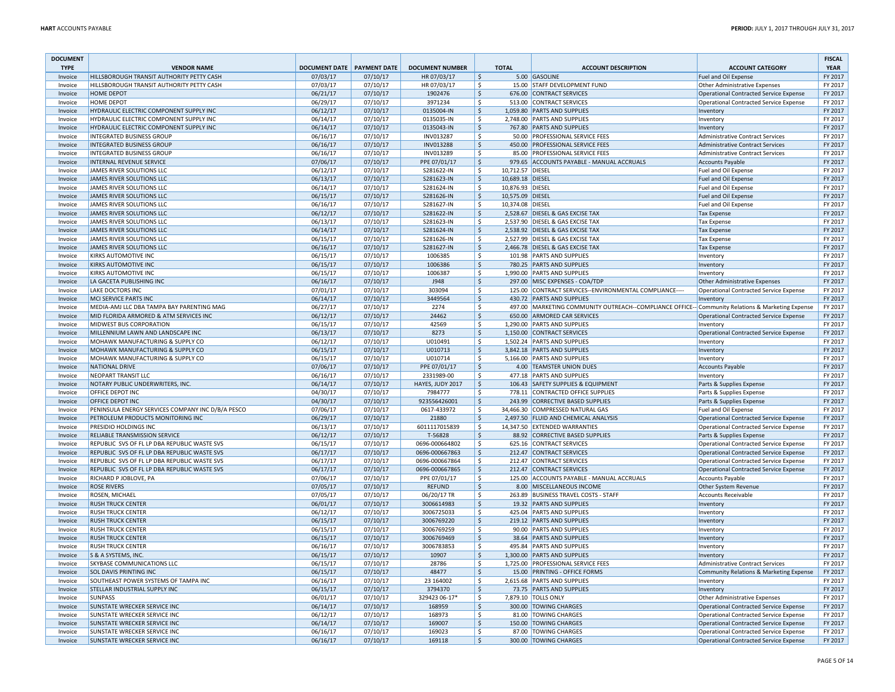| DOCUMENT TYPE | VENDOR NAME | DOCUMENT DATE | PAYMENT DATE | DOCUMENT NUMBER | TOTAL | ACCOUNT DESCRIPTION | ACCOUNT CATEGORY | FISCAL YEAR |
|---|---|---|---|---|---|---|---|---|
| Invoice | HILLSBOROUGH TRANSIT AUTHORITY PETTY CASH | 07/03/17 | 07/10/17 | HR 07/03/17 | $ 5.00 | GASOLINE | Fuel and Oil Expense | FY 2017 |
| Invoice | HILLSBOROUGH TRANSIT AUTHORITY PETTY CASH | 07/03/17 | 07/10/17 | HR 07/03/17 | $ 15.00 | STAFF DEVELOPMENT FUND | Other Administrative Expenses | FY 2017 |
| Invoice | HOME DEPOT | 06/21/17 | 07/10/17 | 1902476 | $ 676.00 | CONTRACT SERVICES | Operational Contracted Service Expense | FY 2017 |
| Invoice | HOME DEPOT | 06/29/17 | 07/10/17 | 3971234 | $ 513.00 | CONTRACT SERVICES | Operational Contracted Service Expense | FY 2017 |
| Invoice | HYDRAULIC ELECTRIC COMPONENT SUPPLY INC | 06/12/17 | 07/10/17 | 0135004-IN | $ 1,059.80 | PARTS AND SUPPLIES | Inventory | FY 2017 |
| Invoice | HYDRAULIC ELECTRIC COMPONENT SUPPLY INC | 06/14/17 | 07/10/17 | 0135035-IN | $ 2,748.00 | PARTS AND SUPPLIES | Inventory | FY 2017 |
| Invoice | HYDRAULIC ELECTRIC COMPONENT SUPPLY INC | 06/14/17 | 07/10/17 | 0135043-IN | $ 767.80 | PARTS AND SUPPLIES | Inventory | FY 2017 |
| Invoice | INTEGRATED BUSINESS GROUP | 06/16/17 | 07/10/17 | INV013287 | $ 50.00 | PROFESSIONAL SERVICE FEES | Administrative Contract Services | FY 2017 |
| Invoice | INTEGRATED BUSINESS GROUP | 06/16/17 | 07/10/17 | INV013288 | $ 450.00 | PROFESSIONAL SERVICE FEES | Administrative Contract Services | FY 2017 |
| Invoice | INTEGRATED BUSINESS GROUP | 06/16/17 | 07/10/17 | INV013289 | $ 85.00 | PROFESSIONAL SERVICE FEES | Administrative Contract Services | FY 2017 |
| Invoice | INTERNAL REVENUE SERVICE | 07/06/17 | 07/10/17 | PPE 07/01/17 | $ 979.65 | ACCOUNTS PAYABLE - MANUAL ACCRUALS | Accounts Payable | FY 2017 |
| Invoice | JAMES RIVER SOLUTIONS LLC | 06/12/17 | 07/10/17 | S281622-IN | $ 10,712.57 | DIESEL | Fuel and Oil Expense | FY 2017 |
| Invoice | JAMES RIVER SOLUTIONS LLC | 06/13/17 | 07/10/17 | S281623-IN | $ 10,689.18 | DIESEL | Fuel and Oil Expense | FY 2017 |
| Invoice | JAMES RIVER SOLUTIONS LLC | 06/14/17 | 07/10/17 | S281624-IN | $ 10,876.93 | DIESEL | Fuel and Oil Expense | FY 2017 |
| Invoice | JAMES RIVER SOLUTIONS LLC | 06/15/17 | 07/10/17 | S281626-IN | $ 10,575.09 | DIESEL | Fuel and Oil Expense | FY 2017 |
| Invoice | JAMES RIVER SOLUTIONS LLC | 06/16/17 | 07/10/17 | S281627-IN | $ 10,374.08 | DIESEL | Fuel and Oil Expense | FY 2017 |
| Invoice | JAMES RIVER SOLUTIONS LLC | 06/12/17 | 07/10/17 | S281622-IN | $ 2,528.67 | DIESEL & GAS EXCISE TAX | Tax Expense | FY 2017 |
| Invoice | JAMES RIVER SOLUTIONS LLC | 06/13/17 | 07/10/17 | S281623-IN | $ 2,537.90 | DIESEL & GAS EXCISE TAX | Tax Expense | FY 2017 |
| Invoice | JAMES RIVER SOLUTIONS LLC | 06/14/17 | 07/10/17 | S281624-IN | $ 2,538.92 | DIESEL & GAS EXCISE TAX | Tax Expense | FY 2017 |
| Invoice | JAMES RIVER SOLUTIONS LLC | 06/15/17 | 07/10/17 | S281626-IN | $ 2,527.99 | DIESEL & GAS EXCISE TAX | Tax Expense | FY 2017 |
| Invoice | JAMES RIVER SOLUTIONS LLC | 06/16/17 | 07/10/17 | S281627-IN | $ 2,466.78 | DIESEL & GAS EXCISE TAX | Tax Expense | FY 2017 |
| Invoice | KIRKS AUTOMOTIVE INC | 06/15/17 | 07/10/17 | 1006385 | $ 101.98 | PARTS AND SUPPLIES | Inventory | FY 2017 |
| Invoice | KIRKS AUTOMOTIVE INC | 06/15/17 | 07/10/17 | 1006386 | $ 780.25 | PARTS AND SUPPLIES | Inventory | FY 2017 |
| Invoice | KIRKS AUTOMOTIVE INC | 06/15/17 | 07/10/17 | 1006387 | $ 1,990.00 | PARTS AND SUPPLIES | Inventory | FY 2017 |
| Invoice | LA GACETA PUBLISHING INC | 06/16/17 | 07/10/17 | J948 | $ 297.00 | MISC EXPENSES - COA/TDP | Other Administrative Expenses | FY 2017 |
| Invoice | LAKE DOCTORS INC | 07/01/17 | 07/10/17 | 303094 | $ 125.00 | CONTRACT SERVICES--ENVIRONMENTAL COMPLIANCE---- | Operational Contracted Service Expense | FY 2017 |
| Invoice | MCI SERVICE PARTS INC | 06/14/17 | 07/10/17 | 3449564 | $ 430.72 | PARTS AND SUPPLIES | Inventory | FY 2017 |
| Invoice | MEDIA-AMJ LLC DBA TAMPA BAY PARENTING MAG | 06/27/17 | 07/10/17 | 2274 | $ 497.00 | MARKETING COMMUNITY OUTREACH--COMPLIANCE OFFICE-- | Community Relations & Marketing Expense | FY 2017 |
| Invoice | MID FLORIDA ARMORED & ATM SERVICES INC | 06/12/17 | 07/10/17 | 24462 | $ 650.00 | ARMORED CAR SERVICES | Operational Contracted Service Expense | FY 2017 |
| Invoice | MIDWEST BUS CORPORATION | 06/15/17 | 07/10/17 | 42569 | $ 1,290.00 | PARTS AND SUPPLIES | Inventory | FY 2017 |
| Invoice | MILLENNIUM LAWN AND LANDSCAPE INC | 06/13/17 | 07/10/17 | 8273 | $ 1,150.00 | CONTRACT SERVICES | Operational Contracted Service Expense | FY 2017 |
| Invoice | MOHAWK MANUFACTURING & SUPPLY CO | 06/12/17 | 07/10/17 | U010491 | $ 1,502.24 | PARTS AND SUPPLIES | Inventory | FY 2017 |
| Invoice | MOHAWK MANUFACTURING & SUPPLY CO | 06/15/17 | 07/10/17 | U010713 | $ 3,842.18 | PARTS AND SUPPLIES | Inventory | FY 2017 |
| Invoice | MOHAWK MANUFACTURING & SUPPLY CO | 06/15/17 | 07/10/17 | U010714 | $ 5,166.00 | PARTS AND SUPPLIES | Inventory | FY 2017 |
| Invoice | NATIONAL DRIVE | 07/06/17 | 07/10/17 | PPE 07/01/17 | $ 4.00 | TEAMSTER UNION DUES | Accounts Payable | FY 2017 |
| Invoice | NEOPART TRANSIT LLC | 06/16/17 | 07/10/17 | 2331989-00 | $ 477.18 | PARTS AND SUPPLIES | Inventory | FY 2017 |
| Invoice | NOTARY PUBLIC UNDERWRITERS, INC. | 06/14/17 | 07/10/17 | HAYES, JUDY 2017 | $ 106.43 | SAFETY SUPPLIES & EQUIPMENT | Parts & Supplies Expense | FY 2017 |
| Invoice | OFFICE DEPOT INC | 04/30/17 | 07/10/17 | 7984777 | $ 778.11 | CONTRACTED OFFICE SUPPLIES | Parts & Supplies Expense | FY 2017 |
| Invoice | OFFICE DEPOT INC | 04/30/17 | 07/10/17 | 923556426001 | $ 243.99 | CORRECTIVE BASED SUPPLIES | Parts & Supplies Expense | FY 2017 |
| Invoice | PENINSULA ENERGY SERVICES COMPANY INC D/B/A PESCO | 07/06/17 | 07/10/17 | 0617-433972 | $ 34,466.30 | COMPRESSED NATURAL GAS | Fuel and Oil Expense | FY 2017 |
| Invoice | PETROLEUM PRODUCTS MONITORING INC | 06/29/17 | 07/10/17 | 21880 | $ 2,497.50 | FLUID AND CHEMICAL ANALYSIS | Operational Contracted Service Expense | FY 2017 |
| Invoice | PRESIDIO HOLDINGS INC | 06/13/17 | 07/10/17 | 6011117015839 | $ 14,347.50 | EXTENDED WARRANTIES | Operational Contracted Service Expense | FY 2017 |
| Invoice | RELIABLE TRANSMISSION SERVICE | 06/12/17 | 07/10/17 | T-56828 | $ 88.92 | CORRECTIVE BASED SUPPLIES | Parts & Supplies Expense | FY 2017 |
| Invoice | REPUBLIC SVS OF FL LP DBA REPUBLIC WASTE SVS | 06/15/17 | 07/10/17 | 0696-000664802 | $ 625.16 | CONTRACT SERVICES | Operational Contracted Service Expense | FY 2017 |
| Invoice | REPUBLIC SVS OF FL LP DBA REPUBLIC WASTE SVS | 06/17/17 | 07/10/17 | 0696-000667863 | $ 212.47 | CONTRACT SERVICES | Operational Contracted Service Expense | FY 2017 |
| Invoice | REPUBLIC SVS OF FL LP DBA REPUBLIC WASTE SVS | 06/17/17 | 07/10/17 | 0696-000667864 | $ 212.47 | CONTRACT SERVICES | Operational Contracted Service Expense | FY 2017 |
| Invoice | REPUBLIC SVS OF FL LP DBA REPUBLIC WASTE SVS | 06/17/17 | 07/10/17 | 0696-000667865 | $ 212.47 | CONTRACT SERVICES | Operational Contracted Service Expense | FY 2017 |
| Invoice | RICHARD P JOBLOVE, PA | 07/06/17 | 07/10/17 | PPE 07/01/17 | $ 125.00 | ACCOUNTS PAYABLE - MANUAL ACCRUALS | Accounts Payable | FY 2017 |
| Invoice | ROSE RIVERS | 07/05/17 | 07/10/17 | REFUND | $ 8.00 | MISCELLANEOUS INCOME | Other System Revenue | FY 2017 |
| Invoice | ROSEN, MICHAEL | 07/05/17 | 07/10/17 | 06/20/17 TR | $ 263.89 | BUSINESS TRAVEL COSTS - STAFF | Accounts Receivable | FY 2017 |
| Invoice | RUSH TRUCK CENTER | 06/01/17 | 07/10/17 | 3006614983 | $ 19.32 | PARTS AND SUPPLIES | Inventory | FY 2017 |
| Invoice | RUSH TRUCK CENTER | 06/12/17 | 07/10/17 | 3006725033 | $ 425.04 | PARTS AND SUPPLIES | Inventory | FY 2017 |
| Invoice | RUSH TRUCK CENTER | 06/15/17 | 07/10/17 | 3006769220 | $ 219.12 | PARTS AND SUPPLIES | Inventory | FY 2017 |
| Invoice | RUSH TRUCK CENTER | 06/15/17 | 07/10/17 | 3006769259 | $ 90.00 | PARTS AND SUPPLIES | Inventory | FY 2017 |
| Invoice | RUSH TRUCK CENTER | 06/15/17 | 07/10/17 | 3006769469 | $ 38.64 | PARTS AND SUPPLIES | Inventory | FY 2017 |
| Invoice | RUSH TRUCK CENTER | 06/16/17 | 07/10/17 | 3006783853 | $ 495.84 | PARTS AND SUPPLIES | Inventory | FY 2017 |
| Invoice | S & A SYSTEMS, INC. | 06/15/17 | 07/10/17 | 10907 | $ 1,300.00 | PARTS AND SUPPLIES | Inventory | FY 2017 |
| Invoice | SKYBASE COMMUNICATIONS LLC | 06/15/17 | 07/10/17 | 28786 | $ 1,725.00 | PROFESSIONAL SERVICE FEES | Administrative Contract Services | FY 2017 |
| Invoice | SOL DAVIS PRINTING INC | 06/15/17 | 07/10/17 | 48477 | $ 15.00 | PRINTING - OFFICE FORMS | Community Relations & Marketing Expense | FY 2017 |
| Invoice | SOUTHEAST POWER SYSTEMS OF TAMPA INC | 06/16/17 | 07/10/17 | 23 164002 | $ 2,615.68 | PARTS AND SUPPLIES | Inventory | FY 2017 |
| Invoice | STELLAR INDUSTRIAL SUPPLY INC | 06/15/17 | 07/10/17 | 3794370 | $ 73.75 | PARTS AND SUPPLIES | Inventory | FY 2017 |
| Invoice | SUNPASS | 06/01/17 | 07/10/17 | 329423 06-17* | $ 7,879.10 | TOLLS ONLY | Other Administrative Expenses | FY 2017 |
| Invoice | SUNSTATE WRECKER SERVICE INC | 06/14/17 | 07/10/17 | 168959 | $ 300.00 | TOWING CHARGES | Operational Contracted Service Expense | FY 2017 |
| Invoice | SUNSTATE WRECKER SERVICE INC | 06/12/17 | 07/10/17 | 168973 | $ 81.00 | TOWING CHARGES | Operational Contracted Service Expense | FY 2017 |
| Invoice | SUNSTATE WRECKER SERVICE INC | 06/14/17 | 07/10/17 | 169007 | $ 150.00 | TOWING CHARGES | Operational Contracted Service Expense | FY 2017 |
| Invoice | SUNSTATE WRECKER SERVICE INC | 06/16/17 | 07/10/17 | 169023 | $ 87.00 | TOWING CHARGES | Operational Contracted Service Expense | FY 2017 |
| Invoice | SUNSTATE WRECKER SERVICE INC | 06/16/17 | 07/10/17 | 169118 | $ 300.00 | TOWING CHARGES | Operational Contracted Service Expense | FY 2017 |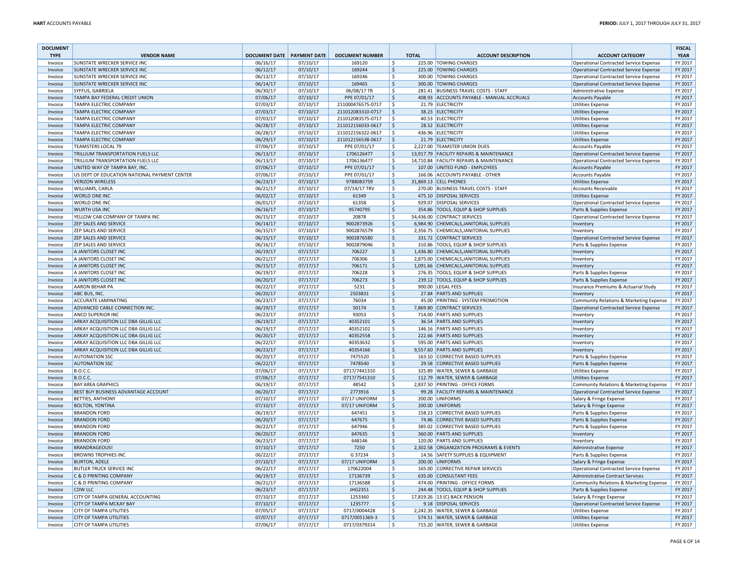| DOCUMENT TYPE | VENDOR NAME | DOCUMENT DATE | PAYMENT DATE | DOCUMENT NUMBER | TOTAL | ACCOUNT DESCRIPTION | ACCOUNT CATEGORY | FISCAL YEAR |
|---|---|---|---|---|---|---|---|---|
| Invoice | SUNSTATE WRECKER SERVICE INC | 06/16/17 | 07/10/17 | 169120 | $ 225.00 | TOWING CHARGES | Operational Contracted Service Expense | FY 2017 |
| Invoice | SUNSTATE WRECKER SERVICE INC | 06/12/17 | 07/10/17 | 169244 | $ 225.00 | TOWING CHARGES | Operational Contracted Service Expense | FY 2017 |
| Invoice | SUNSTATE WRECKER SERVICE INC | 06/13/17 | 07/10/17 | 169246 | $ 300.00 | TOWING CHARGES | Operational Contracted Service Expense | FY 2017 |
| Invoice | SUNSTATE WRECKER SERVICE INC | 06/14/17 | 07/10/17 | 169465 | $ 300.00 | TOWING CHARGES | Operational Contracted Service Expense | FY 2017 |
| Invoice | SYFFUS, GABRIELA | 06/30/17 | 07/10/17 | 06/08/17 TR | $ 281.41 | BUSINESS TRAVEL COSTS - STAFF | Administrative Expense | FY 2017 |
| Invoice | TAMPA BAY FEDERAL CREDIT UNION | 07/06/17 | 07/10/17 | PPE 07/01/17 | $ 408.93 | ACCOUNTS PAYABLE - MANUAL ACCRUALS | Accounts Payable | FY 2017 |
| Invoice | TAMPA ELECTRIC COMPANY | 07/03/17 | 07/10/17 | 211000476575-0717 | $ 21.79 | ELECTRICITY | Utilities Expense | FY 2017 |
| Invoice | TAMPA ELECTRIC COMPANY | 07/03/17 | 07/10/17 | 211012083310-0717 | $ 38.23 | ELECTRICITY | Utilities Expense | FY 2017 |
| Invoice | TAMPA ELECTRIC COMPANY | 07/03/17 | 07/10/17 | 211012083575-0717 | $ 40.53 | ELECTRICITY | Utilities Expense | FY 2017 |
| Invoice | TAMPA ELECTRIC COMPANY | 06/28/17 | 07/10/17 | 211012156033-0617 | $ 28.52 | ELECTRICITY | Utilities Expense | FY 2017 |
| Invoice | TAMPA ELECTRIC COMPANY | 06/28/17 | 07/10/17 | 211012156322-0617 | $ 436.96 | ELECTRICITY | Utilities Expense | FY 2017 |
| Invoice | TAMPA ELECTRIC COMPANY | 06/29/17 | 07/10/17 | 211012156538-0617 | $ 21.79 | ELECTRICITY | Utilities Expense | FY 2017 |
| Invoice | TEAMSTERS LOCAL 79 | 07/06/17 | 07/10/17 | PPE 07/01/17 | $ 2,227.00 | TEAMSTER UNION DUES | Accounts Payable | FY 2017 |
| Invoice | TRILLIUM TRANSPORTATION FUELS LLC | 06/13/17 | 07/10/17 | 1706126477 | $ 13,917.79 | FACILITY REPAIRS & MAINTENANCE | Operational Contracted Service Expense | FY 2017 |
| Invoice | TRILLIUM TRANSPORTATION FUELS LLC | 06/13/17 | 07/10/17 | 1706136477 | $ 14,710.84 | FACILITY REPAIRS & MAINTENANCE | Operational Contracted Service Expense | FY 2017 |
| Invoice | UNITED WAY OF TAMPA BAY, INC. | 07/06/17 | 07/10/17 | PPE 07/01/17 | $ 107.00 | UNITED FUND - EMPLOYEES | Accounts Payable | FY 2017 |
| Invoice | US DEPT OF EDUCATION NATIONAL PAYMENT CENTER | 07/06/17 | 07/10/17 | PPE 07/01/17 | $ 166.06 | ACCOUNTS PAYABLE - OTHER | Accounts Payable | FY 2017 |
| Invoice | VERIZON WIRELESS | 06/23/17 | 07/10/17 | 9788083759 | $ 31,869.13 | CELL PHONES | Utilities Expense | FY 2017 |
| Invoice | WILLIAMS, CARLA | 06/21/17 | 07/10/17 | 07/14/17 TRV | $ 270.00 | BUSINESS TRAVEL COSTS - STAFF | Accounts Receivable | FY 2017 |
| Invoice | WORLD ONE INC | 06/02/17 | 07/10/17 | 61349 | $ 475.10 | DISPOSAL SERVICES | Utilities Expense | FY 2017 |
| Invoice | WORLD ONE INC | 06/01/17 | 07/10/17 | 61358 | $ 929.07 | DISPOSAL SERVICES | Operational Contracted Service Expense | FY 2017 |
| Invoice | WURTH USA INC | 06/16/17 | 07/10/17 | 95740795 | $ 354.86 | TOOLS, EQUIP & SHOP SUPPLIES | Parts & Supplies Expense | FY 2017 |
| Invoice | YELLOW CAB COMPANY OF TAMPA INC | 06/15/17 | 07/10/17 | 20878 | $ 54,436.00 | CONTRACT SERVICES | Operational Contracted Service Expense | FY 2017 |
| Invoice | ZEP SALES AND SERVICE | 06/14/17 | 07/10/17 | 9002873926 | $ 6,984.90 | CHEMICALS,JANITORIAL SUPPLIES | Inventory | FY 2017 |
| Invoice | ZEP SALES AND SERVICE | 06/15/17 | 07/10/17 | 9002876579 | $ 2,356.75 | CHEMICALS,JANITORIAL SUPPLIES | Inventory | FY 2017 |
| Invoice | ZEP SALES AND SERVICE | 06/15/17 | 07/10/17 | 9002876580 | $ 331.72 | CONTRACT SERVICES | Operational Contracted Service Expense | FY 2017 |
| Invoice | ZEP SALES AND SERVICE | 06/16/17 | 07/10/17 | 9002879046 | $ 310.86 | TOOLS, EQUIP & SHOP SUPPLIES | Parts & Supplies Expense | FY 2017 |
| Invoice | A JANITORS CLOSET INC | 06/19/17 | 07/17/17 | 706227 | $ 1,436.80 | CHEMICALS,JANITORIAL SUPPLIES | Inventory | FY 2017 |
| Invoice | A JANITORS CLOSET INC | 06/21/17 | 07/17/17 | 706306 | $ 2,875.00 | CHEMICALS,JANITORIAL SUPPLIES | Inventory | FY 2017 |
| Invoice | A JANITORS CLOSET INC | 06/15/17 | 07/17/17 | 706171 | $ 1,091.66 | CHEMICALS,JANITORIAL SUPPLIES | Inventory | FY 2017 |
| Invoice | A JANITORS CLOSET INC | 06/19/17 | 07/17/17 | 706228 | $ 276.35 | TOOLS, EQUIP & SHOP SUPPLIES | Parts & Supplies Expense | FY 2017 |
| Invoice | A JANITORS CLOSET INC | 06/20/17 | 07/17/17 | 706273 | $ 239.12 | TOOLS, EQUIP & SHOP SUPPLIES | Parts & Supplies Expense | FY 2017 |
| Invoice | AARON BEHAR PA | 06/22/17 | 07/17/17 | 5231 | $ 900.00 | LEGAL FEES | Insurance Premiums & Actuarial Study | FY 2017 |
| Invoice | ABC BUS, INC. | 06/20/17 | 07/17/17 | 2503831 | $ 27.84 | PARTS AND SUPPLIES | Inventory | FY 2017 |
| Invoice | ACCURATE LAMINATING | 06/23/17 | 07/17/17 | 76034 | $ 45.00 | PRINTING - SYSTEM PROMOTION | Community Relations & Marketing Expense | FY 2017 |
| Invoice | ADVANCED CABLE CONNECTION INC. | 06/19/17 | 07/17/17 | 50174 | $ 7,869.80 | CONTRACT SERVICES | Operational Contracted Service Expense | FY 2017 |
| Invoice | ANCO SUPERIOR INC | 06/23/17 | 07/17/17 | 93053 | $ 714.00 | PARTS AND SUPPLIES | Inventory | FY 2017 |
| Invoice | ARKAY ACQUISITION LLC DBA GILLIG LLC | 06/19/17 | 07/17/17 | 40352101 | $ 36.54 | PARTS AND SUPPLIES | Inventory | FY 2017 |
| Invoice | ARKAY ACQUISITION LLC DBA GILLIG LLC | 06/19/17 | 07/17/17 | 40352102 | $ 146.16 | PARTS AND SUPPLIES | Inventory | FY 2017 |
| Invoice | ARKAY ACQUISITION LLC DBA GILLIG LLC | 06/20/17 | 07/17/17 | 40352558 | $ 222.66 | PARTS AND SUPPLIES | Inventory | FY 2017 |
| Invoice | ARKAY ACQUISITION LLC DBA GILLIG LLC | 06/22/17 | 07/17/17 | 40353632 | $ 595.00 | PARTS AND SUPPLIES | Inventory | FY 2017 |
| Invoice | ARKAY ACQUISITION LLC DBA GILLIG LLC | 06/23/17 | 07/17/17 | 40354166 | $ 9,557.60 | PARTS AND SUPPLIES | Inventory | FY 2017 |
| Invoice | AUTONATION SSC | 06/20/17 | 07/17/17 | 7475520 | $ 163.10 | CORRECTIVE BASED SUPPLIES | Parts & Supplies Expense | FY 2017 |
| Invoice | AUTONATION SSC | 06/22/17 | 07/17/17 | 7478540 | $ 29.58 | CORRECTIVE BASED SUPPLIES | Parts & Supplies Expense | FY 2017 |
| Invoice | B.O.C.C. | 07/06/17 | 07/17/17 | 0717/7441310 | $ 325.89 | WATER, SEWER & GARBAGE | Utilities Expense | FY 2017 |
| Invoice | B.O.C.C. | 07/06/17 | 07/17/17 | 0717/7541310 | $ 112.79 | WATER, SEWER & GARBAGE | Utilities Expense | FY 2017 |
| Invoice | BAY AREA GRAPHICS | 06/19/17 | 07/17/17 | 48542 | $ 2,837.50 | PRINTING - OFFICE FORMS | Community Relations & Marketing Expense | FY 2017 |
| Invoice | BEST BUY BUSINESS ADVANTAGE ACCOUNT | 06/20/17 | 07/17/17 | 2773916 | $ 99.28 | FACILITY REPAIRS & MAINTENANCE | Operational Contracted Service Expense | FY 2017 |
| Invoice | BETTIES, ANTHONY | 07/10/17 | 07/17/17 | 07/17 UNIFORM | $ 200.00 | UNIFORMS | Salary & Fringe Expense | FY 2017 |
| Invoice | BOLTON, YONTINA | 07/10/17 | 07/17/17 | 07/17 UNIFORM | $ 200.00 | UNIFORMS | Salary & Fringe Expense | FY 2017 |
| Invoice | BRANDON FORD | 06/19/17 | 07/17/17 | 647451 | $ 158.23 | CORRECTIVE BASED SUPPLIES | Parts & Supplies Expense | FY 2017 |
| Invoice | BRANDON FORD | 06/20/17 | 07/17/17 | 647675 | $ 74.86 | CORRECTIVE BASED SUPPLIES | Parts & Supplies Expense | FY 2017 |
| Invoice | BRANDON FORD | 06/22/17 | 07/17/17 | 647946 | $ 385.02 | CORRECTIVE BASED SUPPLIES | Parts & Supplies Expense | FY 2017 |
| Invoice | BRANDON FORD | 06/20/17 | 07/17/17 | 647635 | $ 360.00 | PARTS AND SUPPLIES | Inventory | FY 2017 |
| Invoice | BRANDON FORD | 06/23/17 | 07/17/17 | 648146 | $ 120.00 | PARTS AND SUPPLIES | Inventory | FY 2017 |
| Invoice | BRANDRAGEOUS! | 07/10/17 | 07/17/17 | 7250 | $ 2,302.58 | ORGANIZATION PROGRAMS & EVENTS | Administrative Expense | FY 2017 |
| Invoice | BROWNS TROPHIES INC | 06/22/17 | 07/17/17 | G 37234 | $ 14.56 | SAFETY SUPPLIES & EQUIPMENT | Parts & Supplies Expense | FY 2017 |
| Invoice | BURTON, ADELE | 07/10/17 | 07/17/17 | 07/17 UNIFORM | $ 200.00 | UNIFORMS | Salary & Fringe Expense | FY 2017 |
| Invoice | BUTLER TRUCK SERVICE INC | 06/22/17 | 07/17/17 | 170622004 | $ 165.00 | CORRECTIVE REPAIR SERVICES | Operational Contracted Service Expense | FY 2017 |
| Invoice | C & D PRINTING COMPANY | 06/19/17 | 07/17/17 | 17136739 | $ 635.00 | CONSULTANT FEES | Administrative Contract Services | FY 2017 |
| Invoice | C & D PRINTING COMPANY | 06/21/17 | 07/17/17 | 17136588 | $ 474.00 | PRINTING - OFFICE FORMS | Community Relations & Marketing Expense | FY 2017 |
| Invoice | CDW LLC | 06/23/17 | 07/17/17 | JHG2351 | $ 244.48 | TOOLS, EQUIP & SHOP SUPPLIES | Parts & Supplies Expense | FY 2017 |
| Invoice | CITY OF TAMPA GENERAL ACCOUNTING | 07/10/17 | 07/17/17 | 1253360 | $ 17,819.26 | 13 (C) BACK PENSION | Salary & Fringe Expense | FY 2017 |
| Invoice | CITY OF TAMPA MCKAY BAY | 07/10/17 | 07/17/17 | 1235777 | $ 9.18 | DISPOSAL SERVICES | Operational Contracted Service Expense | FY 2017 |
| Invoice | CITY OF TAMPA UTILITIES | 07/05/17 | 07/17/17 | 0717/0004428 | $ 2,242.35 | WATER, SEWER & GARBAGE | Utilities Expense | FY 2017 |
| Invoice | CITY OF TAMPA UTILITIES | 07/07/17 | 07/17/17 | 0717/0051369-3 | $ 574.51 | WATER, SEWER & GARBAGE | Utilities Expense | FY 2017 |
| Invoice | CITY OF TAMPA UTILITIES | 07/06/17 | 07/17/17 | 0717/0379314 | $ 715.20 | WATER, SEWER & GARBAGE | Utilities Expense | FY 2017 |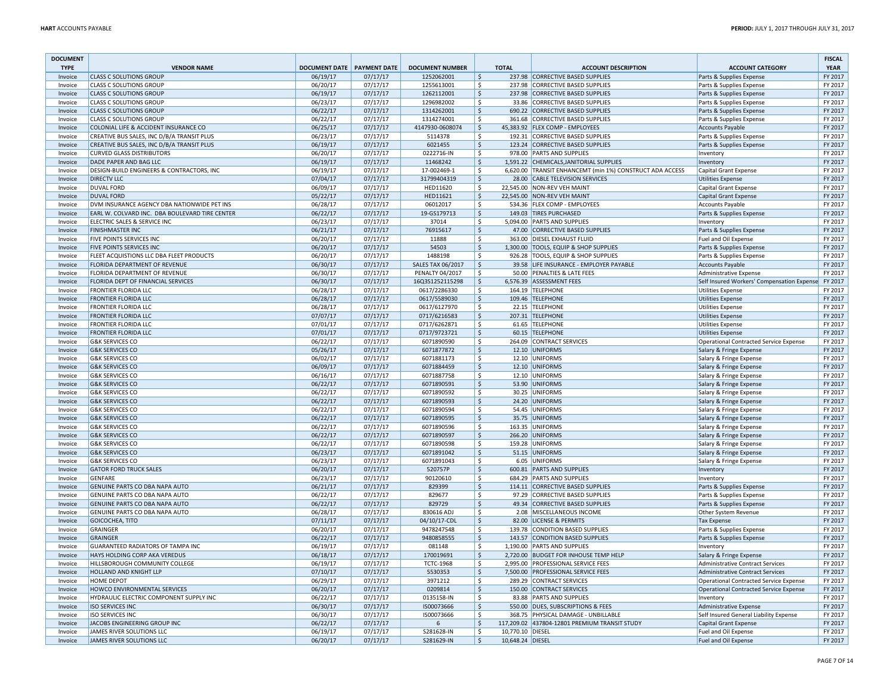| DOCUMENT TYPE | VENDOR NAME | DOCUMENT DATE | PAYMENT DATE | DOCUMENT NUMBER | TOTAL | ACCOUNT DESCRIPTION | ACCOUNT CATEGORY | FISCAL YEAR |
|---|---|---|---|---|---|---|---|---|
| Invoice | CLASS C SOLUTIONS GROUP | 06/19/17 | 07/17/17 | 1252062001 | $ 237.98 | CORRECTIVE BASED SUPPLIES | Parts & Supplies Expense | FY 2017 |
| Invoice | CLASS C SOLUTIONS GROUP | 06/20/17 | 07/17/17 | 1255613001 | $ 237.98 | CORRECTIVE BASED SUPPLIES | Parts & Supplies Expense | FY 2017 |
| Invoice | CLASS C SOLUTIONS GROUP | 06/19/17 | 07/17/17 | 1262112001 | $ 237.98 | CORRECTIVE BASED SUPPLIES | Parts & Supplies Expense | FY 2017 |
| Invoice | CLASS C SOLUTIONS GROUP | 06/23/17 | 07/17/17 | 1296982002 | $ 33.86 | CORRECTIVE BASED SUPPLIES | Parts & Supplies Expense | FY 2017 |
| Invoice | CLASS C SOLUTIONS GROUP | 06/22/17 | 07/17/17 | 1314262001 | $ 690.22 | CORRECTIVE BASED SUPPLIES | Parts & Supplies Expense | FY 2017 |
| Invoice | CLASS C SOLUTIONS GROUP | 06/22/17 | 07/17/17 | 1314274001 | $ 361.68 | CORRECTIVE BASED SUPPLIES | Parts & Supplies Expense | FY 2017 |
| Invoice | COLONIAL LIFE & ACCIDENT INSURANCE CO | 06/25/17 | 07/17/17 | 4147930-0608074 | $ 45,383.92 | FLEX COMP - EMPLOYEES | Accounts Payable | FY 2017 |
| Invoice | CREATIVE BUS SALES, INC D/B/A TRANSIT PLUS | 06/23/17 | 07/17/17 | 5114378 | $ 192.31 | CORRECTIVE BASED SUPPLIES | Parts & Supplies Expense | FY 2017 |
| Invoice | CREATIVE BUS SALES, INC D/B/A TRANSIT PLUS | 06/19/17 | 07/17/17 | 6021455 | $ 123.24 | CORRECTIVE BASED SUPPLIES | Parts & Supplies Expense | FY 2017 |
| Invoice | CURVED GLASS DISTRIBUTORS | 06/20/17 | 07/17/17 | 0222716-IN | $ 978.00 | PARTS AND SUPPLIES | Inventory | FY 2017 |
| Invoice | DADE PAPER AND BAG LLC | 06/19/17 | 07/17/17 | 11468242 | $ 1,591.22 | CHEMICALS,JANITORIAL SUPPLIES | Inventory | FY 2017 |
| Invoice | DESIGN-BUILD ENGINEERS & CONTRACTORS, INC | 06/19/17 | 07/17/17 | 17-002469-1 | $ 6,620.00 | TRANSIT ENHANCEMT (min 1%) CONSTRUCT ADA ACCESS | Capital Grant Expense | FY 2017 |
| Invoice | DIRECTV LLC | 07/04/17 | 07/17/17 | 31799404319 | $ 28.00 | CABLE TELEVISION SERVICES | Utilities Expense | FY 2017 |
| Invoice | DUVAL FORD | 06/09/17 | 07/17/17 | HED11620 | $ 22,545.00 | NON-REV VEH MAINT | Capital Grant Expense | FY 2017 |
| Invoice | DUVAL FORD | 05/22/17 | 07/17/17 | HED11621 | $ 22,545.00 | NON-REV VEH MAINT | Capital Grant Expense | FY 2017 |
| Invoice | DVM INSURANCE AGENCY DBA NATIONWIDE PET INS | 06/28/17 | 07/17/17 | 06012017 | $ 534.36 | FLEX COMP - EMPLOYEES | Accounts Payable | FY 2017 |
| Invoice | EARL W. COLVARD INC. DBA BOULEVARD TIRE CENTER | 06/22/17 | 07/17/17 | 19-GS179713 | $ 149.03 | TIRES PURCHASED | Parts & Supplies Expense | FY 2017 |
| Invoice | ELECTRIC SALES & SERVICE INC | 06/23/17 | 07/17/17 | 37014 | $ 5,094.00 | PARTS AND SUPPLIES | Inventory | FY 2017 |
| Invoice | FINISHMASTER INC | 06/21/17 | 07/17/17 | 76915617 | $ 47.00 | CORRECTIVE BASED SUPPLIES | Parts & Supplies Expense | FY 2017 |
| Invoice | FIVE POINTS SERVICES INC | 06/20/17 | 07/17/17 | 11888 | $ 363.00 | DIESEL EXHAUST FLUID | Fuel and Oil Expense | FY 2017 |
| Invoice | FIVE POINTS SERVICES INC | 06/20/17 | 07/17/17 | 54503 | $ 1,300.00 | TOOLS, EQUIP & SHOP SUPPLIES | Parts & Supplies Expense | FY 2017 |
| Invoice | FLEET ACQUISTIONS LLC DBA FLEET PRODUCTS | 06/20/17 | 07/17/17 | 1488198 | $ 926.28 | TOOLS, EQUIP & SHOP SUPPLIES | Parts & Supplies Expense | FY 2017 |
| Invoice | FLORIDA DEPARTMENT OF REVENUE | 06/30/17 | 07/17/17 | SALES TAX 06/2017 | $ 39.58 | LIFE INSURANCE - EMPLOYER PAYABLE | Accounts Payable | FY 2017 |
| Invoice | FLORIDA DEPARTMENT OF REVENUE | 06/30/17 | 07/17/17 | PENALTY 04/2017 | $ 50.00 | PENALTIES & LATE FEES | Administrative Expense | FY 2017 |
| Invoice | FLORIDA DEPT OF FINANCIAL SERVICES | 06/30/17 | 07/17/17 | 16Q3S1252115298 | $ 6,576.39 | ASSESSMENT FEES | Self Insured Workers' Compensation Expense | FY 2017 |
| Invoice | FRONTIER FLORIDA LLC | 06/28/17 | 07/17/17 | 0617/2286330 | $ 164.19 | TELEPHONE | Utilities Expense | FY 2017 |
| Invoice | FRONTIER FLORIDA LLC | 06/28/17 | 07/17/17 | 0617/5589030 | $ 109.46 | TELEPHONE | Utilities Expense | FY 2017 |
| Invoice | FRONTIER FLORIDA LLC | 06/28/17 | 07/17/17 | 0617/6127970 | $ 22.15 | TELEPHONE | Utilities Expense | FY 2017 |
| Invoice | FRONTIER FLORIDA LLC | 07/07/17 | 07/17/17 | 0717/6216583 | $ 207.31 | TELEPHONE | Utilities Expense | FY 2017 |
| Invoice | FRONTIER FLORIDA LLC | 07/01/17 | 07/17/17 | 0717/6262871 | $ 61.65 | TELEPHONE | Utilities Expense | FY 2017 |
| Invoice | FRONTIER FLORIDA LLC | 07/01/17 | 07/17/17 | 0717/9723721 | $ 60.15 | TELEPHONE | Utilities Expense | FY 2017 |
| Invoice | G&K SERVICES CO | 06/22/17 | 07/17/17 | 6071890590 | $ 264.09 | CONTRACT SERVICES | Operational Contracted Service Expense | FY 2017 |
| Invoice | G&K SERVICES CO | 05/26/17 | 07/17/17 | 6071877872 | $ 12.10 | UNIFORMS | Salary & Fringe Expense | FY 2017 |
| Invoice | G&K SERVICES CO | 06/02/17 | 07/17/17 | 6071881173 | $ 12.10 | UNIFORMS | Salary & Fringe Expense | FY 2017 |
| Invoice | G&K SERVICES CO | 06/09/17 | 07/17/17 | 6071884459 | $ 12.10 | UNIFORMS | Salary & Fringe Expense | FY 2017 |
| Invoice | G&K SERVICES CO | 06/16/17 | 07/17/17 | 6071887758 | $ 12.10 | UNIFORMS | Salary & Fringe Expense | FY 2017 |
| Invoice | G&K SERVICES CO | 06/22/17 | 07/17/17 | 6071890591 | $ 53.90 | UNIFORMS | Salary & Fringe Expense | FY 2017 |
| Invoice | G&K SERVICES CO | 06/22/17 | 07/17/17 | 6071890592 | $ 30.25 | UNIFORMS | Salary & Fringe Expense | FY 2017 |
| Invoice | G&K SERVICES CO | 06/22/17 | 07/17/17 | 6071890593 | $ 24.20 | UNIFORMS | Salary & Fringe Expense | FY 2017 |
| Invoice | G&K SERVICES CO | 06/22/17 | 07/17/17 | 6071890594 | $ 54.45 | UNIFORMS | Salary & Fringe Expense | FY 2017 |
| Invoice | G&K SERVICES CO | 06/22/17 | 07/17/17 | 6071890595 | $ 35.75 | UNIFORMS | Salary & Fringe Expense | FY 2017 |
| Invoice | G&K SERVICES CO | 06/22/17 | 07/17/17 | 6071890596 | $ 163.35 | UNIFORMS | Salary & Fringe Expense | FY 2017 |
| Invoice | G&K SERVICES CO | 06/22/17 | 07/17/17 | 6071890597 | $ 266.20 | UNIFORMS | Salary & Fringe Expense | FY 2017 |
| Invoice | G&K SERVICES CO | 06/22/17 | 07/17/17 | 6071890598 | $ 159.28 | UNIFORMS | Salary & Fringe Expense | FY 2017 |
| Invoice | G&K SERVICES CO | 06/23/17 | 07/17/17 | 6071891042 | $ 51.15 | UNIFORMS | Salary & Fringe Expense | FY 2017 |
| Invoice | G&K SERVICES CO | 06/23/17 | 07/17/17 | 6071891043 | $ 6.05 | UNIFORMS | Salary & Fringe Expense | FY 2017 |
| Invoice | GATOR FORD TRUCK SALES | 06/20/17 | 07/17/17 | 520757P | $ 600.81 | PARTS AND SUPPLIES | Inventory | FY 2017 |
| Invoice | GENFARE | 06/23/17 | 07/17/17 | 90120610 | $ 684.29 | PARTS AND SUPPLIES | Inventory | FY 2017 |
| Invoice | GENUINE PARTS CO DBA NAPA AUTO | 06/21/17 | 07/17/17 | 829399 | $ 114.11 | CORRECTIVE BASED SUPPLIES | Parts & Supplies Expense | FY 2017 |
| Invoice | GENUINE PARTS CO DBA NAPA AUTO | 06/22/17 | 07/17/17 | 829677 | $ 97.29 | CORRECTIVE BASED SUPPLIES | Parts & Supplies Expense | FY 2017 |
| Invoice | GENUINE PARTS CO DBA NAPA AUTO | 06/22/17 | 07/17/17 | 829729 | $ 49.34 | CORRECTIVE BASED SUPPLIES | Parts & Supplies Expense | FY 2017 |
| Invoice | GENUINE PARTS CO DBA NAPA AUTO | 06/28/17 | 07/17/17 | 830616 ADJ | $ 2.08 | MISCELLANEOUS INCOME | Other System Revenue | FY 2017 |
| Invoice | GOICOCHEA, TITO | 07/11/17 | 07/17/17 | 04/10/17-CDL | $ 82.00 | LICENSE & PERMITS | Tax Expense | FY 2017 |
| Invoice | GRAINGER | 06/20/17 | 07/17/17 | 9478247548 | $ 139.78 | CONDITION BASED SUPPLIES | Parts & Supplies Expense | FY 2017 |
| Invoice | GRAINGER | 06/22/17 | 07/17/17 | 9480858555 | $ 143.57 | CONDITION BASED SUPPLIES | Parts & Supplies Expense | FY 2017 |
| Invoice | GUARANTEED RADIATORS OF TAMPA INC | 06/19/17 | 07/17/17 | 081148 | $ 1,190.00 | PARTS AND SUPPLIES | Inventory | FY 2017 |
| Invoice | HAYS HOLDING CORP AKA VEREDUS | 06/18/17 | 07/17/17 | 170019691 | $ 2,720.00 | BUDGET FOR INHOUSE TEMP HELP | Salary & Fringe Expense | FY 2017 |
| Invoice | HILLSBOROUGH COMMUNITY COLLEGE | 06/19/17 | 07/17/17 | TCTC-1968 | $ 2,995.00 | PROFESSIONAL SERVICE FEES | Administrative Contract Services | FY 2017 |
| Invoice | HOLLAND AND KNIGHT LLP | 07/10/17 | 07/17/17 | 5530353 | $ 7,500.00 | PROFESSIONAL SERVICE FEES | Administrative Contract Services | FY 2017 |
| Invoice | HOME DEPOT | 06/29/17 | 07/17/17 | 3971212 | $ 289.29 | CONTRACT SERVICES | Operational Contracted Service Expense | FY 2017 |
| Invoice | HOWCO ENVIRONMENTAL SERVICES | 06/20/17 | 07/17/17 | 0209814 | $ 150.00 | CONTRACT SERVICES | Operational Contracted Service Expense | FY 2017 |
| Invoice | HYDRAULIC ELECTRIC COMPONENT SUPPLY INC | 06/22/17 | 07/17/17 | 0135158-IN | $ 83.88 | PARTS AND SUPPLIES | Inventory | FY 2017 |
| Invoice | ISO SERVICES INC | 06/30/17 | 07/17/17 | IS00073666 | $ 550.00 | DUES, SUBSCRIPTIONS & FEES | Administrative Expense | FY 2017 |
| Invoice | ISO SERVICES INC | 06/30/17 | 07/17/17 | IS00073666 | $ 368.75 | PHYSICAL DAMAGE - UNBILLABLE | Self Insured General Liability Expense | FY 2017 |
| Invoice | JACOBS ENGINEERING GROUP INC | 06/22/17 | 07/17/17 | 6 | $ 117,209.02 | 437804-12801 PREMIUM TRANSIT STUDY | Capital Grant Expense | FY 2017 |
| Invoice | JAMES RIVER SOLUTIONS LLC | 06/19/17 | 07/17/17 | S281628-IN | $ 10,770.10 | DIESEL | Fuel and Oil Expense | FY 2017 |
| Invoice | JAMES RIVER SOLUTIONS LLC | 06/20/17 | 07/17/17 | S281629-IN | $ 10,648.24 | DIESEL | Fuel and Oil Expense | FY 2017 |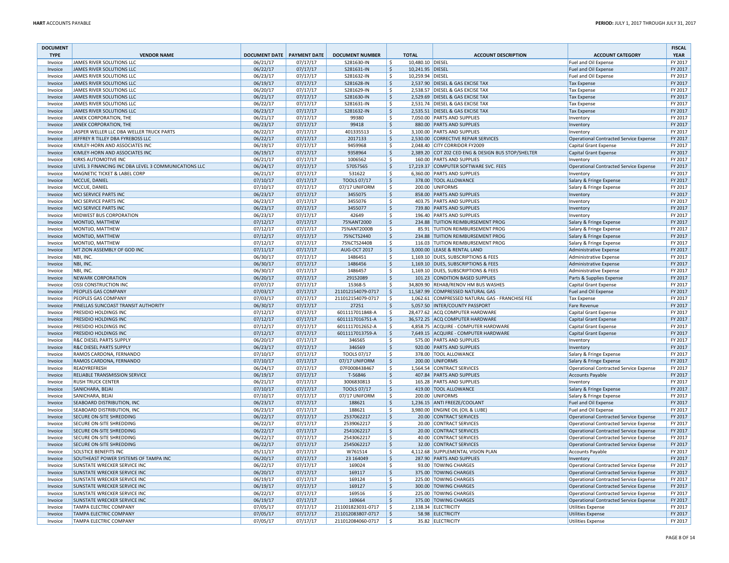| DOCUMENT TYPE | VENDOR NAME | DOCUMENT DATE | PAYMENT DATE | DOCUMENT NUMBER | TOTAL | ACCOUNT DESCRIPTION | ACCOUNT CATEGORY | FISCAL YEAR |
|---|---|---|---|---|---|---|---|---|
| Invoice | JAMES RIVER SOLUTIONS LLC | 06/21/17 | 07/17/17 | S281630-IN | $ 10,480.10 | DIESEL | Fuel and Oil Expense | FY 2017 |
| Invoice | JAMES RIVER SOLUTIONS LLC | 06/22/17 | 07/17/17 | S281631-IN | $ 10,241.95 | DIESEL | Fuel and Oil Expense | FY 2017 |
| Invoice | JAMES RIVER SOLUTIONS LLC | 06/23/17 | 07/17/17 | S281632-IN | $ 10,259.94 | DIESEL | Fuel and Oil Expense | FY 2017 |
| Invoice | JAMES RIVER SOLUTIONS LLC | 06/19/17 | 07/17/17 | S281628-IN | $ 2,537.90 | DIESEL & GAS EXCISE TAX | Tax Expense | FY 2017 |
| Invoice | JAMES RIVER SOLUTIONS LLC | 06/20/17 | 07/17/17 | S281629-IN | $ 2,538.57 | DIESEL & GAS EXCISE TAX | Tax Expense | FY 2017 |
| Invoice | JAMES RIVER SOLUTIONS LLC | 06/21/17 | 07/17/17 | S281630-IN | $ 2,529.69 | DIESEL & GAS EXCISE TAX | Tax Expense | FY 2017 |
| Invoice | JAMES RIVER SOLUTIONS LLC | 06/22/17 | 07/17/17 | S281631-IN | $ 2,531.74 | DIESEL & GAS EXCISE TAX | Tax Expense | FY 2017 |
| Invoice | JAMES RIVER SOLUTIONS LLC | 06/23/17 | 07/17/17 | S281632-IN | $ 2,535.51 | DIESEL & GAS EXCISE TAX | Tax Expense | FY 2017 |
| Invoice | JANEK CORPORATION, THE | 06/21/17 | 07/17/17 | 99380 | $ 7,050.00 | PARTS AND SUPPLIES | Inventory | FY 2017 |
| Invoice | JANEK CORPORATION, THE | 06/23/17 | 07/17/17 | 99418 | $ 880.00 | PARTS AND SUPPLIES | Inventory | FY 2017 |
| Invoice | JASPER WELLER LLC DBA WELLER TRUCK PARTS | 06/22/17 | 07/17/17 | 401335513 | $ 3,100.00 | PARTS AND SUPPLIES | Inventory | FY 2017 |
| Invoice | JEFFREY R TILLEY DBA FYREBOSS LLC | 06/22/17 | 07/17/17 | 2017133 | $ 2,530.00 | CORRECTIVE REPAIR SERVICES | Operational Contracted Service Expense | FY 2017 |
| Invoice | KIMLEY-HORN AND ASSOCIATES INC | 06/19/17 | 07/17/17 | 9459968 | $ 2,048.40 | CITY CORRIDOR FY2009 | Capital Grant Expense | FY 2017 |
| Invoice | KIMLEY-HORN AND ASSOCIATES INC | 06/19/17 | 07/17/17 | 9358964 | $ 2,389.20 | COT Z02 CED ENG & DESIGN BUS STOP/SHELTER | Capital Grant Expense | FY 2017 |
| Invoice | KIRKS AUTOMOTIVE INC | 06/21/17 | 07/17/17 | 1006562 | $ 160.00 | PARTS AND SUPPLIES | Inventory | FY 2017 |
| Invoice | LEVEL 3 FINANCING INC DBA LEVEL 3 COMMUNICATIONS LLC | 06/24/17 | 07/17/17 | 57057565 | $ 17,219.37 | COMPUTER SOFTWARE SVC. FEES | Operational Contracted Service Expense | FY 2017 |
| Invoice | MAGNETIC TICKET & LABEL CORP | 06/21/17 | 07/17/17 | 531622 | $ 6,360.00 | PARTS AND SUPPLIES | Inventory | FY 2017 |
| Invoice | MCCUE, DANIEL | 07/10/17 | 07/17/17 | TOOLS 07/17 | $ 378.00 | TOOL ALLOWANCE | Salary & Fringe Expense | FY 2017 |
| Invoice | MCCUE, DANIEL | 07/10/17 | 07/17/17 | 07/17 UNIFORM | $ 200.00 | UNIFORMS | Salary & Fringe Expense | FY 2017 |
| Invoice | MCI SERVICE PARTS INC | 06/23/17 | 07/17/17 | 3455075 | $ 858.00 | PARTS AND SUPPLIES | Inventory | FY 2017 |
| Invoice | MCI SERVICE PARTS INC | 06/23/17 | 07/17/17 | 3455076 | $ 403.75 | PARTS AND SUPPLIES | Inventory | FY 2017 |
| Invoice | MCI SERVICE PARTS INC | 06/23/17 | 07/17/17 | 3455077 | $ 739.80 | PARTS AND SUPPLIES | Inventory | FY 2017 |
| Invoice | MIDWEST BUS CORPORATION | 06/23/17 | 07/17/17 | 42649 | $ 196.40 | PARTS AND SUPPLIES | Inventory | FY 2017 |
| Invoice | MONTIJO, MATTHEW | 07/12/17 | 07/17/17 | 75%ANT2000 | $ 234.88 | TUITION REIMBURSEMENT PROG | Salary & Fringe Expense | FY 2017 |
| Invoice | MONTIJO, MATTHEW | 07/12/17 | 07/17/17 | 75%ANT2000B | $ 85.91 | TUITION REIMBURSEMENT PROG | Salary & Fringe Expense | FY 2017 |
| Invoice | MONTIJO, MATTHEW | 07/12/17 | 07/17/17 | 75%CTS2440 | $ 234.88 | TUITION REIMBURSEMENT PROG | Salary & Fringe Expense | FY 2017 |
| Invoice | MONTIJO, MATTHEW | 07/12/17 | 07/17/17 | 75%CTS2440B | $ 116.03 | TUITION REIMBURSEMENT PROG | Salary & Fringe Expense | FY 2017 |
| Invoice | MT ZION ASSEMBLY OF GOD INC | 07/11/17 | 07/17/17 | AUG-OCT 2017 | $ 3,000.00 | LEASE & RENTAL LAND | Administrative Expense | FY 2017 |
| Invoice | NBI, INC. | 06/30/17 | 07/17/17 | 1486451 | $ 1,169.10 | DUES, SUBSCRIPTIONS & FEES | Administrative Expense | FY 2017 |
| Invoice | NBI, INC. | 06/30/17 | 07/17/17 | 1486456 | $ 1,169.10 | DUES, SUBSCRIPTIONS & FEES | Administrative Expense | FY 2017 |
| Invoice | NBI, INC. | 06/30/17 | 07/17/17 | 1486457 | $ 1,169.10 | DUES, SUBSCRIPTIONS & FEES | Administrative Expense | FY 2017 |
| Invoice | NEWARK CORPORATION | 06/20/17 | 07/17/17 | 29152089 | $ 101.23 | CONDITION BASED SUPPLIES | Parts & Supplies Expense | FY 2017 |
| Invoice | OSSI CONSTRUCTION INC | 07/07/17 | 07/17/17 | 15368-5 | $ 34,809.90 | REHAB/RENOV HM BUS WASHES | Capital Grant Expense | FY 2017 |
| Invoice | PEOPLES GAS COMPANY | 07/03/17 | 07/17/17 | 211012154079-0717 | $ 11,587.99 | COMPRESSED NATURAL GAS | Fuel and Oil Expense | FY 2017 |
| Invoice | PEOPLES GAS COMPANY | 07/03/17 | 07/17/17 | 211012154079-0717 | $ 1,062.61 | COMPRESSED NATURAL GAS - FRANCHISE FEE | Tax Expense | FY 2017 |
| Invoice | PINELLAS SUNCOAST TRANSIT AUTHORITY | 06/30/17 | 07/17/17 | 27251 | $ 5,057.50 | INTER/COUNTY PASSPORT | Fare Revenue | FY 2017 |
| Invoice | PRESIDIO HOLDINGS INC | 07/12/17 | 07/17/17 | 6011117011848-A | $ 28,477.62 | ACQ COMPUTER HARDWARE | Capital Grant Expense | FY 2017 |
| Invoice | PRESIDIO HOLDINGS INC | 07/12/17 | 07/17/17 | 6011117016751-A | $ 36,572.25 | ACQ COMPUTER HARDWARE | Capital Grant Expense | FY 2017 |
| Invoice | PRESIDIO HOLDINGS INC | 07/12/17 | 07/17/17 | 6011117012652-A | $ 4,858.75 | ACQUIRE - COMPUTER HARDWARE | Capital Grant Expense | FY 2017 |
| Invoice | PRESIDIO HOLDINGS INC | 07/12/17 | 07/17/17 | 6011117013759-A | $ 7,649.15 | ACQUIRE - COMPUTER HARDWARE | Capital Grant Expense | FY 2017 |
| Invoice | R&C DIESEL PARTS SUPPLY | 06/20/17 | 07/17/17 | 346565 | $ 575.00 | PARTS AND SUPPLIES | Inventory | FY 2017 |
| Invoice | R&C DIESEL PARTS SUPPLY | 06/23/17 | 07/17/17 | 346569 | $ 920.00 | PARTS AND SUPPLIES | Inventory | FY 2017 |
| Invoice | RAMOS CARDONA, FERNANDO | 07/10/17 | 07/17/17 | TOOLS 07/17 | $ 378.00 | TOOL ALLOWANCE | Salary & Fringe Expense | FY 2017 |
| Invoice | RAMOS CARDONA, FERNANDO | 07/10/17 | 07/17/17 | 07/17 UNIFORM | $ 200.00 | UNIFORMS | Salary & Fringe Expense | FY 2017 |
| Invoice | READYREFRESH | 06/24/17 | 07/17/17 | 07F0008438467 | $ 1,564.54 | CONTRACT SERVICES | Operational Contracted Service Expense | FY 2017 |
| Invoice | RELIABLE TRANSMISSION SERVICE | 06/19/17 | 07/17/17 | T-56846 | $ 407.84 | PARTS AND SUPPLIES | Accounts Payable | FY 2017 |
| Invoice | RUSH TRUCK CENTER | 06/21/17 | 07/17/17 | 3006830813 | $ 165.28 | PARTS AND SUPPLIES | Inventory | FY 2017 |
| Invoice | SANICHARA, BEJAI | 07/10/17 | 07/17/17 | TOOLS 07/17 | $ 419.00 | TOOL ALLOWANCE | Salary & Fringe Expense | FY 2017 |
| Invoice | SANICHARA, BEJAI | 07/10/17 | 07/17/17 | 07/17 UNIFORM | $ 200.00 | UNIFORMS | Salary & Fringe Expense | FY 2017 |
| Invoice | SEABOARD DISTRIBUTION, INC | 06/23/17 | 07/17/17 | 188621 | $ 1,236.15 | ANTI FREEZE/COOLANT | Fuel and Oil Expense | FY 2017 |
| Invoice | SEABOARD DISTRIBUTION, INC | 06/23/17 | 07/17/17 | 188621 | $ 3,980.00 | ENGINE OIL (OIL & LUBE) | Fuel and Oil Expense | FY 2017 |
| Invoice | SECURE ON-SITE SHREDDING | 06/22/17 | 07/17/17 | 2537062217 | $ 20.00 | CONTRACT SERVICES | Operational Contracted Service Expense | FY 2017 |
| Invoice | SECURE ON-SITE SHREDDING | 06/22/17 | 07/17/17 | 2539062217 | $ 20.00 | CONTRACT SERVICES | Operational Contracted Service Expense | FY 2017 |
| Invoice | SECURE ON-SITE SHREDDING | 06/22/17 | 07/17/17 | 2541062217 | $ 20.00 | CONTRACT SERVICES | Operational Contracted Service Expense | FY 2017 |
| Invoice | SECURE ON-SITE SHREDDING | 06/22/17 | 07/17/17 | 2543062217 | $ 40.00 | CONTRACT SERVICES | Operational Contracted Service Expense | FY 2017 |
| Invoice | SECURE ON-SITE SHREDDING | 06/22/17 | 07/17/17 | 2545062217 | $ 32.00 | CONTRACT SERVICES | Operational Contracted Service Expense | FY 2017 |
| Invoice | SOLSTICE BENEFITS INC | 05/11/17 | 07/17/17 | W761514 | $ 4,112.68 | SUPPLEMENTAL VISION PLAN | Accounts Payable | FY 2017 |
| Invoice | SOUTHEAST POWER SYSTEMS OF TAMPA INC | 06/20/17 | 07/17/17 | 23 164049 | $ 287.90 | PARTS AND SUPPLIES | Inventory | FY 2017 |
| Invoice | SUNSTATE WRECKER SERVICE INC | 06/22/17 | 07/17/17 | 169024 | $ 93.00 | TOWING CHARGES | Operational Contracted Service Expense | FY 2017 |
| Invoice | SUNSTATE WRECKER SERVICE INC | 06/20/17 | 07/17/17 | 169117 | $ 375.00 | TOWING CHARGES | Operational Contracted Service Expense | FY 2017 |
| Invoice | SUNSTATE WRECKER SERVICE INC | 06/19/17 | 07/17/17 | 169124 | $ 225.00 | TOWING CHARGES | Operational Contracted Service Expense | FY 2017 |
| Invoice | SUNSTATE WRECKER SERVICE INC | 06/19/17 | 07/17/17 | 169127 | $ 300.00 | TOWING CHARGES | Operational Contracted Service Expense | FY 2017 |
| Invoice | SUNSTATE WRECKER SERVICE INC | 06/22/17 | 07/17/17 | 169516 | $ 225.00 | TOWING CHARGES | Operational Contracted Service Expense | FY 2017 |
| Invoice | SUNSTATE WRECKER SERVICE INC | 06/19/17 | 07/17/17 | 169664 | $ 375.00 | TOWING CHARGES | Operational Contracted Service Expense | FY 2017 |
| Invoice | TAMPA ELECTRIC COMPANY | 07/05/17 | 07/17/17 | 211001823031-0717 | $ 2,138.34 | ELECTRICITY | Utilities Expense | FY 2017 |
| Invoice | TAMPA ELECTRIC COMPANY | 07/05/17 | 07/17/17 | 211012083807-0717 | $ 58.98 | ELECTRICITY | Utilities Expense | FY 2017 |
| Invoice | TAMPA ELECTRIC COMPANY | 07/05/17 | 07/17/17 | 211012084060-0717 | $ 35.82 | ELECTRICITY | Utilities Expense | FY 2017 |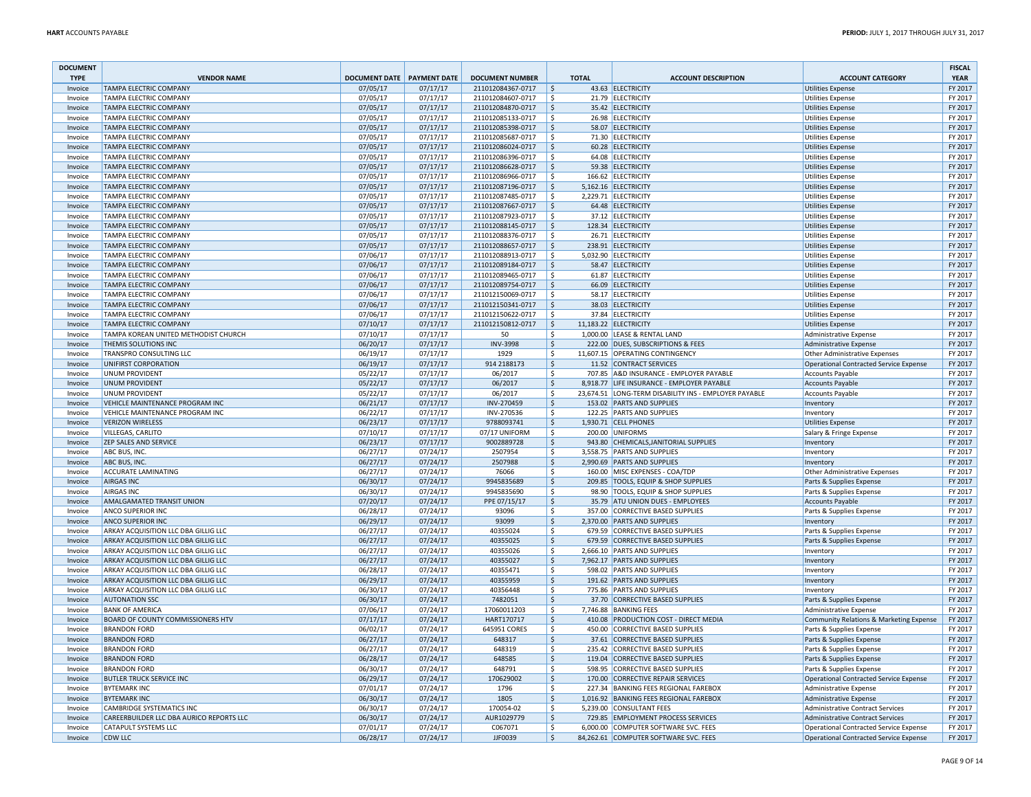| DOCUMENT TYPE | VENDOR NAME | DOCUMENT DATE | PAYMENT DATE | DOCUMENT NUMBER | TOTAL | ACCOUNT DESCRIPTION | ACCOUNT CATEGORY | FISCAL YEAR |
|---|---|---|---|---|---|---|---|---|
| Invoice | TAMPA ELECTRIC COMPANY | 07/05/17 | 07/17/17 | 211012084367-0717 | $ 43.63 | ELECTRICITY | Utilities Expense | FY 2017 |
| Invoice | TAMPA ELECTRIC COMPANY | 07/05/17 | 07/17/17 | 211012084607-0717 | $ 21.79 | ELECTRICITY | Utilities Expense | FY 2017 |
| Invoice | TAMPA ELECTRIC COMPANY | 07/05/17 | 07/17/17 | 211012084870-0717 | $ 35.42 | ELECTRICITY | Utilities Expense | FY 2017 |
| Invoice | TAMPA ELECTRIC COMPANY | 07/05/17 | 07/17/17 | 211012085133-0717 | $ 26.98 | ELECTRICITY | Utilities Expense | FY 2017 |
| Invoice | TAMPA ELECTRIC COMPANY | 07/05/17 | 07/17/17 | 211012085398-0717 | $ 58.07 | ELECTRICITY | Utilities Expense | FY 2017 |
| Invoice | TAMPA ELECTRIC COMPANY | 07/05/17 | 07/17/17 | 211012085687-0717 | $ 71.30 | ELECTRICITY | Utilities Expense | FY 2017 |
| Invoice | TAMPA ELECTRIC COMPANY | 07/05/17 | 07/17/17 | 211012086024-0717 | $ 60.28 | ELECTRICITY | Utilities Expense | FY 2017 |
| Invoice | TAMPA ELECTRIC COMPANY | 07/05/17 | 07/17/17 | 211012086396-0717 | $ 64.08 | ELECTRICITY | Utilities Expense | FY 2017 |
| Invoice | TAMPA ELECTRIC COMPANY | 07/05/17 | 07/17/17 | 211012086628-0717 | $ 59.38 | ELECTRICITY | Utilities Expense | FY 2017 |
| Invoice | TAMPA ELECTRIC COMPANY | 07/05/17 | 07/17/17 | 211012086966-0717 | $ 166.62 | ELECTRICITY | Utilities Expense | FY 2017 |
| Invoice | TAMPA ELECTRIC COMPANY | 07/05/17 | 07/17/17 | 211012087196-0717 | $ 5,162.16 | ELECTRICITY | Utilities Expense | FY 2017 |
| Invoice | TAMPA ELECTRIC COMPANY | 07/05/17 | 07/17/17 | 211012087485-0717 | $ 2,229.71 | ELECTRICITY | Utilities Expense | FY 2017 |
| Invoice | TAMPA ELECTRIC COMPANY | 07/05/17 | 07/17/17 | 211012087667-0717 | $ 64.48 | ELECTRICITY | Utilities Expense | FY 2017 |
| Invoice | TAMPA ELECTRIC COMPANY | 07/05/17 | 07/17/17 | 211012087923-0717 | $ 37.12 | ELECTRICITY | Utilities Expense | FY 2017 |
| Invoice | TAMPA ELECTRIC COMPANY | 07/05/17 | 07/17/17 | 211012088145-0717 | $ 128.34 | ELECTRICITY | Utilities Expense | FY 2017 |
| Invoice | TAMPA ELECTRIC COMPANY | 07/05/17 | 07/17/17 | 211012088376-0717 | $ 26.71 | ELECTRICITY | Utilities Expense | FY 2017 |
| Invoice | TAMPA ELECTRIC COMPANY | 07/05/17 | 07/17/17 | 211012088657-0717 | $ 238.91 | ELECTRICITY | Utilities Expense | FY 2017 |
| Invoice | TAMPA ELECTRIC COMPANY | 07/06/17 | 07/17/17 | 211012088913-0717 | $ 5,032.90 | ELECTRICITY | Utilities Expense | FY 2017 |
| Invoice | TAMPA ELECTRIC COMPANY | 07/06/17 | 07/17/17 | 211012089184-0717 | $ 58.47 | ELECTRICITY | Utilities Expense | FY 2017 |
| Invoice | TAMPA ELECTRIC COMPANY | 07/06/17 | 07/17/17 | 211012089465-0717 | $ 61.87 | ELECTRICITY | Utilities Expense | FY 2017 |
| Invoice | TAMPA ELECTRIC COMPANY | 07/06/17 | 07/17/17 | 211012089754-0717 | $ 66.09 | ELECTRICITY | Utilities Expense | FY 2017 |
| Invoice | TAMPA ELECTRIC COMPANY | 07/06/17 | 07/17/17 | 211012150069-0717 | $ 58.17 | ELECTRICITY | Utilities Expense | FY 2017 |
| Invoice | TAMPA ELECTRIC COMPANY | 07/06/17 | 07/17/17 | 211012150341-0717 | $ 38.03 | ELECTRICITY | Utilities Expense | FY 2017 |
| Invoice | TAMPA ELECTRIC COMPANY | 07/06/17 | 07/17/17 | 211012150622-0717 | $ 37.84 | ELECTRICITY | Utilities Expense | FY 2017 |
| Invoice | TAMPA ELECTRIC COMPANY | 07/10/17 | 07/17/17 | 211012150812-0717 | $ 11,183.22 | ELECTRICITY | Utilities Expense | FY 2017 |
| Invoice | TAMPA KOREAN UNITED METHODIST CHURCH | 07/10/17 | 07/17/17 | 50 | $ 1,000.00 | LEASE & RENTAL LAND | Administrative Expense | FY 2017 |
| Invoice | THEMIS SOLUTIONS INC | 06/20/17 | 07/17/17 | INV-3998 | $ 222.00 | DUES, SUBSCRIPTIONS & FEES | Administrative Expense | FY 2017 |
| Invoice | TRANSPRO CONSULTING LLC | 06/19/17 | 07/17/17 | 1929 | $ 11,607.15 | OPERATING CONTINGENCY | Other Administrative Expenses | FY 2017 |
| Invoice | UNIFIRST CORPORATION | 06/19/17 | 07/17/17 | 914 2188173 | $ 11.52 | CONTRACT SERVICES | Operational Contracted Service Expense | FY 2017 |
| Invoice | UNUM PROVIDENT | 05/22/17 | 07/17/17 | 06/2017 | $ 707.85 | A&D INSURANCE - EMPLOYER PAYABLE | Accounts Payable | FY 2017 |
| Invoice | UNUM PROVIDENT | 05/22/17 | 07/17/17 | 06/2017 | $ 8,918.77 | LIFE INSURANCE - EMPLOYER PAYABLE | Accounts Payable | FY 2017 |
| Invoice | UNUM PROVIDENT | 05/22/17 | 07/17/17 | 06/2017 | $ 23,674.51 | LONG-TERM DISABILITY INS - EMPLOYER PAYABLE | Accounts Payable | FY 2017 |
| Invoice | VEHICLE MAINTENANCE PROGRAM INC | 06/21/17 | 07/17/17 | INV-270459 | $ 153.02 | PARTS AND SUPPLIES | Inventory | FY 2017 |
| Invoice | VEHICLE MAINTENANCE PROGRAM INC | 06/22/17 | 07/17/17 | INV-270536 | $ 122.25 | PARTS AND SUPPLIES | Inventory | FY 2017 |
| Invoice | VERIZON WIRELESS | 06/23/17 | 07/17/17 | 9788093741 | $ 1,930.71 | CELL PHONES | Utilities Expense | FY 2017 |
| Invoice | VILLEGAS, CARLITO | 07/10/17 | 07/17/17 | 07/17 UNIFORM | $ 200.00 | UNIFORMS | Salary & Fringe Expense | FY 2017 |
| Invoice | ZEP SALES AND SERVICE | 06/23/17 | 07/17/17 | 9002889728 | $ 943.80 | CHEMICALS,JANITORIAL SUPPLIES | Inventory | FY 2017 |
| Invoice | ABC BUS, INC. | 06/27/17 | 07/24/17 | 2507954 | $ 3,558.75 | PARTS AND SUPPLIES | Inventory | FY 2017 |
| Invoice | ABC BUS, INC. | 06/27/17 | 07/24/17 | 2507988 | $ 2,990.69 | PARTS AND SUPPLIES | Inventory | FY 2017 |
| Invoice | ACCURATE LAMINATING | 06/27/17 | 07/24/17 | 76066 | $ 160.00 | MISC EXPENSES - COA/TDP | Other Administrative Expenses | FY 2017 |
| Invoice | AIRGAS INC | 06/30/17 | 07/24/17 | 9945835689 | $ 209.85 | TOOLS, EQUIP & SHOP SUPPLIES | Parts & Supplies Expense | FY 2017 |
| Invoice | AIRGAS INC | 06/30/17 | 07/24/17 | 9945835690 | $ 98.90 | TOOLS, EQUIP & SHOP SUPPLIES | Parts & Supplies Expense | FY 2017 |
| Invoice | AMALGAMATED TRANSIT UNION | 07/20/17 | 07/24/17 | PPE 07/15/17 | $ 35.79 | ATU UNION DUES - EMPLOYEES | Accounts Payable | FY 2017 |
| Invoice | ANCO SUPERIOR INC | 06/28/17 | 07/24/17 | 93096 | $ 357.00 | CORRECTIVE BASED SUPPLIES | Parts & Supplies Expense | FY 2017 |
| Invoice | ANCO SUPERIOR INC | 06/29/17 | 07/24/17 | 93099 | $ 2,370.00 | PARTS AND SUPPLIES | Inventory | FY 2017 |
| Invoice | ARKAY ACQUISITION LLC DBA GILLIG LLC | 06/27/17 | 07/24/17 | 40355024 | $ 679.59 | CORRECTIVE BASED SUPPLIES | Parts & Supplies Expense | FY 2017 |
| Invoice | ARKAY ACQUISITION LLC DBA GILLIG LLC | 06/27/17 | 07/24/17 | 40355025 | $ 679.59 | CORRECTIVE BASED SUPPLIES | Parts & Supplies Expense | FY 2017 |
| Invoice | ARKAY ACQUISITION LLC DBA GILLIG LLC | 06/27/17 | 07/24/17 | 40355026 | $ 2,666.10 | PARTS AND SUPPLIES | Inventory | FY 2017 |
| Invoice | ARKAY ACQUISITION LLC DBA GILLIG LLC | 06/27/17 | 07/24/17 | 40355027 | $ 7,962.17 | PARTS AND SUPPLIES | Inventory | FY 2017 |
| Invoice | ARKAY ACQUISITION LLC DBA GILLIG LLC | 06/28/17 | 07/24/17 | 40355471 | $ 598.02 | PARTS AND SUPPLIES | Inventory | FY 2017 |
| Invoice | ARKAY ACQUISITION LLC DBA GILLIG LLC | 06/29/17 | 07/24/17 | 40355959 | $ 191.62 | PARTS AND SUPPLIES | Inventory | FY 2017 |
| Invoice | ARKAY ACQUISITION LLC DBA GILLIG LLC | 06/30/17 | 07/24/17 | 40356448 | $ 775.86 | PARTS AND SUPPLIES | Inventory | FY 2017 |
| Invoice | AUTONATION SSC | 06/30/17 | 07/24/17 | 7482051 | $ 37.70 | CORRECTIVE BASED SUPPLIES | Parts & Supplies Expense | FY 2017 |
| Invoice | BANK OF AMERICA | 07/06/17 | 07/24/17 | 17060011203 | $ 7,746.88 | BANKING FEES | Administrative Expense | FY 2017 |
| Invoice | BOARD OF COUNTY COMMISSIONERS HTV | 07/17/17 | 07/24/17 | HART170717 | $ 410.08 | PRODUCTION COST - DIRECT MEDIA | Community Relations & Marketing Expense | FY 2017 |
| Invoice | BRANDON FORD | 06/02/17 | 07/24/17 | 645951 CORES | $ 450.00 | CORRECTIVE BASED SUPPLIES | Parts & Supplies Expense | FY 2017 |
| Invoice | BRANDON FORD | 06/27/17 | 07/24/17 | 648317 | $ 37.61 | CORRECTIVE BASED SUPPLIES | Parts & Supplies Expense | FY 2017 |
| Invoice | BRANDON FORD | 06/27/17 | 07/24/17 | 648319 | $ 235.42 | CORRECTIVE BASED SUPPLIES | Parts & Supplies Expense | FY 2017 |
| Invoice | BRANDON FORD | 06/28/17 | 07/24/17 | 648585 | $ 119.04 | CORRECTIVE BASED SUPPLIES | Parts & Supplies Expense | FY 2017 |
| Invoice | BRANDON FORD | 06/30/17 | 07/24/17 | 648791 | $ 598.95 | CORRECTIVE BASED SUPPLIES | Parts & Supplies Expense | FY 2017 |
| Invoice | BUTLER TRUCK SERVICE INC | 06/29/17 | 07/24/17 | 170629002 | $ 170.00 | CORRECTIVE REPAIR SERVICES | Operational Contracted Service Expense | FY 2017 |
| Invoice | BYTEMARK INC | 07/01/17 | 07/24/17 | 1796 | $ 227.34 | BANKING FEES REGIONAL FAREBOX | Administrative Expense | FY 2017 |
| Invoice | BYTEMARK INC | 06/30/17 | 07/24/17 | 1805 | $ 1,016.92 | BANKING FEES REGIONAL FAREBOX | Administrative Expense | FY 2017 |
| Invoice | CAMBRIDGE SYSTEMATICS INC | 06/30/17 | 07/24/17 | 170054-02 | $ 5,239.00 | CONSULTANT FEES | Administrative Contract Services | FY 2017 |
| Invoice | CAREERBUILDER LLC DBA AURICO REPORTS LLC | 06/30/17 | 07/24/17 | AUR1029779 | $ 729.85 | EMPLOYMENT PROCESS SERVICES | Administrative Contract Services | FY 2017 |
| Invoice | CATAPULT SYSTEMS LLC | 07/01/17 | 07/24/17 | C067071 | $ 6,000.00 | COMPUTER SOFTWARE SVC. FEES | Operational Contracted Service Expense | FY 2017 |
| Invoice | CDW LLC | 06/28/17 | 07/24/17 | JJF0039 | $ 84,262.61 | COMPUTER SOFTWARE SVC. FEES | Operational Contracted Service Expense | FY 2017 |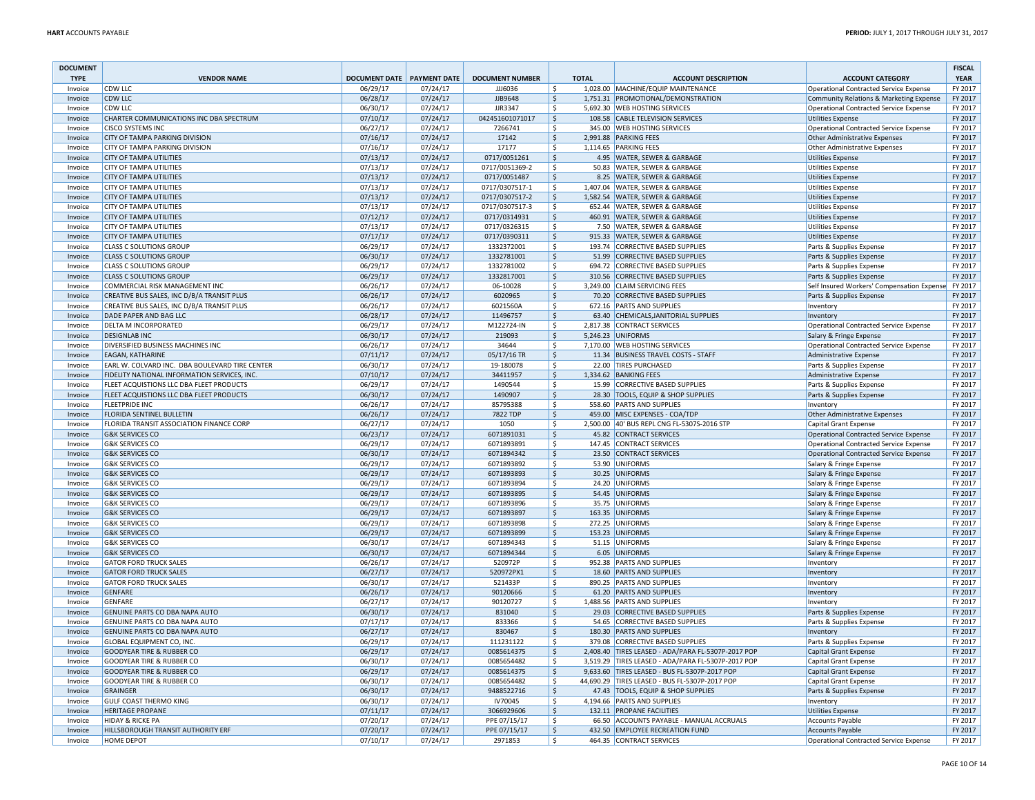| DOCUMENT TYPE | VENDOR NAME | DOCUMENT DATE | PAYMENT DATE | DOCUMENT NUMBER | TOTAL | ACCOUNT DESCRIPTION | ACCOUNT CATEGORY | FISCAL YEAR |
|---|---|---|---|---|---|---|---|---|
| Invoice | CDW LLC | 06/29/17 | 07/24/17 | JJJ6036 | $ 1,028.00 | MACHINE/EQUIP MAINTENANCE | Operational Contracted Service Expense | FY 2017 |
| Invoice | CDW LLC | 06/28/17 | 07/24/17 | JJB9648 | $ 1,751.31 | PROMOTIONAL/DEMONSTRATION | Community Relations & Marketing Expense | FY 2017 |
| Invoice | CDW LLC | 06/30/17 | 07/24/17 | JJR3347 | $ 5,692.30 | WEB HOSTING SERVICES | Operational Contracted Service Expense | FY 2017 |
| Invoice | CHARTER COMMUNICATIONS INC DBA SPECTRUM | 07/10/17 | 07/24/17 | 042451601071017 | $ 108.58 | CABLE TELEVISION SERVICES | Utilities Expense | FY 2017 |
| Invoice | CISCO SYSTEMS INC | 06/27/17 | 07/24/17 | 7266741 | $ 345.00 | WEB HOSTING SERVICES | Operational Contracted Service Expense | FY 2017 |
| Invoice | CITY OF TAMPA PARKING DIVISION | 07/16/17 | 07/24/17 | 17142 | $ 2,991.88 | PARKING FEES | Other Administrative Expenses | FY 2017 |
| Invoice | CITY OF TAMPA PARKING DIVISION | 07/16/17 | 07/24/17 | 17177 | $ 1,114.65 | PARKING FEES | Other Administrative Expenses | FY 2017 |
| Invoice | CITY OF TAMPA UTILITIES | 07/13/17 | 07/24/17 | 0717/0051261 | $ 4.95 | WATER, SEWER & GARBAGE | Utilities Expense | FY 2017 |
| Invoice | CITY OF TAMPA UTILITIES | 07/13/17 | 07/24/17 | 0717/0051369-2 | $ 50.83 | WATER, SEWER & GARBAGE | Utilities Expense | FY 2017 |
| Invoice | CITY OF TAMPA UTILITIES | 07/13/17 | 07/24/17 | 0717/0051487 | $ 8.25 | WATER, SEWER & GARBAGE | Utilities Expense | FY 2017 |
| Invoice | CITY OF TAMPA UTILITIES | 07/13/17 | 07/24/17 | 0717/0307517-1 | $ 1,407.04 | WATER, SEWER & GARBAGE | Utilities Expense | FY 2017 |
| Invoice | CITY OF TAMPA UTILITIES | 07/13/17 | 07/24/17 | 0717/0307517-2 | $ 1,582.54 | WATER, SEWER & GARBAGE | Utilities Expense | FY 2017 |
| Invoice | CITY OF TAMPA UTILITIES | 07/13/17 | 07/24/17 | 0717/0307517-3 | $ 652.44 | WATER, SEWER & GARBAGE | Utilities Expense | FY 2017 |
| Invoice | CITY OF TAMPA UTILITIES | 07/12/17 | 07/24/17 | 0717/0314931 | $ 460.91 | WATER, SEWER & GARBAGE | Utilities Expense | FY 2017 |
| Invoice | CITY OF TAMPA UTILITIES | 07/13/17 | 07/24/17 | 0717/0326315 | $ 7.50 | WATER, SEWER & GARBAGE | Utilities Expense | FY 2017 |
| Invoice | CITY OF TAMPA UTILITIES | 07/17/17 | 07/24/17 | 0717/0390311 | $ 915.33 | WATER, SEWER & GARBAGE | Utilities Expense | FY 2017 |
| Invoice | CLASS C SOLUTIONS GROUP | 06/29/17 | 07/24/17 | 1332372001 | $ 193.74 | CORRECTIVE BASED SUPPLIES | Parts & Supplies Expense | FY 2017 |
| Invoice | CLASS C SOLUTIONS GROUP | 06/30/17 | 07/24/17 | 1332781001 | $ 51.99 | CORRECTIVE BASED SUPPLIES | Parts & Supplies Expense | FY 2017 |
| Invoice | CLASS C SOLUTIONS GROUP | 06/29/17 | 07/24/17 | 1332781002 | $ 694.72 | CORRECTIVE BASED SUPPLIES | Parts & Supplies Expense | FY 2017 |
| Invoice | CLASS C SOLUTIONS GROUP | 06/29/17 | 07/24/17 | 1332817001 | $ 310.56 | CORRECTIVE BASED SUPPLIES | Parts & Supplies Expense | FY 2017 |
| Invoice | COMMERCIAL RISK MANAGEMENT INC | 06/26/17 | 07/24/17 | 06-10028 | $ 3,249.00 | CLAIM SERVICING FEES | Self Insured Workers' Compensation Expense | FY 2017 |
| Invoice | CREATIVE BUS SALES, INC D/B/A TRANSIT PLUS | 06/26/17 | 07/24/17 | 6020965 | $ 70.20 | CORRECTIVE BASED SUPPLIES | Parts & Supplies Expense | FY 2017 |
| Invoice | CREATIVE BUS SALES, INC D/B/A TRANSIT PLUS | 06/26/17 | 07/24/17 | 6021560A | $ 672.16 | PARTS AND SUPPLIES | Inventory | FY 2017 |
| Invoice | DADE PAPER AND BAG LLC | 06/28/17 | 07/24/17 | 11496757 | $ 63.40 | CHEMICALS,JANITORIAL SUPPLIES | Inventory | FY 2017 |
| Invoice | DELTA M INCORPORATED | 06/29/17 | 07/24/17 | M122724-IN | $ 2,817.38 | CONTRACT SERVICES | Operational Contracted Service Expense | FY 2017 |
| Invoice | DESIGNLAB INC | 06/30/17 | 07/24/17 | 219093 | $ 5,246.23 | UNIFORMS | Salary & Fringe Expense | FY 2017 |
| Invoice | DIVERSIFIED BUSINESS MACHINES INC | 06/26/17 | 07/24/17 | 34644 | $ 7,170.00 | WEB HOSTING SERVICES | Operational Contracted Service Expense | FY 2017 |
| Invoice | EAGAN, KATHARINE | 07/11/17 | 07/24/17 | 05/17/16 TR | $ 11.34 | BUSINESS TRAVEL COSTS - STAFF | Administrative Expense | FY 2017 |
| Invoice | EARL W. COLVARD INC. DBA BOULEVARD TIRE CENTER | 06/30/17 | 07/24/17 | 19-180078 | $ 22.00 | TIRES PURCHASED | Parts & Supplies Expense | FY 2017 |
| Invoice | FIDELITY NATIONAL INFORMATION SERVICES, INC. | 07/10/17 | 07/24/17 | 34411957 | $ 1,334.62 | BANKING FEES | Administrative Expense | FY 2017 |
| Invoice | FLEET ACQUISTIONS LLC DBA FLEET PRODUCTS | 06/29/17 | 07/24/17 | 1490544 | $ 15.99 | CORRECTIVE BASED SUPPLIES | Parts & Supplies Expense | FY 2017 |
| Invoice | FLEET ACQUISTIONS LLC DBA FLEET PRODUCTS | 06/30/17 | 07/24/17 | 1490907 | $ 28.30 | TOOLS, EQUIP & SHOP SUPPLIES | Parts & Supplies Expense | FY 2017 |
| Invoice | FLEETPRIDE INC | 06/26/17 | 07/24/17 | 85795388 | $ 558.60 | PARTS AND SUPPLIES | Inventory | FY 2017 |
| Invoice | FLORIDA SENTINEL BULLETIN | 06/26/17 | 07/24/17 | 7822 TDP | $ 459.00 | MISC EXPENSES - COA/TDP | Other Administrative Expenses | FY 2017 |
| Invoice | FLORIDA TRANSIT ASSOCIATION FINANCE CORP | 06/27/17 | 07/24/17 | 1050 | $ 2,500.00 | 40' BUS REPL CNG FL-5307S-2016 STP | Capital Grant Expense | FY 2017 |
| Invoice | G&K SERVICES CO | 06/23/17 | 07/24/17 | 6071891031 | $ 45.82 | CONTRACT SERVICES | Operational Contracted Service Expense | FY 2017 |
| Invoice | G&K SERVICES CO | 06/29/17 | 07/24/17 | 6071893891 | $ 147.45 | CONTRACT SERVICES | Operational Contracted Service Expense | FY 2017 |
| Invoice | G&K SERVICES CO | 06/30/17 | 07/24/17 | 6071894342 | $ 23.50 | CONTRACT SERVICES | Operational Contracted Service Expense | FY 2017 |
| Invoice | G&K SERVICES CO | 06/29/17 | 07/24/17 | 6071893892 | $ 53.90 | UNIFORMS | Salary & Fringe Expense | FY 2017 |
| Invoice | G&K SERVICES CO | 06/29/17 | 07/24/17 | 6071893893 | $ 30.25 | UNIFORMS | Salary & Fringe Expense | FY 2017 |
| Invoice | G&K SERVICES CO | 06/29/17 | 07/24/17 | 6071893894 | $ 24.20 | UNIFORMS | Salary & Fringe Expense | FY 2017 |
| Invoice | G&K SERVICES CO | 06/29/17 | 07/24/17 | 6071893895 | $ 54.45 | UNIFORMS | Salary & Fringe Expense | FY 2017 |
| Invoice | G&K SERVICES CO | 06/29/17 | 07/24/17 | 6071893896 | $ 35.75 | UNIFORMS | Salary & Fringe Expense | FY 2017 |
| Invoice | G&K SERVICES CO | 06/29/17 | 07/24/17 | 6071893897 | $ 163.35 | UNIFORMS | Salary & Fringe Expense | FY 2017 |
| Invoice | G&K SERVICES CO | 06/29/17 | 07/24/17 | 6071893898 | $ 272.25 | UNIFORMS | Salary & Fringe Expense | FY 2017 |
| Invoice | G&K SERVICES CO | 06/29/17 | 07/24/17 | 6071893899 | $ 153.23 | UNIFORMS | Salary & Fringe Expense | FY 2017 |
| Invoice | G&K SERVICES CO | 06/30/17 | 07/24/17 | 6071894343 | $ 51.15 | UNIFORMS | Salary & Fringe Expense | FY 2017 |
| Invoice | G&K SERVICES CO | 06/30/17 | 07/24/17 | 6071894344 | $ 6.05 | UNIFORMS | Salary & Fringe Expense | FY 2017 |
| Invoice | GATOR FORD TRUCK SALES | 06/26/17 | 07/24/17 | 520972P | $ 952.38 | PARTS AND SUPPLIES | Inventory | FY 2017 |
| Invoice | GATOR FORD TRUCK SALES | 06/27/17 | 07/24/17 | 520972PX1 | $ 18.60 | PARTS AND SUPPLIES | Inventory | FY 2017 |
| Invoice | GATOR FORD TRUCK SALES | 06/30/17 | 07/24/17 | 521433P | $ 890.25 | PARTS AND SUPPLIES | Inventory | FY 2017 |
| Invoice | GENFARE | 06/26/17 | 07/24/17 | 90120666 | $ 61.20 | PARTS AND SUPPLIES | Inventory | FY 2017 |
| Invoice | GENFARE | 06/27/17 | 07/24/17 | 90120727 | $ 1,488.56 | PARTS AND SUPPLIES | Inventory | FY 2017 |
| Invoice | GENUINE PARTS CO DBA NAPA AUTO | 06/30/17 | 07/24/17 | 831040 | $ 29.03 | CORRECTIVE BASED SUPPLIES | Parts & Supplies Expense | FY 2017 |
| Invoice | GENUINE PARTS CO DBA NAPA AUTO | 07/17/17 | 07/24/17 | 833366 | $ 54.65 | CORRECTIVE BASED SUPPLIES | Parts & Supplies Expense | FY 2017 |
| Invoice | GENUINE PARTS CO DBA NAPA AUTO | 06/27/17 | 07/24/17 | 830467 | $ 180.30 | PARTS AND SUPPLIES | Inventory | FY 2017 |
| Invoice | GLOBAL EQUIPMENT CO, INC. | 06/29/17 | 07/24/17 | 111231122 | $ 379.08 | CORRECTIVE BASED SUPPLIES | Parts & Supplies Expense | FY 2017 |
| Invoice | GOODYEAR TIRE & RUBBER CO | 06/29/17 | 07/24/17 | 0085614375 | $ 2,408.40 | TIRES LEASED - ADA/PARA FL-5307P-2017 POP | Capital Grant Expense | FY 2017 |
| Invoice | GOODYEAR TIRE & RUBBER CO | 06/30/17 | 07/24/17 | 0085654482 | $ 3,519.29 | TIRES LEASED - ADA/PARA FL-5307P-2017 POP | Capital Grant Expense | FY 2017 |
| Invoice | GOODYEAR TIRE & RUBBER CO | 06/29/17 | 07/24/17 | 0085614375 | $ 9,633.60 | TIRES LEASED - BUS FL-5307P-2017 POP | Capital Grant Expense | FY 2017 |
| Invoice | GOODYEAR TIRE & RUBBER CO | 06/30/17 | 07/24/17 | 0085654482 | $ 44,690.29 | TIRES LEASED - BUS FL-5307P-2017 POP | Capital Grant Expense | FY 2017 |
| Invoice | GRAINGER | 06/30/17 | 07/24/17 | 9488522716 | $ 47.43 | TOOLS, EQUIP & SHOP SUPPLIES | Parts & Supplies Expense | FY 2017 |
| Invoice | GULF COAST THERMO KING | 06/30/17 | 07/24/17 | IV70045 | $ 4,194.66 | PARTS AND SUPPLIES | Inventory | FY 2017 |
| Invoice | HERITAGE PROPANE | 07/11/17 | 07/24/17 | 3066929606 | $ 132.11 | PROPANE FACILITIES | Utilities Expense | FY 2017 |
| Invoice | HIDAY & RICKE PA | 07/20/17 | 07/24/17 | PPE 07/15/17 | $ 66.50 | ACCOUNTS PAYABLE - MANUAL ACCRUALS | Accounts Payable | FY 2017 |
| Invoice | HILLSBOROUGH TRANSIT AUTHORITY ERF | 07/20/17 | 07/24/17 | PPE 07/15/17 | $ 432.50 | EMPLOYEE RECREATION FUND | Accounts Payable | FY 2017 |
| Invoice | HOME DEPOT | 07/10/17 | 07/24/17 | 2971853 | $ 464.35 | CONTRACT SERVICES | Operational Contracted Service Expense | FY 2017 |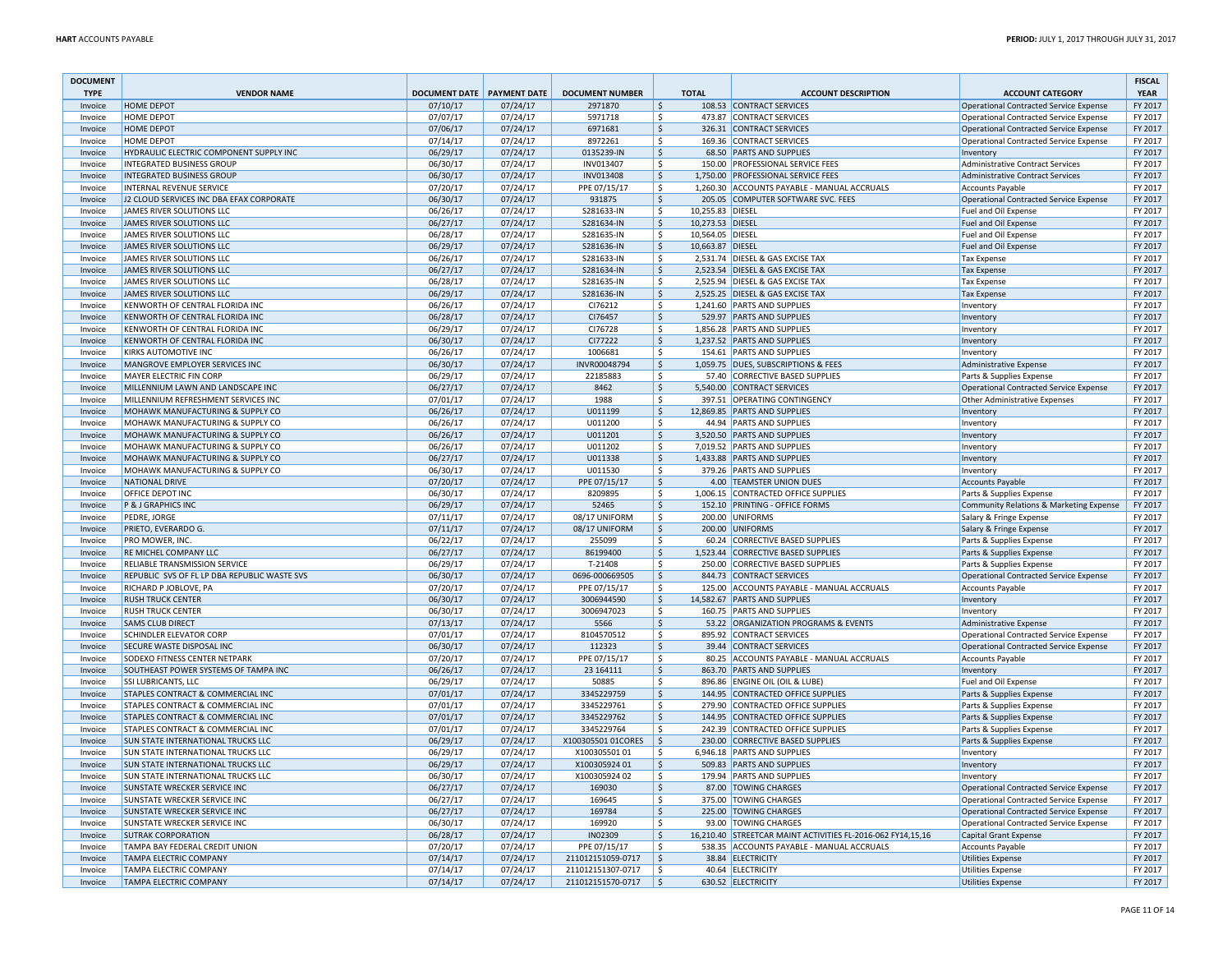| DOCUMENT TYPE | VENDOR NAME | DOCUMENT DATE | PAYMENT DATE | DOCUMENT NUMBER | TOTAL | ACCOUNT DESCRIPTION | ACCOUNT CATEGORY | FISCAL YEAR |
|---|---|---|---|---|---|---|---|---|
| Invoice | HOME DEPOT | 07/10/17 | 07/24/17 | 2971870 | $ 108.53 | CONTRACT SERVICES | Operational Contracted Service Expense | FY 2017 |
| Invoice | HOME DEPOT | 07/07/17 | 07/24/17 | 5971718 | $ 473.87 | CONTRACT SERVICES | Operational Contracted Service Expense | FY 2017 |
| Invoice | HOME DEPOT | 07/06/17 | 07/24/17 | 6971681 | $ 326.31 | CONTRACT SERVICES | Operational Contracted Service Expense | FY 2017 |
| Invoice | HOME DEPOT | 07/14/17 | 07/24/17 | 8972261 | $ 169.36 | CONTRACT SERVICES | Operational Contracted Service Expense | FY 2017 |
| Invoice | HYDRAULIC ELECTRIC COMPONENT SUPPLY INC | 06/29/17 | 07/24/17 | 0135239-IN | $ 68.50 | PARTS AND SUPPLIES | Inventory | FY 2017 |
| Invoice | INTEGRATED BUSINESS GROUP | 06/30/17 | 07/24/17 | INV013407 | $ 150.00 | PROFESSIONAL SERVICE FEES | Administrative Contract Services | FY 2017 |
| Invoice | INTEGRATED BUSINESS GROUP | 06/30/17 | 07/24/17 | INV013408 | $ 1,750.00 | PROFESSIONAL SERVICE FEES | Administrative Contract Services | FY 2017 |
| Invoice | INTERNAL REVENUE SERVICE | 07/20/17 | 07/24/17 | PPE 07/15/17 | $ 1,260.30 | ACCOUNTS PAYABLE - MANUAL ACCRUALS | Accounts Payable | FY 2017 |
| Invoice | J2 CLOUD SERVICES INC DBA EFAX CORPORATE | 06/30/17 | 07/24/17 | 931875 | $ 205.05 | COMPUTER SOFTWARE SVC. FEES | Operational Contracted Service Expense | FY 2017 |
| Invoice | JAMES RIVER SOLUTIONS LLC | 06/26/17 | 07/24/17 | S281633-IN | $ 10,255.83 | DIESEL | Fuel and Oil Expense | FY 2017 |
| Invoice | JAMES RIVER SOLUTIONS LLC | 06/27/17 | 07/24/17 | S281634-IN | $ 10,273.53 | DIESEL | Fuel and Oil Expense | FY 2017 |
| Invoice | JAMES RIVER SOLUTIONS LLC | 06/28/17 | 07/24/17 | S281635-IN | $ 10,564.05 | DIESEL | Fuel and Oil Expense | FY 2017 |
| Invoice | JAMES RIVER SOLUTIONS LLC | 06/29/17 | 07/24/17 | S281636-IN | $ 10,663.87 | DIESEL | Fuel and Oil Expense | FY 2017 |
| Invoice | JAMES RIVER SOLUTIONS LLC | 06/26/17 | 07/24/17 | S281633-IN | $ 2,531.74 | DIESEL & GAS EXCISE TAX | Tax Expense | FY 2017 |
| Invoice | JAMES RIVER SOLUTIONS LLC | 06/27/17 | 07/24/17 | S281634-IN | $ 2,523.54 | DIESEL & GAS EXCISE TAX | Tax Expense | FY 2017 |
| Invoice | JAMES RIVER SOLUTIONS LLC | 06/28/17 | 07/24/17 | S281635-IN | $ 2,525.94 | DIESEL & GAS EXCISE TAX | Tax Expense | FY 2017 |
| Invoice | JAMES RIVER SOLUTIONS LLC | 06/29/17 | 07/24/17 | S281636-IN | $ 2,525.25 | DIESEL & GAS EXCISE TAX | Tax Expense | FY 2017 |
| Invoice | KENWORTH OF CENTRAL FLORIDA INC | 06/26/17 | 07/24/17 | CI76212 | $ 1,241.60 | PARTS AND SUPPLIES | Inventory | FY 2017 |
| Invoice | KENWORTH OF CENTRAL FLORIDA INC | 06/28/17 | 07/24/17 | CI76457 | $ 529.97 | PARTS AND SUPPLIES | Inventory | FY 2017 |
| Invoice | KENWORTH OF CENTRAL FLORIDA INC | 06/29/17 | 07/24/17 | CI76728 | $ 1,856.28 | PARTS AND SUPPLIES | Inventory | FY 2017 |
| Invoice | KENWORTH OF CENTRAL FLORIDA INC | 06/30/17 | 07/24/17 | CI77222 | $ 1,237.52 | PARTS AND SUPPLIES | Inventory | FY 2017 |
| Invoice | KIRKS AUTOMOTIVE INC | 06/26/17 | 07/24/17 | 1006681 | $ 154.61 | PARTS AND SUPPLIES | Inventory | FY 2017 |
| Invoice | MANGROVE EMPLOYER SERVICES INC | 06/30/17 | 07/24/17 | INVR00048794 | $ 1,059.75 | DUES, SUBSCRIPTIONS & FEES | Administrative Expense | FY 2017 |
| Invoice | MAYER ELECTRIC FIN CORP | 06/29/17 | 07/24/17 | 22185883 | $ 57.40 | CORRECTIVE BASED SUPPLIES | Parts & Supplies Expense | FY 2017 |
| Invoice | MILLENNIUM LAWN AND LANDSCAPE INC | 06/27/17 | 07/24/17 | 8462 | $ 5,540.00 | CONTRACT SERVICES | Operational Contracted Service Expense | FY 2017 |
| Invoice | MILLENNIUM REFRESHMENT SERVICES INC | 07/01/17 | 07/24/17 | 1988 | $ 397.51 | OPERATING CONTINGENCY | Other Administrative Expenses | FY 2017 |
| Invoice | MOHAWK MANUFACTURING & SUPPLY CO | 06/26/17 | 07/24/17 | U011199 | $ 12,869.85 | PARTS AND SUPPLIES | Inventory | FY 2017 |
| Invoice | MOHAWK MANUFACTURING & SUPPLY CO | 06/26/17 | 07/24/17 | U011200 | $ 44.94 | PARTS AND SUPPLIES | Inventory | FY 2017 |
| Invoice | MOHAWK MANUFACTURING & SUPPLY CO | 06/26/17 | 07/24/17 | U011201 | $ 3,520.50 | PARTS AND SUPPLIES | Inventory | FY 2017 |
| Invoice | MOHAWK MANUFACTURING & SUPPLY CO | 06/26/17 | 07/24/17 | U011202 | $ 7,019.52 | PARTS AND SUPPLIES | Inventory | FY 2017 |
| Invoice | MOHAWK MANUFACTURING & SUPPLY CO | 06/27/17 | 07/24/17 | U011338 | $ 1,433.88 | PARTS AND SUPPLIES | Inventory | FY 2017 |
| Invoice | MOHAWK MANUFACTURING & SUPPLY CO | 06/30/17 | 07/24/17 | U011530 | $ 379.26 | PARTS AND SUPPLIES | Inventory | FY 2017 |
| Invoice | NATIONAL DRIVE | 07/20/17 | 07/24/17 | PPE 07/15/17 | $ 4.00 | TEAMSTER UNION DUES | Accounts Payable | FY 2017 |
| Invoice | OFFICE DEPOT INC | 06/30/17 | 07/24/17 | 8209895 | $ 1,006.15 | CONTRACTED OFFICE SUPPLIES | Parts & Supplies Expense | FY 2017 |
| Invoice | P & J GRAPHICS INC | 06/29/17 | 07/24/17 | 52465 | $ 152.10 | PRINTING - OFFICE FORMS | Community Relations & Marketing Expense | FY 2017 |
| Invoice | PEDRE, JORGE | 07/11/17 | 07/24/17 | 08/17 UNIFORM | $ 200.00 | UNIFORMS | Salary & Fringe Expense | FY 2017 |
| Invoice | PRIETO, EVERARDO G. | 07/11/17 | 07/24/17 | 08/17 UNIFORM | $ 200.00 | UNIFORMS | Salary & Fringe Expense | FY 2017 |
| Invoice | PRO MOWER, INC. | 06/22/17 | 07/24/17 | 255099 | $ 60.24 | CORRECTIVE BASED SUPPLIES | Parts & Supplies Expense | FY 2017 |
| Invoice | RE MICHEL COMPANY LLC | 06/27/17 | 07/24/17 | 86199400 | $ 1,523.44 | CORRECTIVE BASED SUPPLIES | Parts & Supplies Expense | FY 2017 |
| Invoice | RELIABLE TRANSMISSION SERVICE | 06/29/17 | 07/24/17 | T-21408 | $ 250.00 | CORRECTIVE BASED SUPPLIES | Parts & Supplies Expense | FY 2017 |
| Invoice | REPUBLIC SVS OF FL LP DBA REPUBLIC WASTE SVS | 06/30/17 | 07/24/17 | 0696-000669505 | $ 844.73 | CONTRACT SERVICES | Operational Contracted Service Expense | FY 2017 |
| Invoice | RICHARD P JOBLOVE, PA | 07/20/17 | 07/24/17 | PPE 07/15/17 | $ 125.00 | ACCOUNTS PAYABLE - MANUAL ACCRUALS | Accounts Payable | FY 2017 |
| Invoice | RUSH TRUCK CENTER | 06/30/17 | 07/24/17 | 3006944590 | $ 14,582.67 | PARTS AND SUPPLIES | Inventory | FY 2017 |
| Invoice | RUSH TRUCK CENTER | 06/30/17 | 07/24/17 | 3006947023 | $ 160.75 | PARTS AND SUPPLIES | Inventory | FY 2017 |
| Invoice | SAMS CLUB DIRECT | 07/13/17 | 07/24/17 | 5566 | $ 53.22 | ORGANIZATION PROGRAMS & EVENTS | Administrative Expense | FY 2017 |
| Invoice | SCHINDLER ELEVATOR CORP | 07/01/17 | 07/24/17 | 8104570512 | $ 895.92 | CONTRACT SERVICES | Operational Contracted Service Expense | FY 2017 |
| Invoice | SECURE WASTE DISPOSAL INC | 06/30/17 | 07/24/17 | 112323 | $ 39.44 | CONTRACT SERVICES | Operational Contracted Service Expense | FY 2017 |
| Invoice | SODEXO FITNESS CENTER NETPARK | 07/20/17 | 07/24/17 | PPE 07/15/17 | $ 80.25 | ACCOUNTS PAYABLE - MANUAL ACCRUALS | Accounts Payable | FY 2017 |
| Invoice | SOUTHEAST POWER SYSTEMS OF TAMPA INC | 06/26/17 | 07/24/17 | 23 164111 | $ 863.70 | PARTS AND SUPPLIES | Inventory | FY 2017 |
| Invoice | SSI LUBRICANTS, LLC | 06/29/17 | 07/24/17 | 50885 | $ 896.86 | ENGINE OIL (OIL & LUBE) | Fuel and Oil Expense | FY 2017 |
| Invoice | STAPLES CONTRACT & COMMERCIAL INC | 07/01/17 | 07/24/17 | 3345229759 | $ 144.95 | CONTRACTED OFFICE SUPPLIES | Parts & Supplies Expense | FY 2017 |
| Invoice | STAPLES CONTRACT & COMMERCIAL INC | 07/01/17 | 07/24/17 | 3345229761 | $ 279.90 | CONTRACTED OFFICE SUPPLIES | Parts & Supplies Expense | FY 2017 |
| Invoice | STAPLES CONTRACT & COMMERCIAL INC | 07/01/17 | 07/24/17 | 3345229762 | $ 144.95 | CONTRACTED OFFICE SUPPLIES | Parts & Supplies Expense | FY 2017 |
| Invoice | STAPLES CONTRACT & COMMERCIAL INC | 07/01/17 | 07/24/17 | 3345229764 | $ 242.39 | CONTRACTED OFFICE SUPPLIES | Parts & Supplies Expense | FY 2017 |
| Invoice | SUN STATE INTERNATIONAL TRUCKS LLC | 06/29/17 | 07/24/17 | X100305501 01CORES | $ 230.00 | CORRECTIVE BASED SUPPLIES | Parts & Supplies Expense | FY 2017 |
| Invoice | SUN STATE INTERNATIONAL TRUCKS LLC | 06/29/17 | 07/24/17 | X100305501 01 | $ 6,946.18 | PARTS AND SUPPLIES | Inventory | FY 2017 |
| Invoice | SUN STATE INTERNATIONAL TRUCKS LLC | 06/29/17 | 07/24/17 | X100305924 01 | $ 509.83 | PARTS AND SUPPLIES | Inventory | FY 2017 |
| Invoice | SUN STATE INTERNATIONAL TRUCKS LLC | 06/30/17 | 07/24/17 | X100305924 02 | $ 179.94 | PARTS AND SUPPLIES | Inventory | FY 2017 |
| Invoice | SUNSTATE WRECKER SERVICE INC | 06/27/17 | 07/24/17 | 169030 | $ 87.00 | TOWING CHARGES | Operational Contracted Service Expense | FY 2017 |
| Invoice | SUNSTATE WRECKER SERVICE INC | 06/27/17 | 07/24/17 | 169645 | $ 375.00 | TOWING CHARGES | Operational Contracted Service Expense | FY 2017 |
| Invoice | SUNSTATE WRECKER SERVICE INC | 06/27/17 | 07/24/17 | 169784 | $ 225.00 | TOWING CHARGES | Operational Contracted Service Expense | FY 2017 |
| Invoice | SUNSTATE WRECKER SERVICE INC | 06/30/17 | 07/24/17 | 169920 | $ 93.00 | TOWING CHARGES | Operational Contracted Service Expense | FY 2017 |
| Invoice | SUTRAK CORPORATION | 06/28/17 | 07/24/17 | IN02309 | $ 16,210.40 | STREETCAR MAINT ACTIVITIES FL-2016-062 FY14,15,16 | Capital Grant Expense | FY 2017 |
| Invoice | TAMPA BAY FEDERAL CREDIT UNION | 07/20/17 | 07/24/17 | PPE 07/15/17 | $ 538.35 | ACCOUNTS PAYABLE - MANUAL ACCRUALS | Accounts Payable | FY 2017 |
| Invoice | TAMPA ELECTRIC COMPANY | 07/14/17 | 07/24/17 | 211012151059-0717 | $ 38.84 | ELECTRICITY | Utilities Expense | FY 2017 |
| Invoice | TAMPA ELECTRIC COMPANY | 07/14/17 | 07/24/17 | 211012151307-0717 | $ 40.64 | ELECTRICITY | Utilities Expense | FY 2017 |
| Invoice | TAMPA ELECTRIC COMPANY | 07/14/17 | 07/24/17 | 211012151570-0717 | $ 630.52 | ELECTRICITY | Utilities Expense | FY 2017 |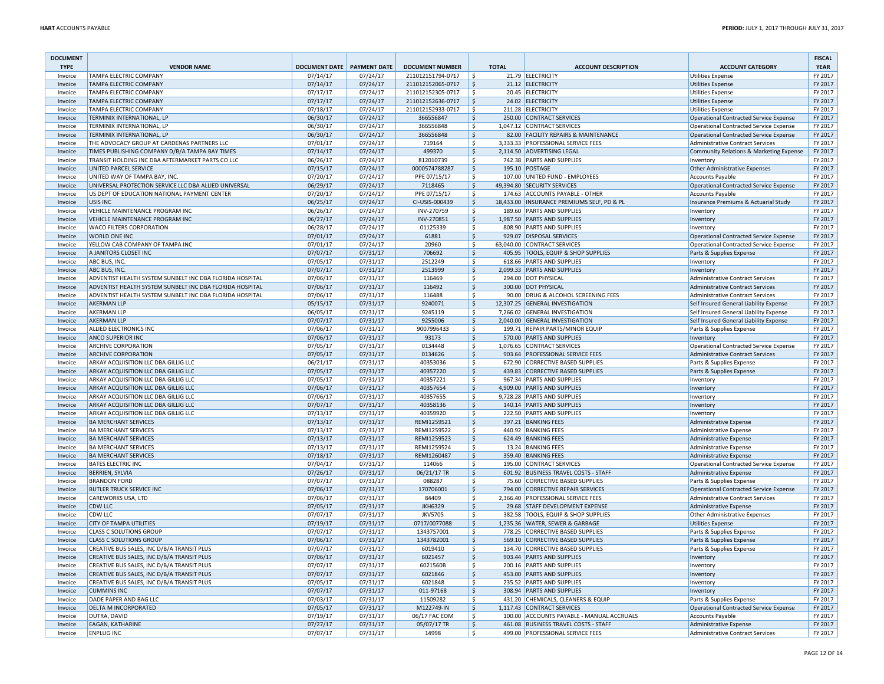| DOCUMENT TYPE | VENDOR NAME | DOCUMENT DATE | PAYMENT DATE | DOCUMENT NUMBER | TOTAL | ACCOUNT DESCRIPTION | ACCOUNT CATEGORY | FISCAL YEAR |
|---|---|---|---|---|---|---|---|---|
| Invoice | TAMPA ELECTRIC COMPANY | 07/14/17 | 07/24/17 | 211012151794-0717 | $ 21.79 | ELECTRICITY | Utilities Expense | FY 2017 |
| Invoice | TAMPA ELECTRIC COMPANY | 07/14/17 | 07/24/17 | 211012152065-0717 | $ 21.12 | ELECTRICITY | Utilities Expense | FY 2017 |
| Invoice | TAMPA ELECTRIC COMPANY | 07/17/17 | 07/24/17 | 211012152305-0717 | $ 20.45 | ELECTRICITY | Utilities Expense | FY 2017 |
| Invoice | TAMPA ELECTRIC COMPANY | 07/17/17 | 07/24/17 | 211012152636-0717 | $ 24.02 | ELECTRICITY | Utilities Expense | FY 2017 |
| Invoice | TAMPA ELECTRIC COMPANY | 07/18/17 | 07/24/17 | 211012152933-0717 | $ 211.28 | ELECTRICITY | Utilities Expense | FY 2017 |
| Invoice | TERMINIX INTERNATIONAL, LP | 06/30/17 | 07/24/17 | 366556847 | $ 250.00 | CONTRACT SERVICES | Operational Contracted Service Expense | FY 2017 |
| Invoice | TERMINIX INTERNATIONAL, LP | 06/30/17 | 07/24/17 | 366556848 | $ 1,047.12 | CONTRACT SERVICES | Operational Contracted Service Expense | FY 2017 |
| Invoice | TERMINIX INTERNATIONAL, LP | 06/30/17 | 07/24/17 | 366556848 | $ 82.00 | FACILITY REPAIRS & MAINTENANCE | Operational Contracted Service Expense | FY 2017 |
| Invoice | THE ADVOCACY GROUP AT CARDENAS PARTNERS LLC | 07/01/17 | 07/24/17 | 719164 | $ 3,333.33 | PROFESSIONAL SERVICE FEES | Administrative Contract Services | FY 2017 |
| Invoice | TIMES PUBLISHING COMPANY D/B/A TAMPA BAY TIMES | 07/14/17 | 07/24/17 | 499370 | $ 2,114.50 | ADVERTISING LEGAL | Community Relations & Marketing Expense | FY 2017 |
| Invoice | TRANSIT HOLDING INC DBA AFTERMARKET PARTS CO LLC | 06/26/17 | 07/24/17 | 812010739 | $ 742.38 | PARTS AND SUPPLIES | Inventory | FY 2017 |
| Invoice | UNITED PARCEL SERVICE | 07/15/17 | 07/24/17 | 0000574788287 | $ 195.10 | POSTAGE | Other Administrative Expenses | FY 2017 |
| Invoice | UNITED WAY OF TAMPA BAY, INC. | 07/20/17 | 07/24/17 | PPE 07/15/17 | $ 107.00 | UNITED FUND - EMPLOYEES | Accounts Payable | FY 2017 |
| Invoice | UNIVERSAL PROTECTION SERVICE LLC DBA ALLIED UNIVERSAL | 06/29/17 | 07/24/17 | 7118465 | $ 49,394.80 | SECURITY SERVICES | Operational Contracted Service Expense | FY 2017 |
| Invoice | US DEPT OF EDUCATION NATIONAL PAYMENT CENTER | 07/20/17 | 07/24/17 | PPE 07/15/17 | $ 174.63 | ACCOUNTS PAYABLE - OTHER | Accounts Payable | FY 2017 |
| Invoice | USIS INC | 06/25/17 | 07/24/17 | CI-USIS-000439 | $ 18,433.00 | INSURANCE PREMIUMS SELF, PD & PL | Insurance Premiums & Actuarial Study | FY 2017 |
| Invoice | VEHICLE MAINTENANCE PROGRAM INC | 06/26/17 | 07/24/17 | INV-270759 | $ 189.60 | PARTS AND SUPPLIES | Inventory | FY 2017 |
| Invoice | VEHICLE MAINTENANCE PROGRAM INC | 06/27/17 | 07/24/17 | INV-270851 | $ 1,987.50 | PARTS AND SUPPLIES | Inventory | FY 2017 |
| Invoice | WACO FILTERS CORPORATION | 06/28/17 | 07/24/17 | 01125339 | $ 808.90 | PARTS AND SUPPLIES | Inventory | FY 2017 |
| Invoice | WORLD ONE INC | 07/01/17 | 07/24/17 | 61881 | $ 929.07 | DISPOSAL SERVICES | Operational Contracted Service Expense | FY 2017 |
| Invoice | YELLOW CAB COMPANY OF TAMPA INC | 07/01/17 | 07/24/17 | 20960 | $ 63,040.00 | CONTRACT SERVICES | Operational Contracted Service Expense | FY 2017 |
| Invoice | A JANITORS CLOSET INC | 07/07/17 | 07/31/17 | 706692 | $ 405.95 | TOOLS, EQUIP & SHOP SUPPLIES | Parts & Supplies Expense | FY 2017 |
| Invoice | ABC BUS, INC. | 07/05/17 | 07/31/17 | 2512249 | $ 618.66 | PARTS AND SUPPLIES | Inventory | FY 2017 |
| Invoice | ABC BUS, INC. | 07/07/17 | 07/31/17 | 2513999 | $ 2,099.33 | PARTS AND SUPPLIES | Inventory | FY 2017 |
| Invoice | ADVENTIST HEALTH SYSTEM SUNBELT INC DBA FLORIDA HOSPITAL | 07/06/17 | 07/31/17 | 116469 | $ 294.00 | DOT PHYSICAL | Administrative Contract Services | FY 2017 |
| Invoice | ADVENTIST HEALTH SYSTEM SUNBELT INC DBA FLORIDA HOSPITAL | 07/06/17 | 07/31/17 | 116492 | $ 300.00 | DOT PHYSICAL | Administrative Contract Services | FY 2017 |
| Invoice | ADVENTIST HEALTH SYSTEM SUNBELT INC DBA FLORIDA HOSPITAL | 07/06/17 | 07/31/17 | 116488 | $ 90.00 | DRUG & ALCOHOL SCREENING FEES | Administrative Contract Services | FY 2017 |
| Invoice | AKERMAN LLP | 05/15/17 | 07/31/17 | 9240071 | $ 12,307.25 | GENERAL INVESTIGATION | Self Insured General Liability Expense | FY 2017 |
| Invoice | AKERMAN LLP | 06/05/17 | 07/31/17 | 9245119 | $ 7,266.02 | GENERAL INVESTIGATION | Self Insured General Liability Expense | FY 2017 |
| Invoice | AKERMAN LLP | 07/07/17 | 07/31/17 | 9255006 | $ 2,040.00 | GENERAL INVESTIGATION | Self Insured General Liability Expense | FY 2017 |
| Invoice | ALLIED ELECTRONICS INC | 07/06/17 | 07/31/17 | 9007996433 | $ 199.71 | REPAIR PARTS/MINOR EQUIP | Parts & Supplies Expense | FY 2017 |
| Invoice | ANCO SUPERIOR INC | 07/06/17 | 07/31/17 | 93173 | $ 570.00 | PARTS AND SUPPLIES | Inventory | FY 2017 |
| Invoice | ARCHIVE CORPORATION | 07/05/17 | 07/31/17 | 0134448 | $ 1,076.65 | CONTRACT SERVICES | Operational Contracted Service Expense | FY 2017 |
| Invoice | ARCHIVE CORPORATION | 07/05/17 | 07/31/17 | 0134626 | $ 903.64 | PROFESSIONAL SERVICE FEES | Administrative Contract Services | FY 2017 |
| Invoice | ARKAY ACQUISITION LLC DBA GILLIG LLC | 06/21/17 | 07/31/17 | 40353036 | $ 672.90 | CORRECTIVE BASED SUPPLIES | Parts & Supplies Expense | FY 2017 |
| Invoice | ARKAY ACQUISITION LLC DBA GILLIG LLC | 07/05/17 | 07/31/17 | 40357220 | $ 439.83 | CORRECTIVE BASED SUPPLIES | Parts & Supplies Expense | FY 2017 |
| Invoice | ARKAY ACQUISITION LLC DBA GILLIG LLC | 07/05/17 | 07/31/17 | 40357221 | $ 967.34 | PARTS AND SUPPLIES | Inventory | FY 2017 |
| Invoice | ARKAY ACQUISITION LLC DBA GILLIG LLC | 07/06/17 | 07/31/17 | 40357654 | $ 4,909.00 | PARTS AND SUPPLIES | Inventory | FY 2017 |
| Invoice | ARKAY ACQUISITION LLC DBA GILLIG LLC | 07/06/17 | 07/31/17 | 40357655 | $ 9,728.28 | PARTS AND SUPPLIES | Inventory | FY 2017 |
| Invoice | ARKAY ACQUISITION LLC DBA GILLIG LLC | 07/07/17 | 07/31/17 | 40358136 | $ 140.14 | PARTS AND SUPPLIES | Inventory | FY 2017 |
| Invoice | ARKAY ACQUISITION LLC DBA GILLIG LLC | 07/13/17 | 07/31/17 | 40359920 | $ 222.50 | PARTS AND SUPPLIES | Inventory | FY 2017 |
| Invoice | BA MERCHANT SERVICES | 07/13/17 | 07/31/17 | REMI1259521 | $ 397.21 | BANKING FEES | Administrative Expense | FY 2017 |
| Invoice | BA MERCHANT SERVICES | 07/13/17 | 07/31/17 | REMI1259522 | $ 440.92 | BANKING FEES | Administrative Expense | FY 2017 |
| Invoice | BA MERCHANT SERVICES | 07/13/17 | 07/31/17 | REMI1259523 | $ 624.49 | BANKING FEES | Administrative Expense | FY 2017 |
| Invoice | BA MERCHANT SERVICES | 07/13/17 | 07/31/17 | REMI1259524 | $ 13.24 | BANKING FEES | Administrative Expense | FY 2017 |
| Invoice | BA MERCHANT SERVICES | 07/18/17 | 07/31/17 | REMI1260487 | $ 359.40 | BANKING FEES | Administrative Expense | FY 2017 |
| Invoice | BATES ELECTRIC INC | 07/04/17 | 07/31/17 | 114066 | $ 195.00 | CONTRACT SERVICES | Operational Contracted Service Expense | FY 2017 |
| Invoice | BERRIEN, SYLVIA | 07/26/17 | 07/31/17 | 06/21/17 TR | $ 601.92 | BUSINESS TRAVEL COSTS - STAFF | Administrative Expense | FY 2017 |
| Invoice | BRANDON FORD | 07/07/17 | 07/31/17 | 088287 | $ 75.60 | CORRECTIVE BASED SUPPLIES | Parts & Supplies Expense | FY 2017 |
| Invoice | BUTLER TRUCK SERVICE INC | 07/06/17 | 07/31/17 | 170706001 | $ 794.00 | CORRECTIVE REPAIR SERVICES | Operational Contracted Service Expense | FY 2017 |
| Invoice | CAREWORKS USA, LTD | 07/06/17 | 07/31/17 | 84409 | $ 2,366.40 | PROFESSIONAL SERVICE FEES | Administrative Contract Services | FY 2017 |
| Invoice | CDW LLC | 07/05/17 | 07/31/17 | JKH6329 | $ 29.68 | STAFF DEVELOPMENT EXPENSE | Administrative Expense | FY 2017 |
| Invoice | CDW LLC | 07/07/17 | 07/31/17 | JKV5705 | $ 382.58 | TOOLS, EQUIP & SHOP SUPPLIES | Other Administrative Expenses | FY 2017 |
| Invoice | CITY OF TAMPA UTILITIES | 07/19/17 | 07/31/17 | 0717/0077088 | $ 1,235.36 | WATER, SEWER & GARBAGE | Utilities Expense | FY 2017 |
| Invoice | CLASS C SOLUTIONS GROUP | 07/07/17 | 07/31/17 | 1343757001 | $ 778.25 | CORRECTIVE BASED SUPPLIES | Parts & Supplies Expense | FY 2017 |
| Invoice | CLASS C SOLUTIONS GROUP | 07/06/17 | 07/31/17 | 1343782001 | $ 569.10 | CORRECTIVE BASED SUPPLIES | Parts & Supplies Expense | FY 2017 |
| Invoice | CREATIVE BUS SALES, INC D/B/A TRANSIT PLUS | 07/07/17 | 07/31/17 | 6019410 | $ 134.70 | CORRECTIVE BASED SUPPLIES | Parts & Supplies Expense | FY 2017 |
| Invoice | CREATIVE BUS SALES, INC D/B/A TRANSIT PLUS | 07/06/17 | 07/31/17 | 6021457 | $ 903.44 | PARTS AND SUPPLIES | Inventory | FY 2017 |
| Invoice | CREATIVE BUS SALES, INC D/B/A TRANSIT PLUS | 07/07/17 | 07/31/17 | 6021560B | $ 200.16 | PARTS AND SUPPLIES | Inventory | FY 2017 |
| Invoice | CREATIVE BUS SALES, INC D/B/A TRANSIT PLUS | 07/07/17 | 07/31/17 | 6021846 | $ 453.00 | PARTS AND SUPPLIES | Inventory | FY 2017 |
| Invoice | CREATIVE BUS SALES, INC D/B/A TRANSIT PLUS | 07/05/17 | 07/31/17 | 6021848 | $ 235.52 | PARTS AND SUPPLIES | Inventory | FY 2017 |
| Invoice | CUMMINS INC | 07/07/17 | 07/31/17 | 011-97168 | $ 308.94 | PARTS AND SUPPLIES | Inventory | FY 2017 |
| Invoice | DADE PAPER AND BAG LLC | 07/03/17 | 07/31/17 | 11509282 | $ 431.20 | CHEMICALS, CLEANERS & EQUIP | Parts & Supplies Expense | FY 2017 |
| Invoice | DELTA M INCORPORATED | 07/05/17 | 07/31/17 | M122749-IN | $ 1,117.43 | CONTRACT SERVICES | Operational Contracted Service Expense | FY 2017 |
| Invoice | DUTRA, DAVID | 07/19/17 | 07/31/17 | 06/17 FAC EOM | $ 100.00 | ACCOUNTS PAYABLE - MANUAL ACCRUALS | Accounts Payable | FY 2017 |
| Invoice | EAGAN, KATHARINE | 07/27/17 | 07/31/17 | 05/07/17 TR | $ 461.08 | BUSINESS TRAVEL COSTS - STAFF | Administrative Expense | FY 2017 |
| Invoice | ENPLUG INC | 07/07/17 | 07/31/17 | 14998 | $ 499.00 | PROFESSIONAL SERVICE FEES | Administrative Contract Services | FY 2017 |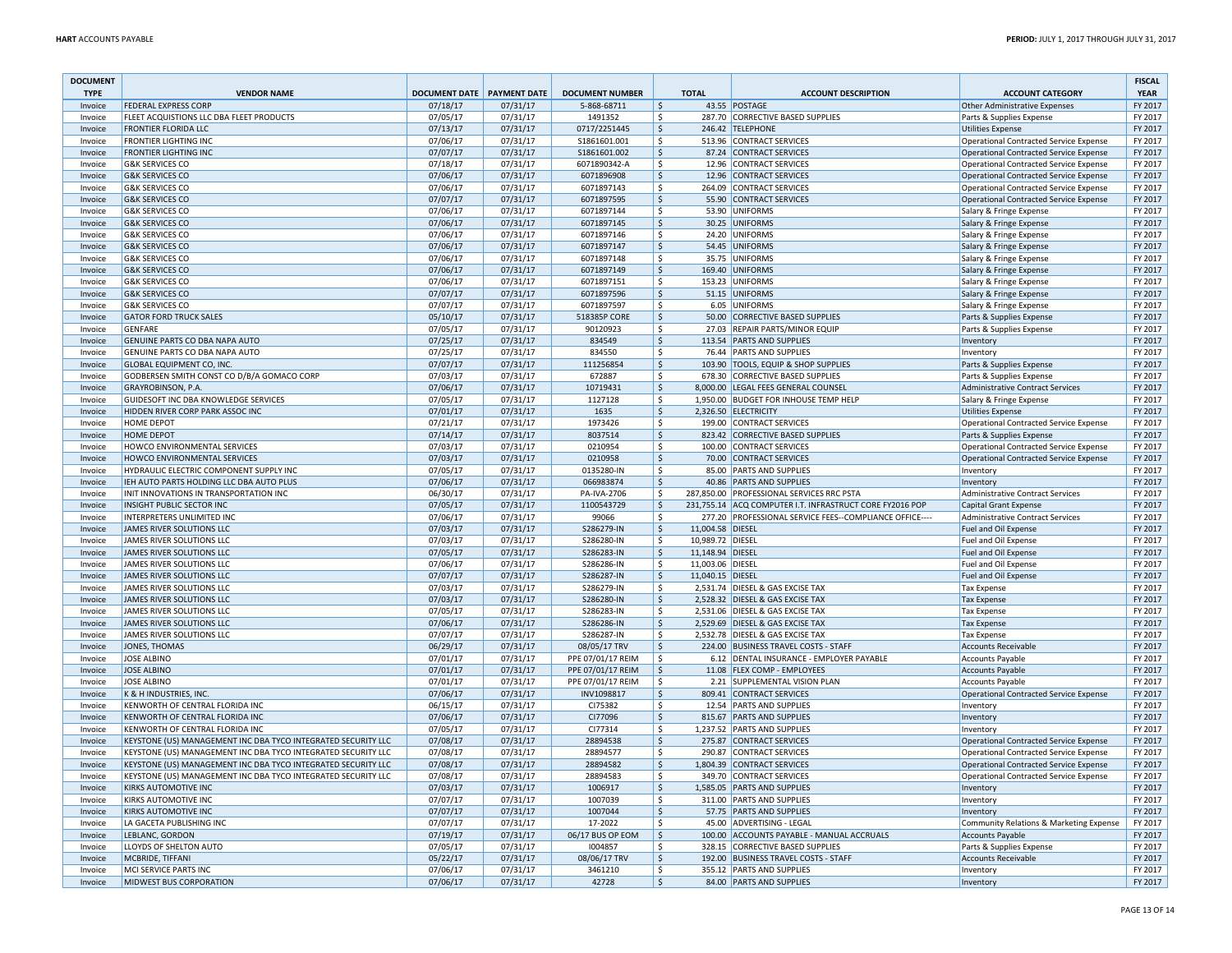| DOCUMENT TYPE | VENDOR NAME | DOCUMENT DATE | PAYMENT DATE | DOCUMENT NUMBER | TOTAL | ACCOUNT DESCRIPTION | ACCOUNT CATEGORY | FISCAL YEAR |
|---|---|---|---|---|---|---|---|---|
| Invoice | FEDERAL EXPRESS CORP | 07/18/17 | 07/31/17 | 5-868-68711 | $ 43.55 | POSTAGE | Other Administrative Expenses | FY 2017 |
| Invoice | FLEET ACQUISTIONS LLC DBA FLEET PRODUCTS | 07/05/17 | 07/31/17 | 1491352 | $ 287.70 | CORRECTIVE BASED SUPPLIES | Parts & Supplies Expense | FY 2017 |
| Invoice | FRONTIER FLORIDA LLC | 07/13/17 | 07/31/17 | 0717/2251445 | $ 246.42 | TELEPHONE | Utilities Expense | FY 2017 |
| Invoice | FRONTIER LIGHTING INC | 07/06/17 | 07/31/17 | S1861601.001 | $ 513.96 | CONTRACT SERVICES | Operational Contracted Service Expense | FY 2017 |
| Invoice | FRONTIER LIGHTING INC | 07/07/17 | 07/31/17 | S1861601.002 | $ 87.24 | CONTRACT SERVICES | Operational Contracted Service Expense | FY 2017 |
| Invoice | G&K SERVICES CO | 07/18/17 | 07/31/17 | 6071890342-A | $ 12.96 | CONTRACT SERVICES | Operational Contracted Service Expense | FY 2017 |
| Invoice | G&K SERVICES CO | 07/06/17 | 07/31/17 | 6071896908 | $ 12.96 | CONTRACT SERVICES | Operational Contracted Service Expense | FY 2017 |
| Invoice | G&K SERVICES CO | 07/06/17 | 07/31/17 | 6071897143 | $ 264.09 | CONTRACT SERVICES | Operational Contracted Service Expense | FY 2017 |
| Invoice | G&K SERVICES CO | 07/07/17 | 07/31/17 | 6071897595 | $ 55.90 | CONTRACT SERVICES | Operational Contracted Service Expense | FY 2017 |
| Invoice | G&K SERVICES CO | 07/06/17 | 07/31/17 | 6071897144 | $ 53.90 | UNIFORMS | Salary & Fringe Expense | FY 2017 |
| Invoice | G&K SERVICES CO | 07/06/17 | 07/31/17 | 6071897145 | $ 30.25 | UNIFORMS | Salary & Fringe Expense | FY 2017 |
| Invoice | G&K SERVICES CO | 07/06/17 | 07/31/17 | 6071897146 | $ 24.20 | UNIFORMS | Salary & Fringe Expense | FY 2017 |
| Invoice | G&K SERVICES CO | 07/06/17 | 07/31/17 | 6071897147 | $ 54.45 | UNIFORMS | Salary & Fringe Expense | FY 2017 |
| Invoice | G&K SERVICES CO | 07/06/17 | 07/31/17 | 6071897148 | $ 35.75 | UNIFORMS | Salary & Fringe Expense | FY 2017 |
| Invoice | G&K SERVICES CO | 07/06/17 | 07/31/17 | 6071897149 | $ 169.40 | UNIFORMS | Salary & Fringe Expense | FY 2017 |
| Invoice | G&K SERVICES CO | 07/06/17 | 07/31/17 | 6071897151 | $ 153.23 | UNIFORMS | Salary & Fringe Expense | FY 2017 |
| Invoice | G&K SERVICES CO | 07/07/17 | 07/31/17 | 6071897596 | $ 51.15 | UNIFORMS | Salary & Fringe Expense | FY 2017 |
| Invoice | G&K SERVICES CO | 07/07/17 | 07/31/17 | 6071897597 | $ 6.05 | UNIFORMS | Salary & Fringe Expense | FY 2017 |
| Invoice | GATOR FORD TRUCK SALES | 05/10/17 | 07/31/17 | 518385P CORE | $ 50.00 | CORRECTIVE BASED SUPPLIES | Parts & Supplies Expense | FY 2017 |
| Invoice | GENFARE | 07/05/17 | 07/31/17 | 90120923 | $ 27.03 | REPAIR PARTS/MINOR EQUIP | Parts & Supplies Expense | FY 2017 |
| Invoice | GENUINE PARTS CO DBA NAPA AUTO | 07/25/17 | 07/31/17 | 834549 | $ 113.54 | PARTS AND SUPPLIES | Inventory | FY 2017 |
| Invoice | GENUINE PARTS CO DBA NAPA AUTO | 07/25/17 | 07/31/17 | 834550 | $ 76.44 | PARTS AND SUPPLIES | Inventory | FY 2017 |
| Invoice | GLOBAL EQUIPMENT CO, INC. | 07/07/17 | 07/31/17 | 111256854 | $ 103.90 | TOOLS, EQUIP & SHOP SUPPLIES | Parts & Supplies Expense | FY 2017 |
| Invoice | GODBERSEN SMITH CONST CO D/B/A GOMACO CORP | 07/03/17 | 07/31/17 | 672887 | $ 678.30 | CORRECTIVE BASED SUPPLIES | Parts & Supplies Expense | FY 2017 |
| Invoice | GRAYROBINSON, P.A. | 07/06/17 | 07/31/17 | 10719431 | $ 8,000.00 | LEGAL FEES GENERAL COUNSEL | Administrative Contract Services | FY 2017 |
| Invoice | GUIDESOFT INC DBA KNOWLEDGE SERVICES | 07/05/17 | 07/31/17 | 1127128 | $ 1,950.00 | BUDGET FOR INHOUSE TEMP HELP | Salary & Fringe Expense | FY 2017 |
| Invoice | HIDDEN RIVER CORP PARK ASSOC INC | 07/01/17 | 07/31/17 | 1635 | $ 2,326.50 | ELECTRICITY | Utilities Expense | FY 2017 |
| Invoice | HOME DEPOT | 07/21/17 | 07/31/17 | 1973426 | $ 199.00 | CONTRACT SERVICES | Operational Contracted Service Expense | FY 2017 |
| Invoice | HOME DEPOT | 07/14/17 | 07/31/17 | 8037514 | $ 823.42 | CORRECTIVE BASED SUPPLIES | Parts & Supplies Expense | FY 2017 |
| Invoice | HOWCO ENVIRONMENTAL SERVICES | 07/03/17 | 07/31/17 | 0210954 | $ 100.00 | CONTRACT SERVICES | Operational Contracted Service Expense | FY 2017 |
| Invoice | HOWCO ENVIRONMENTAL SERVICES | 07/03/17 | 07/31/17 | 0210958 | $ 70.00 | CONTRACT SERVICES | Operational Contracted Service Expense | FY 2017 |
| Invoice | HYDRAULIC ELECTRIC COMPONENT SUPPLY INC | 07/05/17 | 07/31/17 | 0135280-IN | $ 85.00 | PARTS AND SUPPLIES | Inventory | FY 2017 |
| Invoice | IEH AUTO PARTS HOLDING LLC DBA AUTO PLUS | 07/06/17 | 07/31/17 | 066983874 | $ 40.86 | PARTS AND SUPPLIES | Inventory | FY 2017 |
| Invoice | INIT INNOVATIONS IN TRANSPORTATION INC | 06/30/17 | 07/31/17 | PA-IVA-2706 | $ 287,850.00 | PROFESSIONAL SERVICES RRC PSTA | Administrative Contract Services | FY 2017 |
| Invoice | INSIGHT PUBLIC SECTOR INC | 07/05/17 | 07/31/17 | 1100543729 | $ 231,755.14 | ACQ COMPUTER I.T. INFRASTRUCT CORE FY2016 POP | Capital Grant Expense | FY 2017 |
| Invoice | INTERPRETERS UNLIMITED INC | 07/06/17 | 07/31/17 | 99066 | $ 277.20 | PROFESSIONAL SERVICE FEES--COMPLIANCE OFFICE---- | Administrative Contract Services | FY 2017 |
| Invoice | JAMES RIVER SOLUTIONS LLC | 07/03/17 | 07/31/17 | S286279-IN | $ 11,004.58 | DIESEL | Fuel and Oil Expense | FY 2017 |
| Invoice | JAMES RIVER SOLUTIONS LLC | 07/03/17 | 07/31/17 | S286280-IN | $ 10,989.72 | DIESEL | Fuel and Oil Expense | FY 2017 |
| Invoice | JAMES RIVER SOLUTIONS LLC | 07/05/17 | 07/31/17 | S286283-IN | $ 11,148.94 | DIESEL | Fuel and Oil Expense | FY 2017 |
| Invoice | JAMES RIVER SOLUTIONS LLC | 07/06/17 | 07/31/17 | S286286-IN | $ 11,003.06 | DIESEL | Fuel and Oil Expense | FY 2017 |
| Invoice | JAMES RIVER SOLUTIONS LLC | 07/07/17 | 07/31/17 | S286287-IN | $ 11,040.15 | DIESEL | Fuel and Oil Expense | FY 2017 |
| Invoice | JAMES RIVER SOLUTIONS LLC | 07/03/17 | 07/31/17 | S286279-IN | $ 2,531.74 | DIESEL & GAS EXCISE TAX | Tax Expense | FY 2017 |
| Invoice | JAMES RIVER SOLUTIONS LLC | 07/03/17 | 07/31/17 | S286280-IN | $ 2,528.32 | DIESEL & GAS EXCISE TAX | Tax Expense | FY 2017 |
| Invoice | JAMES RIVER SOLUTIONS LLC | 07/05/17 | 07/31/17 | S286283-IN | $ 2,531.06 | DIESEL & GAS EXCISE TAX | Tax Expense | FY 2017 |
| Invoice | JAMES RIVER SOLUTIONS LLC | 07/06/17 | 07/31/17 | S286286-IN | $ 2,529.69 | DIESEL & GAS EXCISE TAX | Tax Expense | FY 2017 |
| Invoice | JAMES RIVER SOLUTIONS LLC | 07/07/17 | 07/31/17 | S286287-IN | $ 2,532.78 | DIESEL & GAS EXCISE TAX | Tax Expense | FY 2017 |
| Invoice | JONES, THOMAS | 06/29/17 | 07/31/17 | 08/05/17 TRV | $ 224.00 | BUSINESS TRAVEL COSTS - STAFF | Accounts Receivable | FY 2017 |
| Invoice | JOSE ALBINO | 07/01/17 | 07/31/17 | PPE 07/01/17 REIM | $ 6.12 | DENTAL INSURANCE - EMPLOYER PAYABLE | Accounts Payable | FY 2017 |
| Invoice | JOSE ALBINO | 07/01/17 | 07/31/17 | PPE 07/01/17 REIM | $ 11.08 | FLEX COMP - EMPLOYEES | Accounts Payable | FY 2017 |
| Invoice | JOSE ALBINO | 07/01/17 | 07/31/17 | PPE 07/01/17 REIM | $ 2.21 | SUPPLEMENTAL VISION PLAN | Accounts Payable | FY 2017 |
| Invoice | K & H INDUSTRIES, INC. | 07/06/17 | 07/31/17 | INV1098817 | $ 809.41 | CONTRACT SERVICES | Operational Contracted Service Expense | FY 2017 |
| Invoice | KENWORTH OF CENTRAL FLORIDA INC | 06/15/17 | 07/31/17 | CI75382 | $ 12.54 | PARTS AND SUPPLIES | Inventory | FY 2017 |
| Invoice | KENWORTH OF CENTRAL FLORIDA INC | 07/06/17 | 07/31/17 | CI77096 | $ 815.67 | PARTS AND SUPPLIES | Inventory | FY 2017 |
| Invoice | KENWORTH OF CENTRAL FLORIDA INC | 07/05/17 | 07/31/17 | CI77314 | $ 1,237.52 | PARTS AND SUPPLIES | Inventory | FY 2017 |
| Invoice | KEYSTONE (US) MANAGEMENT INC DBA TYCO INTEGRATED SECURITY LLC | 07/08/17 | 07/31/17 | 28894538 | $ 275.87 | CONTRACT SERVICES | Operational Contracted Service Expense | FY 2017 |
| Invoice | KEYSTONE (US) MANAGEMENT INC DBA TYCO INTEGRATED SECURITY LLC | 07/08/17 | 07/31/17 | 28894577 | $ 290.87 | CONTRACT SERVICES | Operational Contracted Service Expense | FY 2017 |
| Invoice | KEYSTONE (US) MANAGEMENT INC DBA TYCO INTEGRATED SECURITY LLC | 07/08/17 | 07/31/17 | 28894582 | $ 1,804.39 | CONTRACT SERVICES | Operational Contracted Service Expense | FY 2017 |
| Invoice | KEYSTONE (US) MANAGEMENT INC DBA TYCO INTEGRATED SECURITY LLC | 07/08/17 | 07/31/17 | 28894583 | $ 349.70 | CONTRACT SERVICES | Operational Contracted Service Expense | FY 2017 |
| Invoice | KIRKS AUTOMOTIVE INC | 07/03/17 | 07/31/17 | 1006917 | $ 1,585.05 | PARTS AND SUPPLIES | Inventory | FY 2017 |
| Invoice | KIRKS AUTOMOTIVE INC | 07/07/17 | 07/31/17 | 1007039 | $ 311.00 | PARTS AND SUPPLIES | Inventory | FY 2017 |
| Invoice | KIRKS AUTOMOTIVE INC | 07/07/17 | 07/31/17 | 1007044 | $ 57.75 | PARTS AND SUPPLIES | Inventory | FY 2017 |
| Invoice | LA GACETA PUBLISHING INC | 07/07/17 | 07/31/17 | 17-2022 | $ 45.00 | ADVERTISING - LEGAL | Community Relations & Marketing Expense | FY 2017 |
| Invoice | LEBLANC, GORDON | 07/19/17 | 07/31/17 | 06/17 BUS OP EOM | $ 100.00 | ACCOUNTS PAYABLE - MANUAL ACCRUALS | Accounts Payable | FY 2017 |
| Invoice | LLOYDS OF SHELTON AUTO | 07/05/17 | 07/31/17 | I004857 | $ 328.15 | CORRECTIVE BASED SUPPLIES | Parts & Supplies Expense | FY 2017 |
| Invoice | MCBRIDE, TIFFANI | 05/22/17 | 07/31/17 | 08/06/17 TRV | $ 192.00 | BUSINESS TRAVEL COSTS - STAFF | Accounts Receivable | FY 2017 |
| Invoice | MCI SERVICE PARTS INC | 07/06/17 | 07/31/17 | 3461210 | $ 355.12 | PARTS AND SUPPLIES | Inventory | FY 2017 |
| Invoice | MIDWEST BUS CORPORATION | 07/06/17 | 07/31/17 | 42728 | $ 84.00 | PARTS AND SUPPLIES | Inventory | FY 2017 |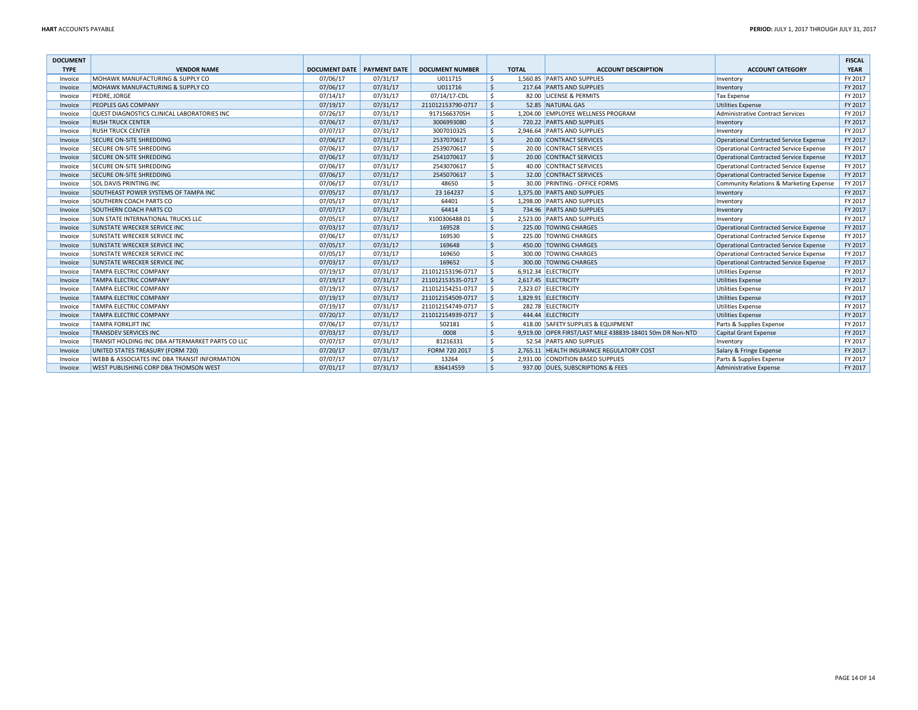| DOCUMENT TYPE | VENDOR NAME | DOCUMENT DATE | PAYMENT DATE | DOCUMENT NUMBER | TOTAL | ACCOUNT DESCRIPTION | ACCOUNT CATEGORY | FISCAL YEAR |
|---|---|---|---|---|---|---|---|---|
| Invoice | MOHAWK MANUFACTURING & SUPPLY CO | 07/06/17 | 07/31/17 | U011715 | $ 1,560.85 | PARTS AND SUPPLIES | Inventory | FY 2017 |
| Invoice | MOHAWK MANUFACTURING & SUPPLY CO | 07/06/17 | 07/31/17 | U011716 | $ 217.64 | PARTS AND SUPPLIES | Inventory | FY 2017 |
| Invoice | PEDRE, JORGE | 07/14/17 | 07/31/17 | 07/14/17-CDL | $ 82.00 | LICENSE & PERMITS | Tax Expense | FY 2017 |
| Invoice | PEOPLES GAS COMPANY | 07/19/17 | 07/31/17 | 211012153790-0717 | $ 52.85 | NATURAL GAS | Utilities Expense | FY 2017 |
| Invoice | QUEST DIAGNOSTICS CLINICAL LABORATORIES INC | 07/26/17 | 07/31/17 | 9171566370SH | $ 1,204.00 | EMPLOYEE WELLNESS PROGRAM | Administrative Contract Services | FY 2017 |
| Invoice | RUSH TRUCK CENTER | 07/06/17 | 07/31/17 | 3006993080 | $ 720.22 | PARTS AND SUPPLIES | Inventory | FY 2017 |
| Invoice | RUSH TRUCK CENTER | 07/07/17 | 07/31/17 | 3007010325 | $ 2,946.64 | PARTS AND SUPPLIES | Inventory | FY 2017 |
| Invoice | SECURE ON-SITE SHREDDING | 07/06/17 | 07/31/17 | 2537070617 | $ 20.00 | CONTRACT SERVICES | Operational Contracted Service Expense | FY 2017 |
| Invoice | SECURE ON-SITE SHREDDING | 07/06/17 | 07/31/17 | 2539070617 | $ 20.00 | CONTRACT SERVICES | Operational Contracted Service Expense | FY 2017 |
| Invoice | SECURE ON-SITE SHREDDING | 07/06/17 | 07/31/17 | 2541070617 | $ 20.00 | CONTRACT SERVICES | Operational Contracted Service Expense | FY 2017 |
| Invoice | SECURE ON-SITE SHREDDING | 07/06/17 | 07/31/17 | 2543070617 | $ 40.00 | CONTRACT SERVICES | Operational Contracted Service Expense | FY 2017 |
| Invoice | SECURE ON-SITE SHREDDING | 07/06/17 | 07/31/17 | 2545070617 | $ 32.00 | CONTRACT SERVICES | Operational Contracted Service Expense | FY 2017 |
| Invoice | SOL DAVIS PRINTING INC | 07/06/17 | 07/31/17 | 48650 | $ 30.00 | PRINTING - OFFICE FORMS | Community Relations & Marketing Expense | FY 2017 |
| Invoice | SOUTHEAST POWER SYSTEMS OF TAMPA INC | 07/05/17 | 07/31/17 | 23 164237 | $ 1,375.00 | PARTS AND SUPPLIES | Inventory | FY 2017 |
| Invoice | SOUTHERN COACH PARTS CO | 07/05/17 | 07/31/17 | 64401 | $ 1,298.00 | PARTS AND SUPPLIES | Inventory | FY 2017 |
| Invoice | SOUTHERN COACH PARTS CO | 07/07/17 | 07/31/17 | 64414 | $ 734.96 | PARTS AND SUPPLIES | Inventory | FY 2017 |
| Invoice | SUN STATE INTERNATIONAL TRUCKS LLC | 07/05/17 | 07/31/17 | X100306488 01 | $ 2,523.00 | PARTS AND SUPPLIES | Inventory | FY 2017 |
| Invoice | SUNSTATE WRECKER SERVICE INC | 07/03/17 | 07/31/17 | 169528 | $ 225.00 | TOWING CHARGES | Operational Contracted Service Expense | FY 2017 |
| Invoice | SUNSTATE WRECKER SERVICE INC | 07/06/17 | 07/31/17 | 169530 | $ 225.00 | TOWING CHARGES | Operational Contracted Service Expense | FY 2017 |
| Invoice | SUNSTATE WRECKER SERVICE INC | 07/05/17 | 07/31/17 | 169648 | $ 450.00 | TOWING CHARGES | Operational Contracted Service Expense | FY 2017 |
| Invoice | SUNSTATE WRECKER SERVICE INC | 07/05/17 | 07/31/17 | 169650 | $ 300.00 | TOWING CHARGES | Operational Contracted Service Expense | FY 2017 |
| Invoice | SUNSTATE WRECKER SERVICE INC | 07/03/17 | 07/31/17 | 169652 | $ 300.00 | TOWING CHARGES | Operational Contracted Service Expense | FY 2017 |
| Invoice | TAMPA ELECTRIC COMPANY | 07/19/17 | 07/31/17 | 211012153196-0717 | $ 6,912.34 | ELECTRICITY | Utilities Expense | FY 2017 |
| Invoice | TAMPA ELECTRIC COMPANY | 07/19/17 | 07/31/17 | 211012153535-0717 | $ 2,617.45 | ELECTRICITY | Utilities Expense | FY 2017 |
| Invoice | TAMPA ELECTRIC COMPANY | 07/19/17 | 07/31/17 | 211012154251-0717 | $ 7,323.07 | ELECTRICITY | Utilities Expense | FY 2017 |
| Invoice | TAMPA ELECTRIC COMPANY | 07/19/17 | 07/31/17 | 211012154509-0717 | $ 1,829.91 | ELECTRICITY | Utilities Expense | FY 2017 |
| Invoice | TAMPA ELECTRIC COMPANY | 07/19/17 | 07/31/17 | 211012154749-0717 | $ 282.78 | ELECTRICITY | Utilities Expense | FY 2017 |
| Invoice | TAMPA ELECTRIC COMPANY | 07/20/17 | 07/31/17 | 211012154939-0717 | $ 444.44 | ELECTRICITY | Utilities Expense | FY 2017 |
| Invoice | TAMPA FORKLIFT INC | 07/06/17 | 07/31/17 | 502181 | $ 418.00 | SAFETY SUPPLIES & EQUIPMENT | Parts & Supplies Expense | FY 2017 |
| Invoice | TRANSDEV SERVICES INC | 07/03/17 | 07/31/17 | 0008 | $ 9,919.00 | OPER FIRST/LAST MILE 438839-18401 50m DR Non-NTD | Capital Grant Expense | FY 2017 |
| Invoice | TRANSIT HOLDING INC DBA AFTERMARKET PARTS CO LLC | 07/07/17 | 07/31/17 | 81216331 | $ 52.54 | PARTS AND SUPPLIES | Inventory | FY 2017 |
| Invoice | UNITED STATES TREASURY (FORM 720) | 07/20/17 | 07/31/17 | FORM 720 2017 | $ 2,765.11 | HEALTH INSURANCE REGULATORY COST | Salary & Fringe Expense | FY 2017 |
| Invoice | WEBB & ASSOCIATES INC DBA TRANSIT INFORMATION | 07/07/17 | 07/31/17 | 13264 | $ 2,931.00 | CONDITION BASED SUPPLIES | Parts & Supplies Expense | FY 2017 |
| Invoice | WEST PUBLISHING CORP DBA THOMSON WEST | 07/01/17 | 07/31/17 | 836414559 | $ 937.00 | DUES, SUBSCRIPTIONS & FEES | Administrative Expense | FY 2017 |